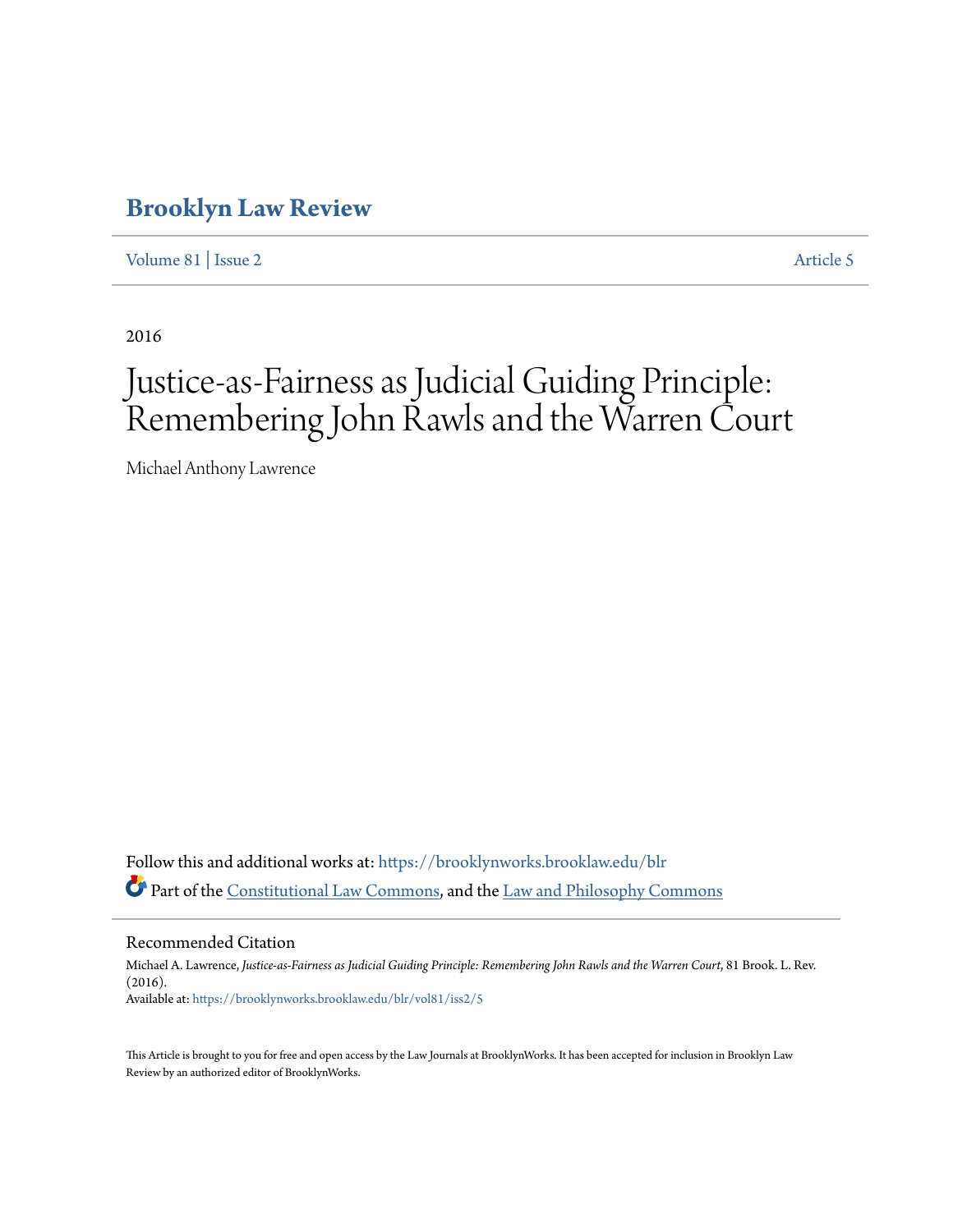# Brooklyn Law Review

Volume 81 | Issue 2 Article 5

2016

# Justice-as-Fairness as Judicial Guiding Principle: Remembering John Rawls and the Warren Court

Michael Anthony Lawrence

Follow this and additional works at: https://brooklynworks.brooklaw.edu/blr

Part of the Constitutional Law Commons, and the Law and Philosophy Commons

## Recommended Citation

Michael A. Lawrence, *Justice-as-Fairness as Judicial Guiding Principle: Remembering John Rawls and the Warren Court*, 81 Brook. L. Rev. (2016).

Available at: https://brooklynworks.brooklaw.edu/blr/vol81/iss2/5

This Article is brought to you for free and open access by the Law Journals at BrooklynWorks. It has been accepted for inclusion in Brooklyn Law Review by an authorized editor of BrooklynWorks.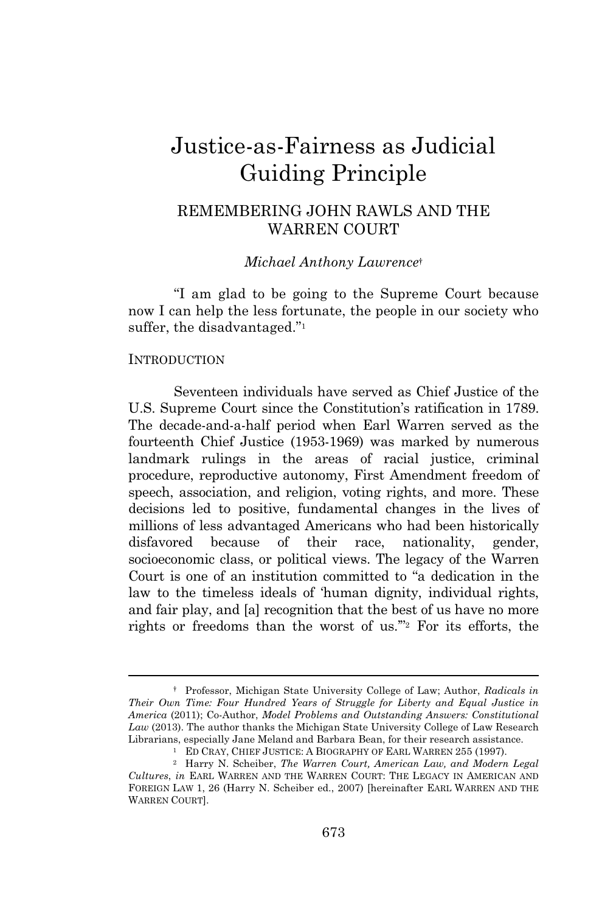// Justice-as-Fairness as Judicial Guiding Principle

# Justice-as-Fairness as Judicial Guiding Principle

## REMEMBERING JOHN RAWLS AND THE WARREN COURT

*Michael Anthony Lawrence*[†]

"I am glad to be going to the Supreme Court because now I can help the less fortunate, the people in our society who suffer, the disadvantaged."[1]

INTRODUCTION

Seventeen individuals have served as Chief Justice of the U.S. Supreme Court since the Constitution's ratification in 1789. The decade-and-a-half period when Earl Warren served as the fourteenth Chief Justice (1953-1969) was marked by numerous landmark rulings in the areas of racial justice, criminal procedure, reproductive autonomy, First Amendment freedom of speech, association, and religion, voting rights, and more. These decisions led to positive, fundamental changes in the lives of millions of less advantaged Americans who had been historically disfavored because of their race, nationality, gender, socioeconomic class, or political views. The legacy of the Warren Court is one of an institution committed to "a dedication in the law to the timeless ideals of 'human dignity, individual rights, and fair play, and [a] recognition that the best of us have no more rights or freedoms than the worst of us.'"[2] For its efforts, the

---

† Professor, Michigan State University College of Law; Author, *Radicals in Their Own Time: Four Hundred Years of Struggle for Liberty and Equal Justice in America* (2011); Co-Author, *Model Problems and Outstanding Answers: Constitutional Law* (2013). The author thanks the Michigan State University College of Law Research Librarians, especially Jane Meland and Barbara Bean, for their research assistance.

[1] ED CRAY, CHIEF JUSTICE: A BIOGRAPHY OF EARL WARREN 255 (1997).

[2] Harry N. Scheiber, *The Warren Court, American Law, and Modern Legal Cultures*, *in* EARL WARREN AND THE WARREN COURT: THE LEGACY IN AMERICAN AND FOREIGN LAW 1, 26 (Harry N. Scheiber ed., 2007) [hereinafter EARL WARREN AND THE WARREN COURT].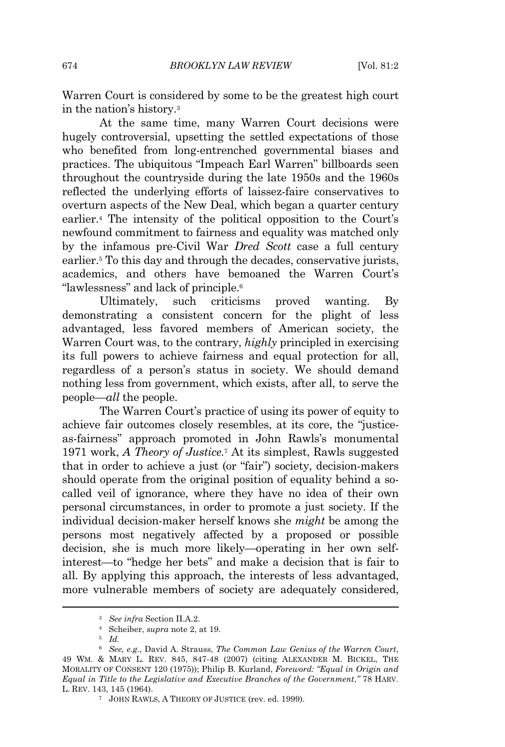Warren Court is considered by some to be the greatest high court in the nation's history.[3]

At the same time, many Warren Court decisions were hugely controversial, upsetting the settled expectations of those who benefited from long-entrenched governmental biases and practices. The ubiquitous "Impeach Earl Warren" billboards seen throughout the countryside during the late 1950s and the 1960s reflected the underlying efforts of laissez-faire conservatives to overturn aspects of the New Deal, which began a quarter century earlier.[4] The intensity of the political opposition to the Court's newfound commitment to fairness and equality was matched only by the infamous pre-Civil War *Dred Scott* case a full century earlier.[5] To this day and through the decades, conservative jurists, academics, and others have bemoaned the Warren Court's "lawlessness" and lack of principle.[6]

Ultimately, such criticisms proved wanting. By demonstrating a consistent concern for the plight of less advantaged, less favored members of American society, the Warren Court was, to the contrary, *highly* principled in exercising its full powers to achieve fairness and equal protection for all, regardless of a person's status in society. We should demand nothing less from government, which exists, after all, to serve the people—*all* the people.

The Warren Court's practice of using its power of equity to achieve fair outcomes closely resembles, at its core, the "justice-as-fairness" approach promoted in John Rawls's monumental 1971 work, *A Theory of Justice*.[7] At its simplest, Rawls suggested that in order to achieve a just (or "fair") society, decision-makers should operate from the original position of equality behind a so-called veil of ignorance, where they have no idea of their own personal circumstances, in order to promote a just society. If the individual decision-maker herself knows she *might* be among the persons most negatively affected by a proposed or possible decision, she is much more likely—operating in her own self-interest—to "hedge her bets" and make a decision that is fair to all. By applying this approach, the interests of less advantaged, more vulnerable members of society are adequately considered,

---

[3] *See infra* Section II.A.2.

[4] Scheiber, *supra* note 2, at 19.

[5] *Id.*

[6] *See, e.g.*, David A. Strauss, *The Common Law Genius of the Warren Court*, 49 WM. & MARY L. REV. 845, 847-48 (2007) (citing ALEXANDER M. BICKEL, THE MORALITY OF CONSENT 120 (1975)); Philip B. Kurland, *Foreword: "Equal in Origin and Equal in Title to the Legislative and Executive Branches of the Government*,*"* 78 HARV. L. REV. 143, 145 (1964).

[7] JOHN RAWLS, A THEORY OF JUSTICE (rev. ed. 1999).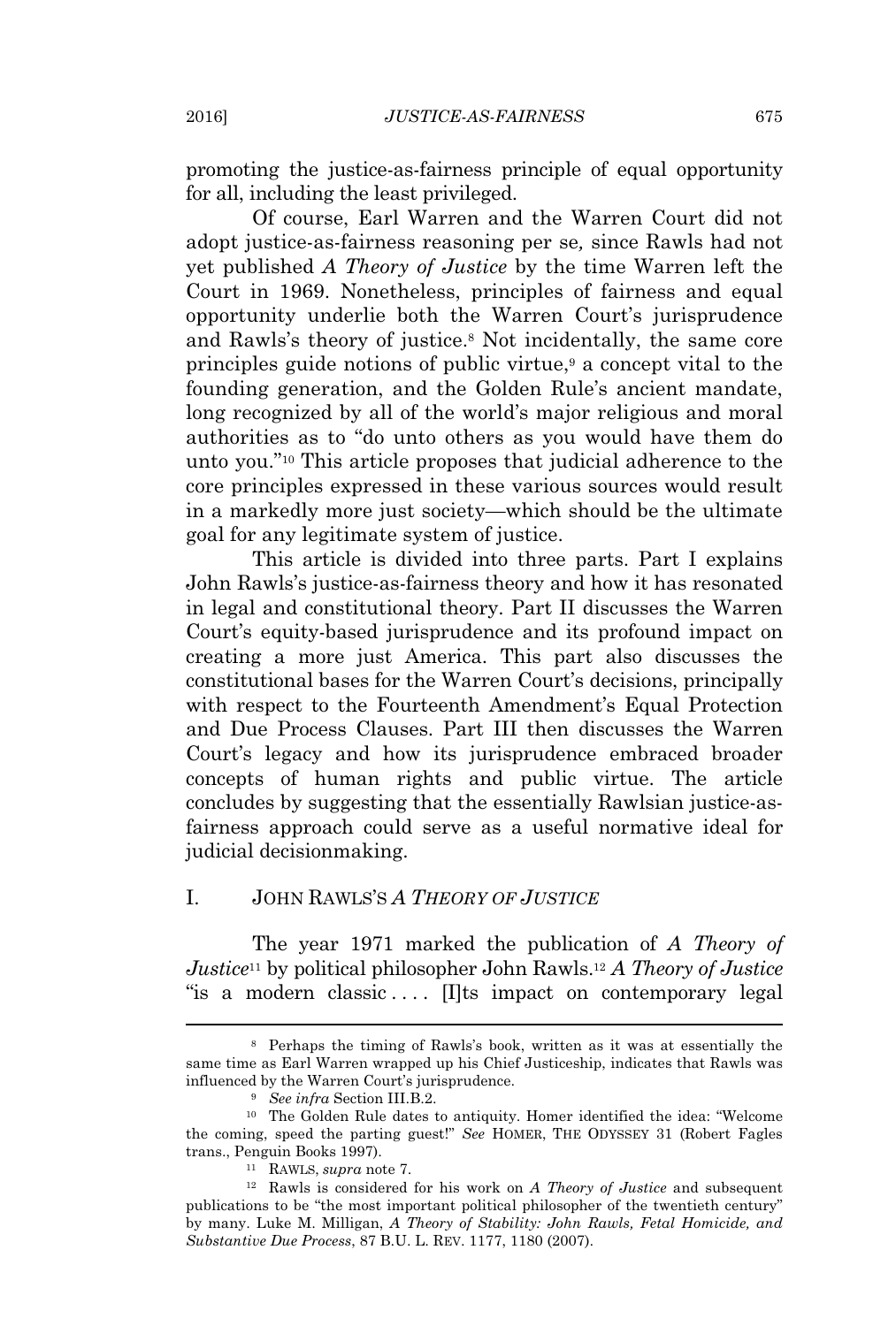promoting the justice-as-fairness principle of equal opportunity for all, including the least privileged.

Of course, Earl Warren and the Warren Court did not adopt justice-as-fairness reasoning per se, since Rawls had not yet published *A Theory of Justice* by the time Warren left the Court in 1969. Nonetheless, principles of fairness and equal opportunity underlie both the Warren Court's jurisprudence and Rawls's theory of justice.[8] Not incidentally, the same core principles guide notions of public virtue,[9] a concept vital to the founding generation, and the Golden Rule's ancient mandate, long recognized by all of the world's major religious and moral authorities as to "do unto others as you would have them do unto you."[10] This article proposes that judicial adherence to the core principles expressed in these various sources would result in a markedly more just society—which should be the ultimate goal for any legitimate system of justice.

This article is divided into three parts. Part I explains John Rawls's justice-as-fairness theory and how it has resonated in legal and constitutional theory. Part II discusses the Warren Court's equity-based jurisprudence and its profound impact on creating a more just America. This part also discusses the constitutional bases for the Warren Court's decisions, principally with respect to the Fourteenth Amendment's Equal Protection and Due Process Clauses. Part III then discusses the Warren Court's legacy and how its jurisprudence embraced broader concepts of human rights and public virtue. The article concludes by suggesting that the essentially Rawlsian justice-as-fairness approach could serve as a useful normative ideal for judicial decisionmaking.

## I. JOHN RAWLS'S *A THEORY OF JUSTICE*

The year 1971 marked the publication of *A Theory of Justice*[11] by political philosopher John Rawls.[12] *A Theory of Justice* "is a modern classic . . . . [I]ts impact on contemporary legal

---

[8] Perhaps the timing of Rawls's book, written as it was at essentially the same time as Earl Warren wrapped up his Chief Justiceship, indicates that Rawls was influenced by the Warren Court's jurisprudence.

[9] *See infra* Section III.B.2.

[10] The Golden Rule dates to antiquity. Homer identified the idea: "Welcome the coming, speed the parting guest!" *See* HOMER, THE ODYSSEY 31 (Robert Fagles trans., Penguin Books 1997).

[11] RAWLS, *supra* note 7.

[12] Rawls is considered for his work on *A Theory of Justice* and subsequent publications to be "the most important political philosopher of the twentieth century" by many. Luke M. Milligan, *A Theory of Stability: John Rawls, Fetal Homicide, and Substantive Due Process*, 87 B.U. L. REV. 1177, 1180 (2007).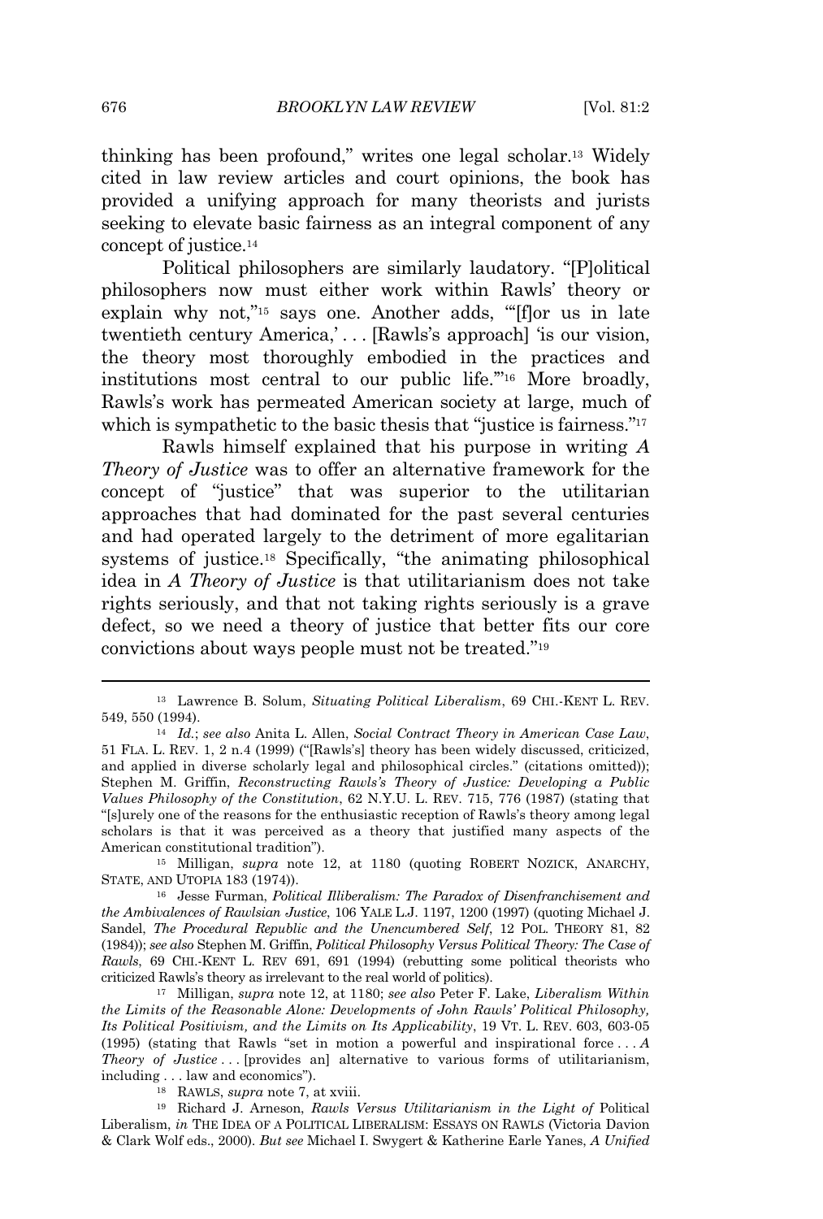thinking has been profound," writes one legal scholar.[13] Widely cited in law review articles and court opinions, the book has provided a unifying approach for many theorists and jurists seeking to elevate basic fairness as an integral component of any concept of justice.[14]

Political philosophers are similarly laudatory. "[P]olitical philosophers now must either work within Rawls' theory or explain why not,"[15] says one. Another adds, "'[f]or us in late twentieth century America,' . . . [Rawls's approach] 'is our vision, the theory most thoroughly embodied in the practices and institutions most central to our public life.'"[16] More broadly, Rawls's work has permeated American society at large, much of which is sympathetic to the basic thesis that "justice is fairness."[17]

Rawls himself explained that his purpose in writing *A Theory of Justice* was to offer an alternative framework for the concept of "justice" that was superior to the utilitarian approaches that had dominated for the past several centuries and had operated largely to the detriment of more egalitarian systems of justice.[18] Specifically, "the animating philosophical idea in *A Theory of Justice* is that utilitarianism does not take rights seriously, and that not taking rights seriously is a grave defect, so we need a theory of justice that better fits our core convictions about ways people must not be treated."[19]

---

[13] Lawrence B. Solum, *Situating Political Liberalism*, 69 CHI.-KENT L. REV. 549, 550 (1994).

[14] *Id.*; *see also* Anita L. Allen, *Social Contract Theory in American Case Law*, 51 FLA. L. REV. 1, 2 n.4 (1999) ("[Rawls's] theory has been widely discussed, criticized, and applied in diverse scholarly legal and philosophical circles." (citations omitted)); Stephen M. Griffin, *Reconstructing Rawls's Theory of Justice: Developing a Public Values Philosophy of the Constitution*, 62 N.Y.U. L. REV. 715, 776 (1987) (stating that "[s]urely one of the reasons for the enthusiastic reception of Rawls's theory among legal scholars is that it was perceived as a theory that justified many aspects of the American constitutional tradition").

[15] Milligan, *supra* note 12, at 1180 (quoting ROBERT NOZICK, ANARCHY, STATE, AND UTOPIA 183 (1974)).

[16] Jesse Furman, *Political Illiberalism: The Paradox of Disenfranchisement and the Ambivalences of Rawlsian Justice*, 106 YALE L.J. 1197, 1200 (1997) (quoting Michael J. Sandel, *The Procedural Republic and the Unencumbered Self*, 12 POL. THEORY 81, 82 (1984)); *see also* Stephen M. Griffin, *Political Philosophy Versus Political Theory: The Case of Rawls*, 69 CHI.-KENT L. REV 691, 691 (1994) (rebutting some political theorists who criticized Rawls's theory as irrelevant to the real world of politics).

[17] Milligan, *supra* note 12, at 1180; *see also* Peter F. Lake, *Liberalism Within the Limits of the Reasonable Alone: Developments of John Rawls' Political Philosophy, Its Political Positivism, and the Limits on Its Applicability*, 19 VT. L. REV. 603, 603-05 (1995) (stating that Rawls "set in motion a powerful and inspirational force . . . *A Theory of Justice* . . . [provides an] alternative to various forms of utilitarianism, including . . . law and economics").

[18] RAWLS, *supra* note 7, at xviii.

[19] Richard J. Arneson, *Rawls Versus Utilitarianism in the Light of* Political Liberalism, *in* THE IDEA OF A POLITICAL LIBERALISM: ESSAYS ON RAWLS (Victoria Davion & Clark Wolf eds., 2000). *But see* Michael I. Swygert & Katherine Earle Yanes, *A Unified*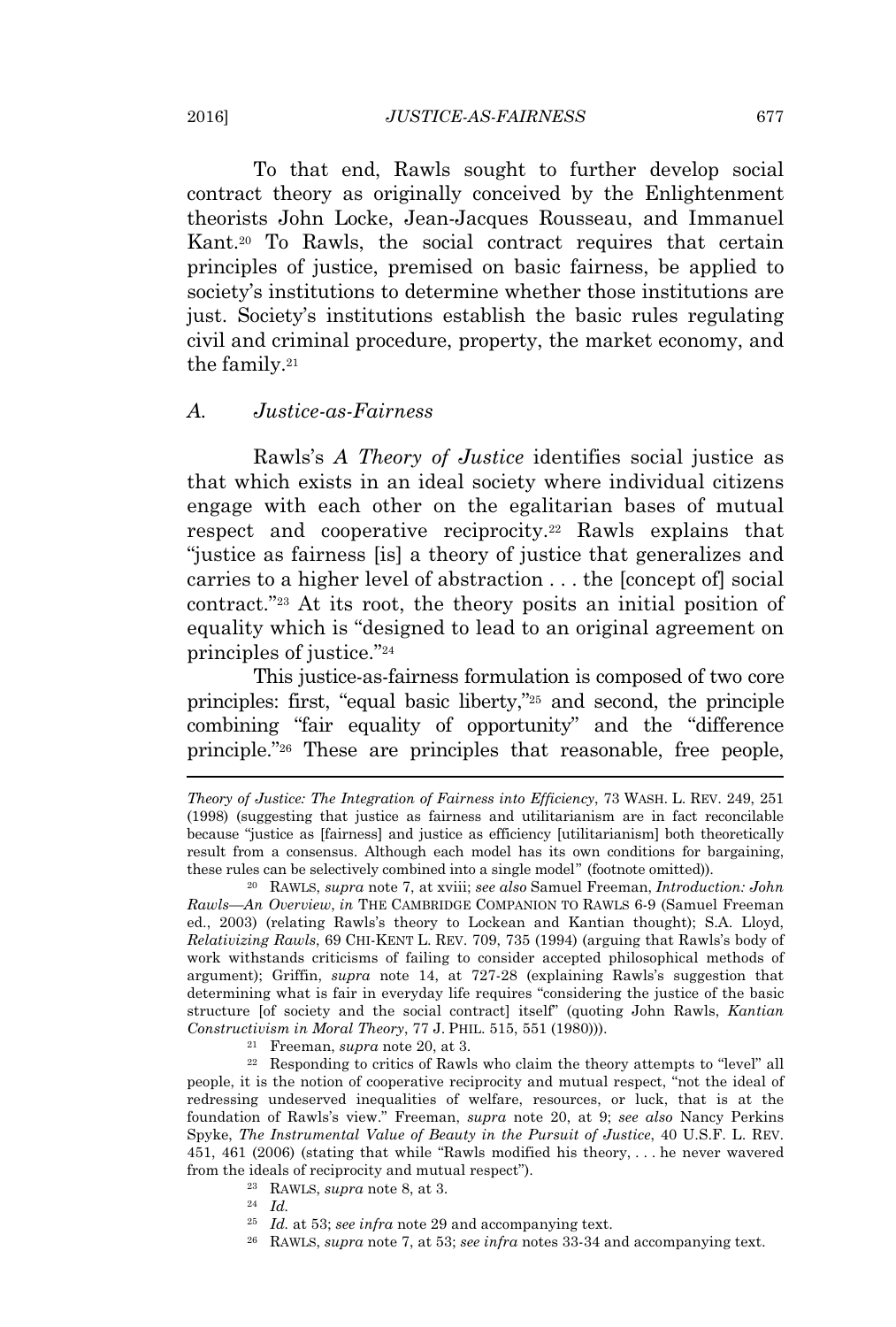To that end, Rawls sought to further develop social contract theory as originally conceived by the Enlightenment theorists John Locke, Jean-Jacques Rousseau, and Immanuel Kant.[20] To Rawls, the social contract requires that certain principles of justice, premised on basic fairness, be applied to society's institutions to determine whether those institutions are just. Society's institutions establish the basic rules regulating civil and criminal procedure, property, the market economy, and the family.[21]

### A. *Justice-as-Fairness*

Rawls's *A Theory of Justice* identifies social justice as that which exists in an ideal society where individual citizens engage with each other on the egalitarian bases of mutual respect and cooperative reciprocity.[22] Rawls explains that "justice as fairness [is] a theory of justice that generalizes and carries to a higher level of abstraction . . . the [concept of] social contract."[23] At its root, the theory posits an initial position of equality which is "designed to lead to an original agreement on principles of justice."[24]

This justice-as-fairness formulation is composed of two core principles: first, "equal basic liberty,"[25] and second, the principle combining "fair equality of opportunity" and the "difference principle."[26] These are principles that reasonable, free people,

---

*Theory of Justice: The Integration of Fairness into Efficiency*, 73 WASH. L. REV. 249, 251 (1998) (suggesting that justice as fairness and utilitarianism are in fact reconcilable because "justice as [fairness] and justice as efficiency [utilitarianism] both theoretically result from a consensus. Although each model has its own conditions for bargaining, these rules can be selectively combined into a single model" (footnote omitted)).

[20] RAWLS, *supra* note 7, at xviii; *see also* Samuel Freeman, *Introduction: John Rawls—An Overview*, *in* THE CAMBRIDGE COMPANION TO RAWLS 6-9 (Samuel Freeman ed., 2003) (relating Rawls's theory to Lockean and Kantian thought); S.A. Lloyd, *Relativizing Rawls*, 69 CHI-KENT L. REV. 709, 735 (1994) (arguing that Rawls's body of work withstands criticisms of failing to consider accepted philosophical methods of argument); Griffin, *supra* note 14, at 727-28 (explaining Rawls's suggestion that determining what is fair in everyday life requires "considering the justice of the basic structure [of society and the social contract] itself" (quoting John Rawls, *Kantian Constructivism in Moral Theory*, 77 J. PHIL. 515, 551 (1980))).

[21] Freeman, *supra* note 20, at 3.

[22] Responding to critics of Rawls who claim the theory attempts to "level" all people, it is the notion of cooperative reciprocity and mutual respect, "not the ideal of redressing undeserved inequalities of welfare, resources, or luck, that is at the foundation of Rawls's view." Freeman, *supra* note 20, at 9; *see also* Nancy Perkins Spyke, *The Instrumental Value of Beauty in the Pursuit of Justice*, 40 U.S.F. L. REV. 451, 461 (2006) (stating that while "Rawls modified his theory, . . . he never wavered from the ideals of reciprocity and mutual respect").

[23] RAWLS, *supra* note 8, at 3.

[24] *Id.*

[25] *Id.* at 53; *see infra* note 29 and accompanying text.

[26] RAWLS, *supra* note 7, at 53; *see infra* notes 33-34 and accompanying text.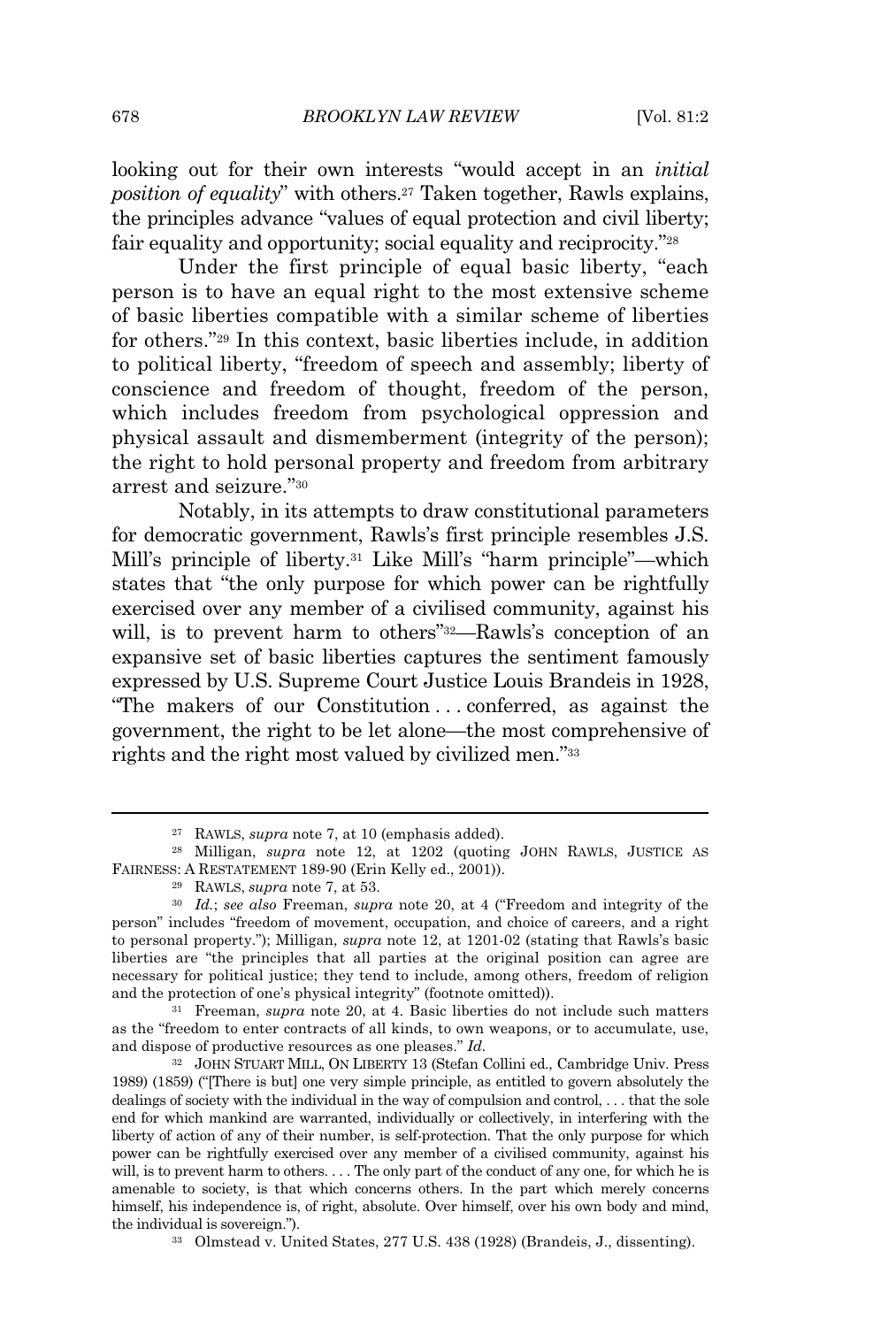looking out for their own interests "would accept in an *initial position of equality*" with others.[27] Taken together, Rawls explains, the principles advance "values of equal protection and civil liberty; fair equality and opportunity; social equality and reciprocity."[28]

Under the first principle of equal basic liberty, "each person is to have an equal right to the most extensive scheme of basic liberties compatible with a similar scheme of liberties for others."[29] In this context, basic liberties include, in addition to political liberty, "freedom of speech and assembly; liberty of conscience and freedom of thought, freedom of the person, which includes freedom from psychological oppression and physical assault and dismemberment (integrity of the person); the right to hold personal property and freedom from arbitrary arrest and seizure."[30]

Notably, in its attempts to draw constitutional parameters for democratic government, Rawls's first principle resembles J.S. Mill's principle of liberty.[31] Like Mill's "harm principle"—which states that "the only purpose for which power can be rightfully exercised over any member of a civilised community, against his will, is to prevent harm to others"[32]—Rawls's conception of an expansive set of basic liberties captures the sentiment famously expressed by U.S. Supreme Court Justice Louis Brandeis in 1928, "The makers of our Constitution . . . conferred, as against the government, the right to be let alone—the most comprehensive of rights and the right most valued by civilized men."[33]

---

[27] RAWLS, *supra* note 7, at 10 (emphasis added).

[28] Milligan, *supra* note 12, at 1202 (quoting JOHN RAWLS, JUSTICE AS FAIRNESS: A RESTATEMENT 189-90 (Erin Kelly ed., 2001)).

[29] RAWLS, *supra* note 7, at 53.

[30] *Id.*; *see also* Freeman, *supra* note 20, at 4 ("Freedom and integrity of the person" includes "freedom of movement, occupation, and choice of careers, and a right to personal property."); Milligan, *supra* note 12, at 1201-02 (stating that Rawls's basic liberties are "the principles that all parties at the original position can agree are necessary for political justice; they tend to include, among others, freedom of religion and the protection of one's physical integrity" (footnote omitted)).

[31] Freeman, *supra* note 20, at 4. Basic liberties do not include such matters as the "freedom to enter contracts of all kinds, to own weapons, or to accumulate, use, and dispose of productive resources as one pleases." *Id.*

[32] JOHN STUART MILL, ON LIBERTY 13 (Stefan Collini ed., Cambridge Univ. Press 1989) (1859) ("[There is but] one very simple principle, as entitled to govern absolutely the dealings of society with the individual in the way of compulsion and control, . . . that the sole end for which mankind are warranted, individually or collectively, in interfering with the liberty of action of any of their number, is self-protection. That the only purpose for which power can be rightfully exercised over any member of a civilised community, against his will, is to prevent harm to others. . . . The only part of the conduct of any one, for which he is amenable to society, is that which concerns others. In the part which merely concerns himself, his independence is, of right, absolute. Over himself, over his own body and mind, the individual is sovereign.").

[33] Olmstead v. United States, 277 U.S. 438 (1928) (Brandeis, J., dissenting).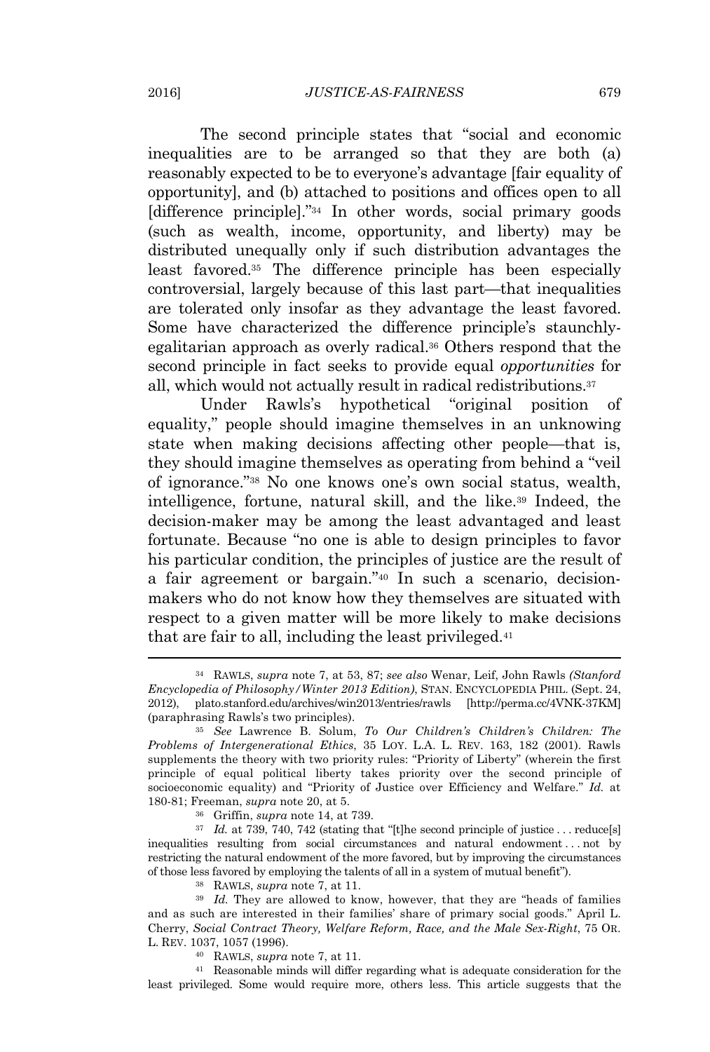The second principle states that "social and economic inequalities are to be arranged so that they are both (a) reasonably expected to be to everyone's advantage [fair equality of opportunity], and (b) attached to positions and offices open to all [difference principle]."[34] In other words, social primary goods (such as wealth, income, opportunity, and liberty) may be distributed unequally only if such distribution advantages the least favored.[35] The difference principle has been especially controversial, largely because of this last part—that inequalities are tolerated only insofar as they advantage the least favored. Some have characterized the difference principle's staunchly-egalitarian approach as overly radical.[36] Others respond that the second principle in fact seeks to provide equal *opportunities* for all, which would not actually result in radical redistributions.[37]

Under Rawls's hypothetical "original position of equality," people should imagine themselves in an unknowing state when making decisions affecting other people—that is, they should imagine themselves as operating from behind a "veil of ignorance."[38] No one knows one's own social status, wealth, intelligence, fortune, natural skill, and the like.[39] Indeed, the decision-maker may be among the least advantaged and least fortunate. Because "no one is able to design principles to favor his particular condition, the principles of justice are the result of a fair agreement or bargain."[40] In such a scenario, decision-makers who do not know how they themselves are situated with respect to a given matter will be more likely to make decisions that are fair to all, including the least privileged.[41]

---

[34] RAWLS, *supra* note 7, at 53, 87; *see also* Wenar, Leif, John Rawls *(Stanford Encyclopedia of Philosophy/Winter 2013 Edition)*, STAN. ENCYCLOPEDIA PHIL. (Sept. 24, 2012), plato.stanford.edu/archives/win2013/entries/rawls [http://perma.cc/4VNK-37KM] (paraphrasing Rawls's two principles).

[35] *See* Lawrence B. Solum, *To Our Children's Children's Children: The Problems of Intergenerational Ethics*, 35 LOY. L.A. L. REV. 163, 182 (2001). Rawls supplements the theory with two priority rules: "Priority of Liberty" (wherein the first principle of equal political liberty takes priority over the second principle of socioeconomic equality) and "Priority of Justice over Efficiency and Welfare." *Id.* at 180-81; Freeman, *supra* note 20, at 5.

[36] Griffin, *supra* note 14, at 739.

[37] *Id.* at 739, 740, 742 (stating that "[t]he second principle of justice . . . reduce[s] inequalities resulting from social circumstances and natural endowment . . . not by restricting the natural endowment of the more favored, but by improving the circumstances of those less favored by employing the talents of all in a system of mutual benefit").

[38] RAWLS, *supra* note 7, at 11.

[39] *Id.* They are allowed to know, however, that they are "heads of families and as such are interested in their families' share of primary social goods." April L. Cherry, *Social Contract Theory, Welfare Reform, Race, and the Male Sex-Right*, 75 OR. L. REV. 1037, 1057 (1996).

[40] RAWLS, *supra* note 7, at 11.

[41] Reasonable minds will differ regarding what is adequate consideration for the least privileged. Some would require more, others less. This article suggests that the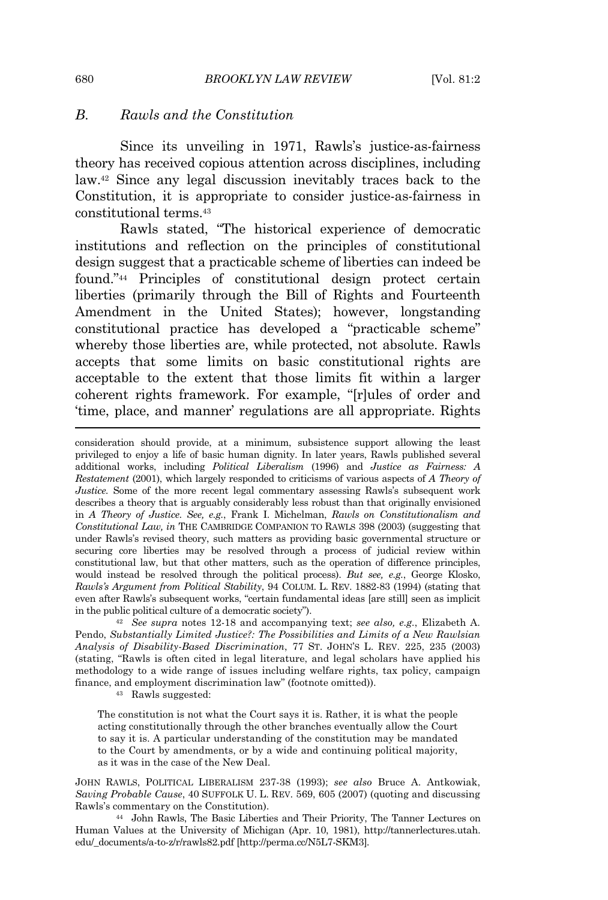### *B. Rawls and the Constitution*

Since its unveiling in 1971, Rawls's justice-as-fairness theory has received copious attention across disciplines, including law.[42] Since any legal discussion inevitably traces back to the Constitution, it is appropriate to consider justice-as-fairness in constitutional terms.[43]

Rawls stated, "The historical experience of democratic institutions and reflection on the principles of constitutional design suggest that a practicable scheme of liberties can indeed be found."[44] Principles of constitutional design protect certain liberties (primarily through the Bill of Rights and Fourteenth Amendment in the United States); however, longstanding constitutional practice has developed a "practicable scheme" whereby those liberties are, while protected, not absolute. Rawls accepts that some limits on basic constitutional rights are acceptable to the extent that those limits fit within a larger coherent rights framework. For example, "[r]ules of order and 'time, place, and manner' regulations are all appropriate. Rights

---

consideration should provide, at a minimum, subsistence support allowing the least privileged to enjoy a life of basic human dignity. In later years, Rawls published several additional works, including *Political Liberalism* (1996) and *Justice as Fairness: A Restatement* (2001), which largely responded to criticisms of various aspects of *A Theory of Justice.* Some of the more recent legal commentary assessing Rawls's subsequent work describes a theory that is arguably considerably less robust than that originally envisioned in *A Theory of Justice*. *See, e.g.*, Frank I. Michelman, *Rawls on Constitutionalism and Constitutional Law, in* THE CAMBRIDGE COMPANION TO RAWLS 398 (2003) (suggesting that under Rawls's revised theory, such matters as providing basic governmental structure or securing core liberties may be resolved through a process of judicial review within constitutional law, but that other matters, such as the operation of difference principles, would instead be resolved through the political process). *But see, e.g.*, George Klosko, *Rawls's Argument from Political Stability*, 94 COLUM. L. REV. 1882-83 (1994) (stating that even after Rawls's subsequent works, "certain fundamental ideas [are still] seen as implicit in the public political culture of a democratic society").

[42] *See supra* notes 12-18 and accompanying text; *see also, e.g.*, Elizabeth A. Pendo, *Substantially Limited Justice?: The Possibilities and Limits of a New Rawlsian Analysis of Disability-Based Discrimination*, 77 ST. JOHN'S L. REV. 225, 235 (2003) (stating, "Rawls is often cited in legal literature, and legal scholars have applied his methodology to a wide range of issues including welfare rights, tax policy, campaign finance, and employment discrimination law" (footnote omitted)).

[43] Rawls suggested:

> The constitution is not what the Court says it is. Rather, it is what the people acting constitutionally through the other branches eventually allow the Court to say it is. A particular understanding of the constitution may be mandated to the Court by amendments, or by a wide and continuing political majority, as it was in the case of the New Deal.

JOHN RAWLS, POLITICAL LIBERALISM 237-38 (1993); *see also* Bruce A. Antkowiak, *Saving Probable Cause*, 40 SUFFOLK U. L. REV. 569, 605 (2007) (quoting and discussing Rawls's commentary on the Constitution).

[44] John Rawls, The Basic Liberties and Their Priority, The Tanner Lectures on Human Values at the University of Michigan (Apr. 10, 1981), http://tannerlectures.utah.edu/_documents/a-to-z/r/rawls82.pdf [http://perma.cc/N5L7-SKM3].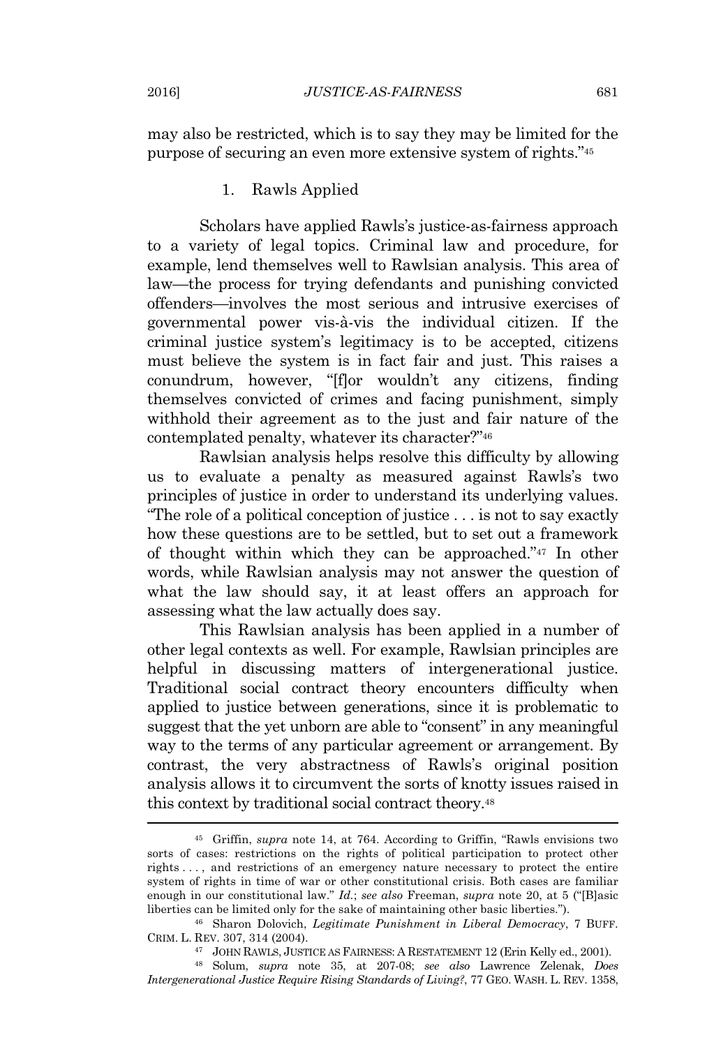may also be restricted, which is to say they may be limited for the purpose of securing an even more extensive system of rights."[45]

### 1. Rawls Applied

Scholars have applied Rawls's justice-as-fairness approach to a variety of legal topics. Criminal law and procedure, for example, lend themselves well to Rawlsian analysis. This area of law—the process for trying defendants and punishing convicted offenders—involves the most serious and intrusive exercises of governmental power vis-à-vis the individual citizen. If the criminal justice system's legitimacy is to be accepted, citizens must believe the system is in fact fair and just. This raises a conundrum, however, "[f]or wouldn't any citizens, finding themselves convicted of crimes and facing punishment, simply withhold their agreement as to the just and fair nature of the contemplated penalty, whatever its character?"[46]

Rawlsian analysis helps resolve this difficulty by allowing us to evaluate a penalty as measured against Rawls's two principles of justice in order to understand its underlying values. "The role of a political conception of justice . . . is not to say exactly how these questions are to be settled, but to set out a framework of thought within which they can be approached."[47] In other words, while Rawlsian analysis may not answer the question of what the law should say, it at least offers an approach for assessing what the law actually does say.

This Rawlsian analysis has been applied in a number of other legal contexts as well. For example, Rawlsian principles are helpful in discussing matters of intergenerational justice. Traditional social contract theory encounters difficulty when applied to justice between generations, since it is problematic to suggest that the yet unborn are able to "consent" in any meaningful way to the terms of any particular agreement or arrangement. By contrast, the very abstractness of Rawls's original position analysis allows it to circumvent the sorts of knotty issues raised in this context by traditional social contract theory.[48]

---

[45] Griffin, *supra* note 14, at 764. According to Griffin, "Rawls envisions two sorts of cases: restrictions on the rights of political participation to protect other rights . . . , and restrictions of an emergency nature necessary to protect the entire system of rights in time of war or other constitutional crisis. Both cases are familiar enough in our constitutional law." *Id.*; *see also* Freeman, *supra* note 20, at 5 ("[B]asic liberties can be limited only for the sake of maintaining other basic liberties.").

[46] Sharon Dolovich, *Legitimate Punishment in Liberal Democracy*, 7 BUFF. CRIM. L. REV. 307, 314 (2004).

[47] JOHN RAWLS, JUSTICE AS FAIRNESS: A RESTATEMENT 12 (Erin Kelly ed., 2001).

[48] Solum, *supra* note 35, at 207-08; *see also* Lawrence Zelenak, *Does Intergenerational Justice Require Rising Standards of Living?*, 77 GEO. WASH. L. REV. 1358,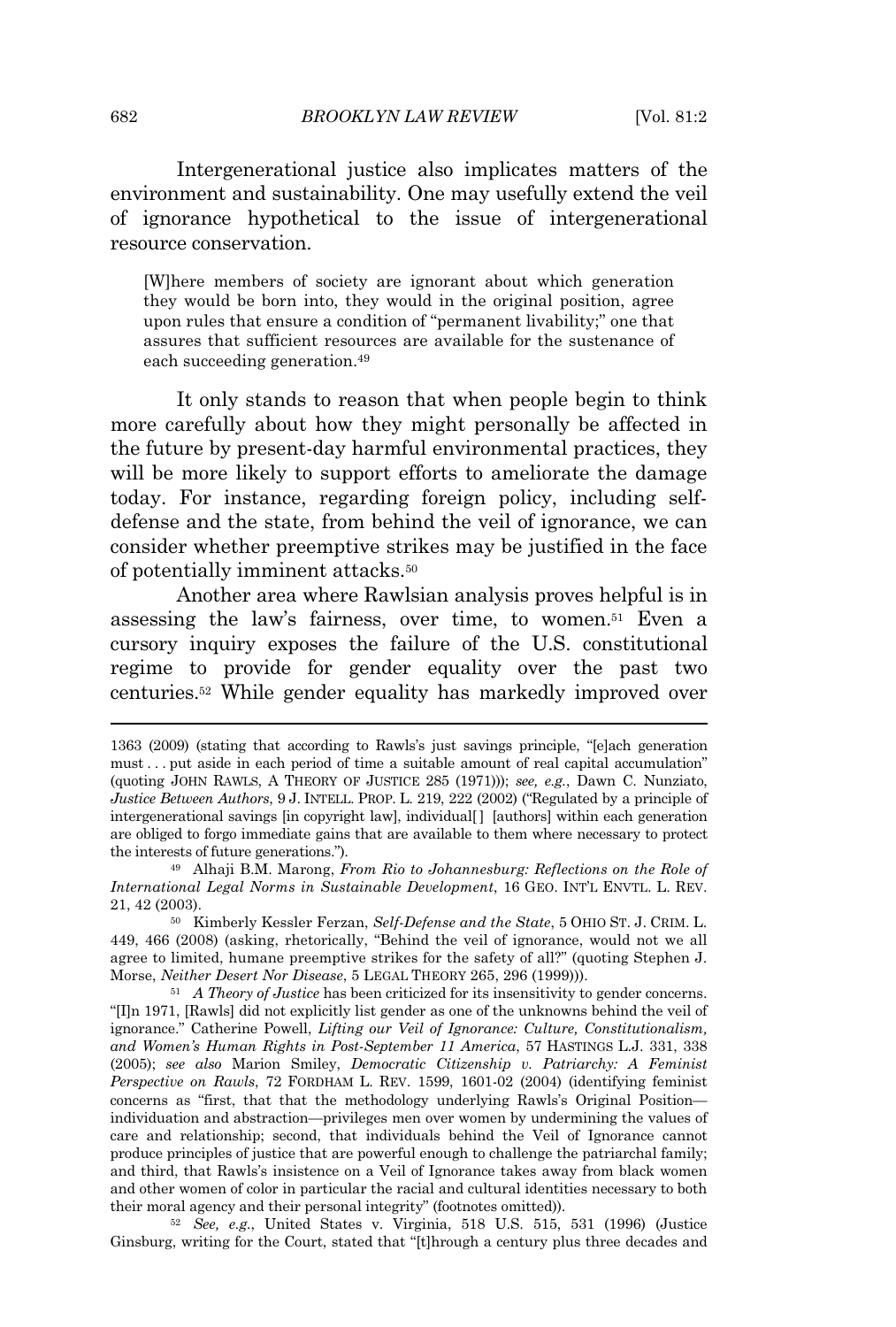Intergenerational justice also implicates matters of the environment and sustainability. One may usefully extend the veil of ignorance hypothetical to the issue of intergenerational resource conservation.

> [W]here members of society are ignorant about which generation they would be born into, they would in the original position, agree upon rules that ensure a condition of "permanent livability;" one that assures that sufficient resources are available for the sustenance of each succeeding generation.[49]

It only stands to reason that when people begin to think more carefully about how they might personally be affected in the future by present-day harmful environmental practices, they will be more likely to support efforts to ameliorate the damage today. For instance, regarding foreign policy, including self-defense and the state, from behind the veil of ignorance, we can consider whether preemptive strikes may be justified in the face of potentially imminent attacks.[50]

Another area where Rawlsian analysis proves helpful is in assessing the law's fairness, over time, to women.[51] Even a cursory inquiry exposes the failure of the U.S. constitutional regime to provide for gender equality over the past two centuries.[52] While gender equality has markedly improved over

---

1363 (2009) (stating that according to Rawls's just savings principle, "[e]ach generation must . . . put aside in each period of time a suitable amount of real capital accumulation" (quoting JOHN RAWLS, A THEORY OF JUSTICE 285 (1971))); *see, e.g.*, Dawn C. Nunziato, *Justice Between Authors*, 9 J. INTELL. PROP. L. 219, 222 (2002) ("Regulated by a principle of intergenerational savings [in copyright law], individual[ ] [authors] within each generation are obliged to forgo immediate gains that are available to them where necessary to protect the interests of future generations.").

[49] Alhaji B.M. Marong, *From Rio to Johannesburg: Reflections on the Role of International Legal Norms in Sustainable Development*, 16 GEO. INT'L ENVTL. L. REV. 21, 42 (2003).

[50] Kimberly Kessler Ferzan, *Self-Defense and the State*, 5 OHIO ST. J. CRIM. L. 449, 466 (2008) (asking, rhetorically, "Behind the veil of ignorance, would not we all agree to limited, humane preemptive strikes for the safety of all?" (quoting Stephen J. Morse, *Neither Desert Nor Disease*, 5 LEGAL THEORY 265, 296 (1999))).

[51] *A Theory of Justice* has been criticized for its insensitivity to gender concerns. "[I]n 1971, [Rawls] did not explicitly list gender as one of the unknowns behind the veil of ignorance." Catherine Powell, *Lifting our Veil of Ignorance: Culture, Constitutionalism, and Women's Human Rights in Post-September 11 America*, 57 HASTINGS L.J. 331, 338 (2005); *see also* Marion Smiley, *Democratic Citizenship v. Patriarchy: A Feminist Perspective on Rawls*, 72 FORDHAM L. REV. 1599, 1601-02 (2004) (identifying feminist concerns as "first, that that the methodology underlying Rawls's Original Position—individuation and abstraction—privileges men over women by undermining the values of care and relationship; second, that individuals behind the Veil of Ignorance cannot produce principles of justice that are powerful enough to challenge the patriarchal family; and third, that Rawls's insistence on a Veil of Ignorance takes away from black women and other women of color in particular the racial and cultural identities necessary to both their moral agency and their personal integrity" (footnotes omitted)).

[52] *See, e.g.*, United States v. Virginia, 518 U.S. 515, 531 (1996) (Justice Ginsburg, writing for the Court, stated that "[t]hrough a century plus three decades and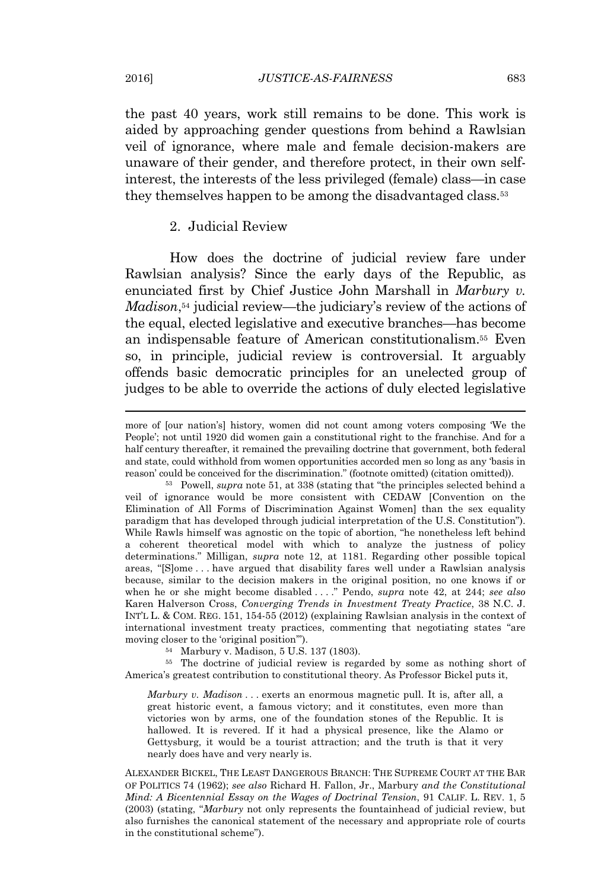the past 40 years, work still remains to be done. This work is aided by approaching gender questions from behind a Rawlsian veil of ignorance, where male and female decision-makers are unaware of their gender, and therefore protect, in their own self-interest, the interests of the less privileged (female) class—in case they themselves happen to be among the disadvantaged class.[53]

### 2. Judicial Review

How does the doctrine of judicial review fare under Rawlsian analysis? Since the early days of the Republic, as enunciated first by Chief Justice John Marshall in *Marbury v. Madison*,[54] judicial review—the judiciary's review of the actions of the equal, elected legislative and executive branches—has become an indispensable feature of American constitutionalism.[55] Even so, in principle, judicial review is controversial. It arguably offends basic democratic principles for an unelected group of judges to be able to override the actions of duly elected legislative

---

more of [our nation's] history, women did not count among voters composing 'We the People'; not until 1920 did women gain a constitutional right to the franchise. And for a half century thereafter, it remained the prevailing doctrine that government, both federal and state, could withhold from women opportunities accorded men so long as any 'basis in reason' could be conceived for the discrimination." (footnote omitted) (citation omitted)).

[53] Powell, *supra* note 51, at 338 (stating that "the principles selected behind a veil of ignorance would be more consistent with CEDAW [Convention on the Elimination of All Forms of Discrimination Against Women] than the sex equality paradigm that has developed through judicial interpretation of the U.S. Constitution"). While Rawls himself was agnostic on the topic of abortion, "he nonetheless left behind a coherent theoretical model with which to analyze the justness of policy determinations." Milligan, *supra* note 12, at 1181. Regarding other possible topical areas, "[S]ome . . . have argued that disability fares well under a Rawlsian analysis because, similar to the decision makers in the original position, no one knows if or when he or she might become disabled . . . ." Pendo, *supra* note 42, at 244; *see also* Karen Halverson Cross, *Converging Trends in Investment Treaty Practice*, 38 N.C. J. INT'L L. & COM. REG. 151, 154-55 (2012) (explaining Rawlsian analysis in the context of international investment treaty practices, commenting that negotiating states "are moving closer to the 'original position'").

[54] Marbury v. Madison, 5 U.S. 137 (1803).

[55] The doctrine of judicial review is regarded by some as nothing short of America's greatest contribution to constitutional theory. As Professor Bickel puts it,

> *Marbury v. Madison* . . . exerts an enormous magnetic pull. It is, after all, a great historic event, a famous victory; and it constitutes, even more than victories won by arms, one of the foundation stones of the Republic. It is hallowed. It is revered. If it had a physical presence, like the Alamo or Gettysburg, it would be a tourist attraction; and the truth is that it very nearly does have and very nearly is.

ALEXANDER BICKEL, THE LEAST DANGEROUS BRANCH: THE SUPREME COURT AT THE BAR OF POLITICS 74 (1962); *see also* Richard H. Fallon, Jr., Marbury *and the Constitutional Mind: A Bicentennial Essay on the Wages of Doctrinal Tension*, 91 CALIF. L. REV. 1, 5 (2003) (stating, "*Marbury* not only represents the fountainhead of judicial review, but also furnishes the canonical statement of the necessary and appropriate role of courts in the constitutional scheme").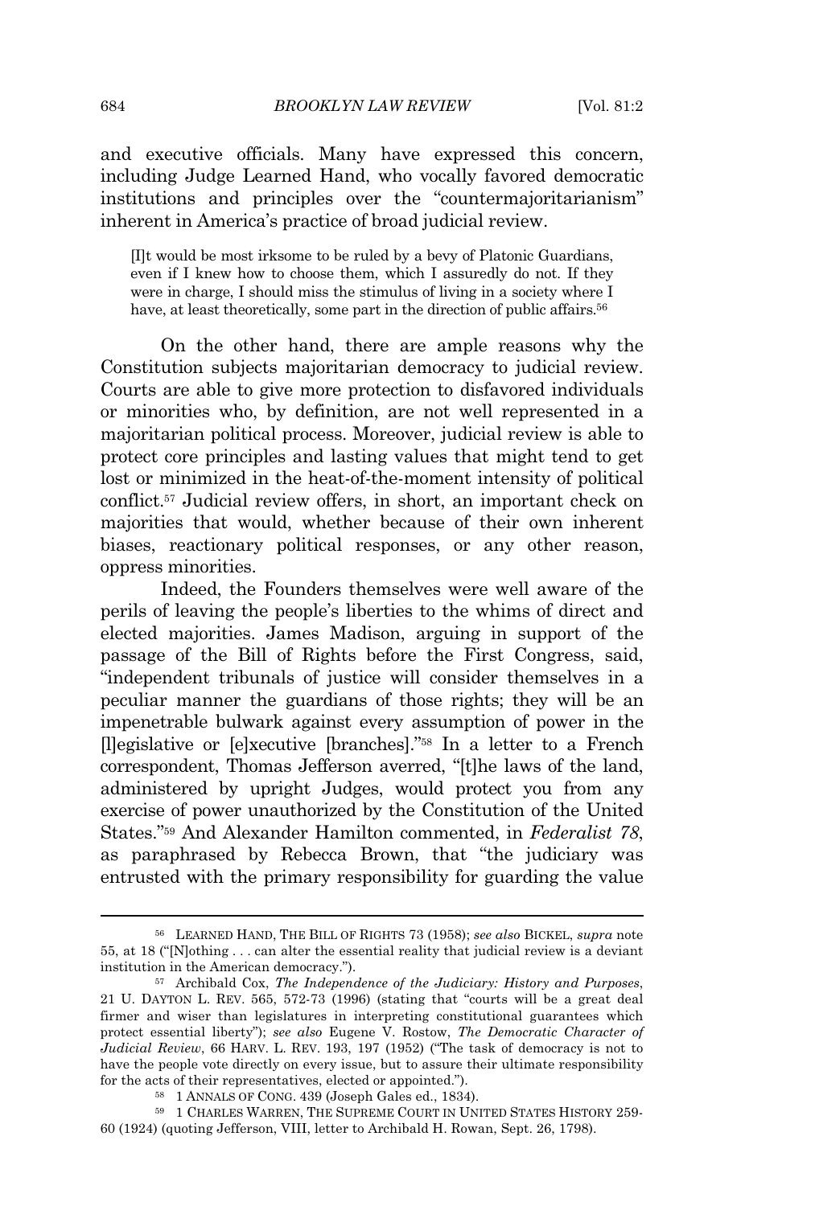and executive officials. Many have expressed this concern, including Judge Learned Hand, who vocally favored democratic institutions and principles over the "countermajoritarianism" inherent in America's practice of broad judicial review.

> [I]t would be most irksome to be ruled by a bevy of Platonic Guardians, even if I knew how to choose them, which I assuredly do not. If they were in charge, I should miss the stimulus of living in a society where I have, at least theoretically, some part in the direction of public affairs.[56]

On the other hand, there are ample reasons why the Constitution subjects majoritarian democracy to judicial review. Courts are able to give more protection to disfavored individuals or minorities who, by definition, are not well represented in a majoritarian political process. Moreover, judicial review is able to protect core principles and lasting values that might tend to get lost or minimized in the heat-of-the-moment intensity of political conflict.[57] Judicial review offers, in short, an important check on majorities that would, whether because of their own inherent biases, reactionary political responses, or any other reason, oppress minorities.

Indeed, the Founders themselves were well aware of the perils of leaving the people's liberties to the whims of direct and elected majorities. James Madison, arguing in support of the passage of the Bill of Rights before the First Congress, said, "independent tribunals of justice will consider themselves in a peculiar manner the guardians of those rights; they will be an impenetrable bulwark against every assumption of power in the [l]egislative or [e]xecutive [branches]."[58] In a letter to a French correspondent, Thomas Jefferson averred, "[t]he laws of the land, administered by upright Judges, would protect you from any exercise of power unauthorized by the Constitution of the United States."[59] And Alexander Hamilton commented, in *Federalist 78*, as paraphrased by Rebecca Brown, that "the judiciary was entrusted with the primary responsibility for guarding the value

---

[56] LEARNED HAND, THE BILL OF RIGHTS 73 (1958); *see also* BICKEL, *supra* note 55, at 18 ("[N]othing . . . can alter the essential reality that judicial review is a deviant institution in the American democracy.").

[57] Archibald Cox, *The Independence of the Judiciary: History and Purposes*, 21 U. DAYTON L. REV. 565, 572-73 (1996) (stating that "courts will be a great deal firmer and wiser than legislatures in interpreting constitutional guarantees which protect essential liberty"); *see also* Eugene V. Rostow, *The Democratic Character of Judicial Review*, 66 HARV. L. REV. 193, 197 (1952) ("The task of democracy is not to have the people vote directly on every issue, but to assure their ultimate responsibility for the acts of their representatives, elected or appointed.").

[58] 1 ANNALS OF CONG. 439 (Joseph Gales ed., 1834).

[59] 1 CHARLES WARREN, THE SUPREME COURT IN UNITED STATES HISTORY 259-60 (1924) (quoting Jefferson, VIII, letter to Archibald H. Rowan, Sept. 26, 1798).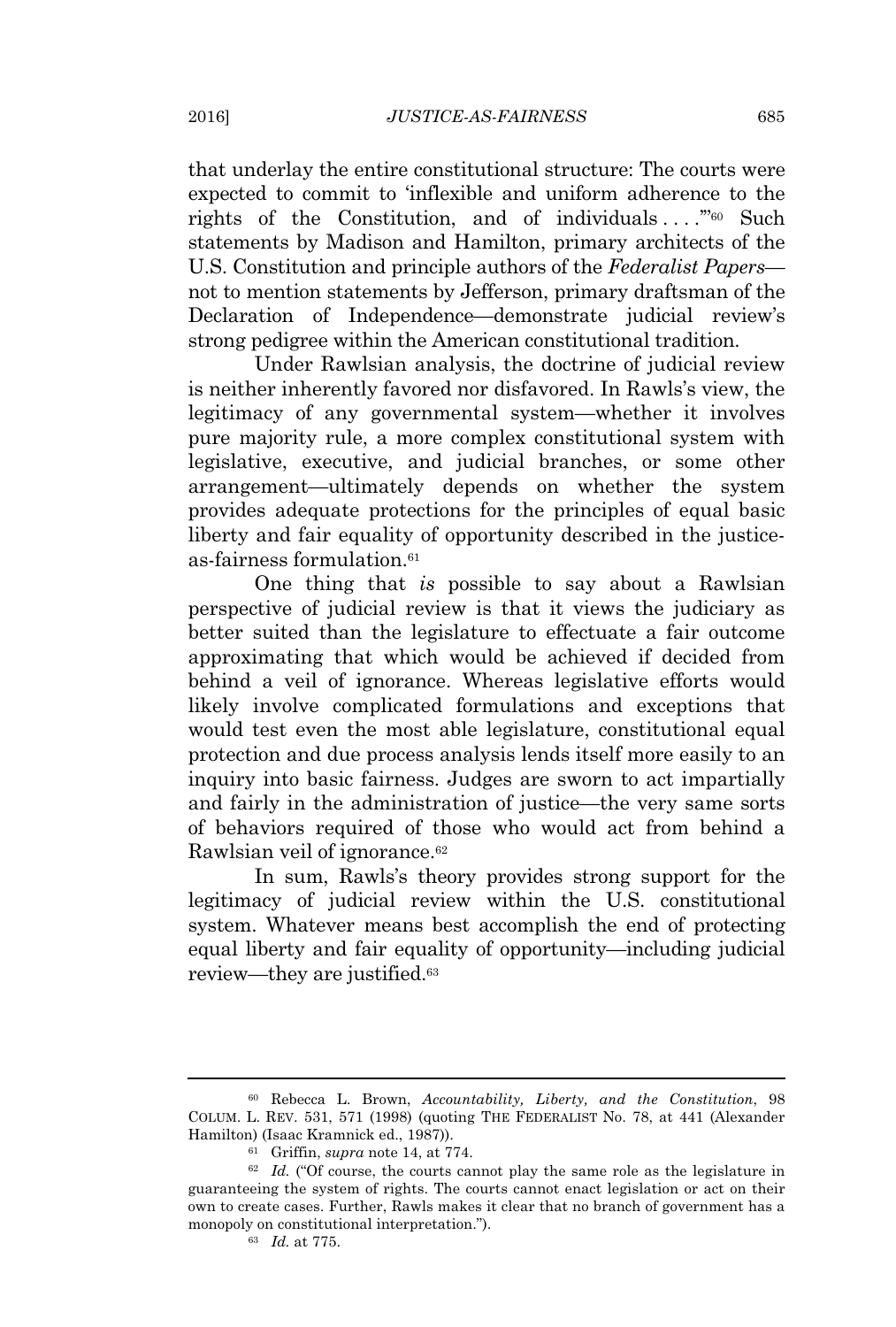that underlay the entire constitutional structure: The courts were expected to commit to 'inflexible and uniform adherence to the rights of the Constitution, and of individuals . . . .'"[60] Such statements by Madison and Hamilton, primary architects of the U.S. Constitution and principle authors of the *Federalist Papers*—not to mention statements by Jefferson, primary draftsman of the Declaration of Independence—demonstrate judicial review's strong pedigree within the American constitutional tradition.

Under Rawlsian analysis, the doctrine of judicial review is neither inherently favored nor disfavored. In Rawls's view, the legitimacy of any governmental system—whether it involves pure majority rule, a more complex constitutional system with legislative, executive, and judicial branches, or some other arrangement—ultimately depends on whether the system provides adequate protections for the principles of equal basic liberty and fair equality of opportunity described in the justice-as-fairness formulation.[61]

One thing that *is* possible to say about a Rawlsian perspective of judicial review is that it views the judiciary as better suited than the legislature to effectuate a fair outcome approximating that which would be achieved if decided from behind a veil of ignorance. Whereas legislative efforts would likely involve complicated formulations and exceptions that would test even the most able legislature, constitutional equal protection and due process analysis lends itself more easily to an inquiry into basic fairness. Judges are sworn to act impartially and fairly in the administration of justice—the very same sorts of behaviors required of those who would act from behind a Rawlsian veil of ignorance.[62]

In sum, Rawls's theory provides strong support for the legitimacy of judicial review within the U.S. constitutional system. Whatever means best accomplish the end of protecting equal liberty and fair equality of opportunity—including judicial review—they are justified.[63]

---

[60] Rebecca L. Brown, *Accountability, Liberty, and the Constitution*, 98 COLUM. L. REV. 531, 571 (1998) (quoting THE FEDERALIST No. 78, at 441 (Alexander Hamilton) (Isaac Kramnick ed., 1987)).

[61] Griffin, *supra* note 14, at 774.

[62] *Id.* ("Of course, the courts cannot play the same role as the legislature in guaranteeing the system of rights. The courts cannot enact legislation or act on their own to create cases. Further, Rawls makes it clear that no branch of government has a monopoly on constitutional interpretation.").

[63] *Id.* at 775.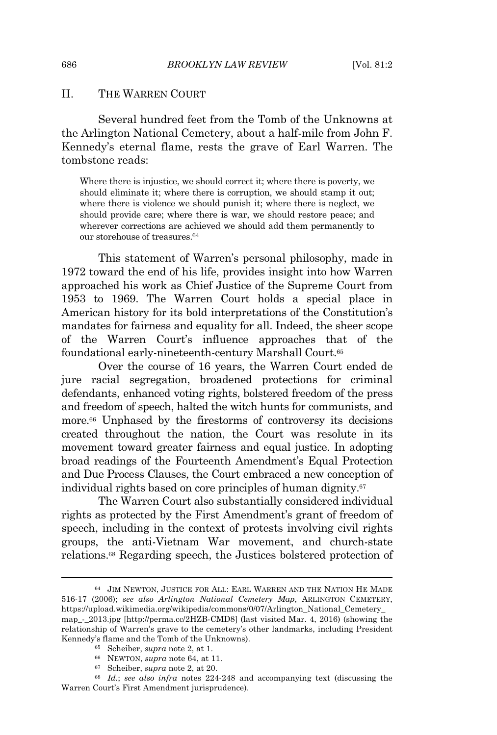## II. THE WARREN COURT

Several hundred feet from the Tomb of the Unknowns at the Arlington National Cemetery, about a half-mile from John F. Kennedy's eternal flame, rests the grave of Earl Warren. The tombstone reads:

> Where there is injustice, we should correct it; where there is poverty, we should eliminate it; where there is corruption, we should stamp it out; where there is violence we should punish it; where there is neglect, we should provide care; where there is war, we should restore peace; and wherever corrections are achieved we should add them permanently to our storehouse of treasures.[64]

This statement of Warren's personal philosophy, made in 1972 toward the end of his life, provides insight into how Warren approached his work as Chief Justice of the Supreme Court from 1953 to 1969. The Warren Court holds a special place in American history for its bold interpretations of the Constitution's mandates for fairness and equality for all. Indeed, the sheer scope of the Warren Court's influence approaches that of the foundational early-nineteenth-century Marshall Court.[65]

Over the course of 16 years, the Warren Court ended de jure racial segregation, broadened protections for criminal defendants, enhanced voting rights, bolstered freedom of the press and freedom of speech, halted the witch hunts for communists, and more.[66] Unphased by the firestorms of controversy its decisions created throughout the nation, the Court was resolute in its movement toward greater fairness and equal justice. In adopting broad readings of the Fourteenth Amendment's Equal Protection and Due Process Clauses, the Court embraced a new conception of individual rights based on core principles of human dignity.[67]

The Warren Court also substantially considered individual rights as protected by the First Amendment's grant of freedom of speech, including in the context of protests involving civil rights groups, the anti-Vietnam War movement, and church-state relations.[68] Regarding speech, the Justices bolstered protection of

---

[64] JIM NEWTON, JUSTICE FOR ALL: EARL WARREN AND THE NATION HE MADE 516-17 (2006); *see also Arlington National Cemetery Map*, ARLINGTON CEMETERY, https://upload.wikimedia.org/wikipedia/commons/0/07/Arlington_National_Cemetery_map_-_2013.jpg [http://perma.cc/2HZB-CMD8] (last visited Mar. 4, 2016) (showing the relationship of Warren's grave to the cemetery's other landmarks, including President Kennedy's flame and the Tomb of the Unknowns).

[65] Scheiber, *supra* note 2, at 1.

[66] NEWTON, *supra* note 64, at 11.

[67] Scheiber, *supra* note 2, at 20.

[68] *Id.*; *see also infra* notes 224-248 and accompanying text (discussing the Warren Court's First Amendment jurisprudence).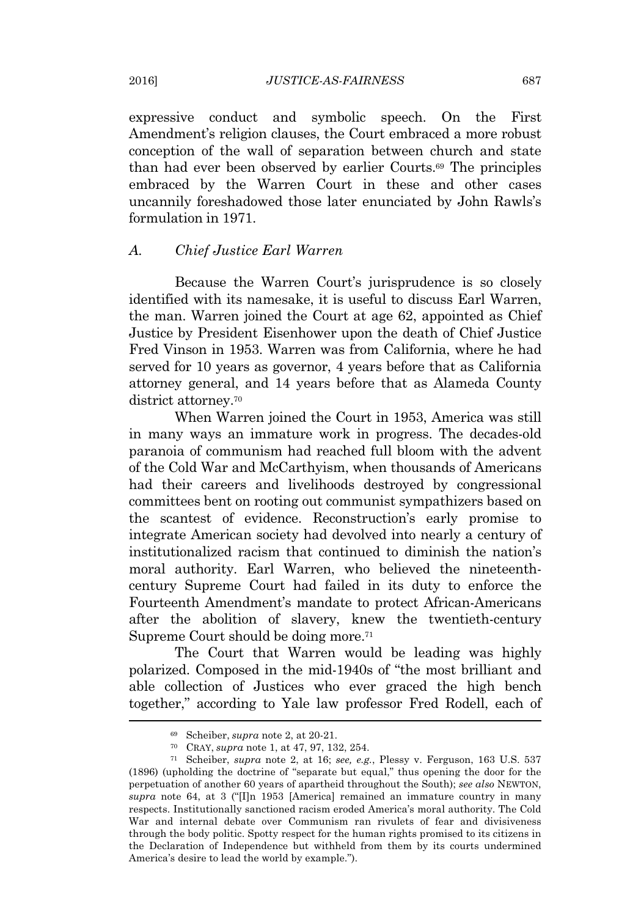expressive conduct and symbolic speech. On the First Amendment's religion clauses, the Court embraced a more robust conception of the wall of separation between church and state than had ever been observed by earlier Courts.[69] The principles embraced by the Warren Court in these and other cases uncannily foreshadowed those later enunciated by John Rawls's formulation in 1971.

### A. *Chief Justice Earl Warren*

Because the Warren Court's jurisprudence is so closely identified with its namesake, it is useful to discuss Earl Warren, the man. Warren joined the Court at age 62, appointed as Chief Justice by President Eisenhower upon the death of Chief Justice Fred Vinson in 1953. Warren was from California, where he had served for 10 years as governor, 4 years before that as California attorney general, and 14 years before that as Alameda County district attorney.[70]

When Warren joined the Court in 1953, America was still in many ways an immature work in progress. The decades-old paranoia of communism had reached full bloom with the advent of the Cold War and McCarthyism, when thousands of Americans had their careers and livelihoods destroyed by congressional committees bent on rooting out communist sympathizers based on the scantest of evidence. Reconstruction's early promise to integrate American society had devolved into nearly a century of institutionalized racism that continued to diminish the nation's moral authority. Earl Warren, who believed the nineteenth-century Supreme Court had failed in its duty to enforce the Fourteenth Amendment's mandate to protect African-Americans after the abolition of slavery, knew the twentieth-century Supreme Court should be doing more.[71]

The Court that Warren would be leading was highly polarized. Composed in the mid-1940s of "the most brilliant and able collection of Justices who ever graced the high bench together," according to Yale law professor Fred Rodell, each of

---

[69] Scheiber, *supra* note 2, at 20-21.

[70] CRAY, *supra* note 1, at 47, 97, 132, 254.

[71] Scheiber, *supra* note 2, at 16; *see, e.g.*, Plessy v. Ferguson, 163 U.S. 537 (1896) (upholding the doctrine of "separate but equal," thus opening the door for the perpetuation of another 60 years of apartheid throughout the South); *see also* NEWTON, *supra* note 64, at 3 ("[I]n 1953 [America] remained an immature country in many respects. Institutionally sanctioned racism eroded America's moral authority. The Cold War and internal debate over Communism ran rivulets of fear and divisiveness through the body politic. Spotty respect for the human rights promised to its citizens in the Declaration of Independence but withheld from them by its courts undermined America's desire to lead the world by example.").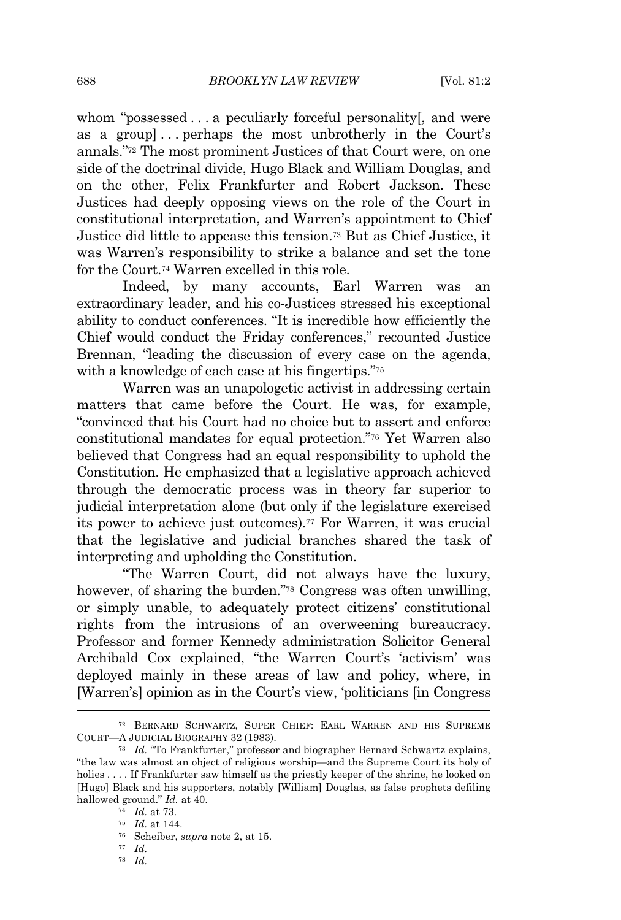whom "possessed . . . a peculiarly forceful personality[, and were as a group] . . . perhaps the most unbrotherly in the Court's annals."[72] The most prominent Justices of that Court were, on one side of the doctrinal divide, Hugo Black and William Douglas, and on the other, Felix Frankfurter and Robert Jackson. These Justices had deeply opposing views on the role of the Court in constitutional interpretation, and Warren's appointment to Chief Justice did little to appease this tension.[73] But as Chief Justice, it was Warren's responsibility to strike a balance and set the tone for the Court.[74] Warren excelled in this role.

Indeed, by many accounts, Earl Warren was an extraordinary leader, and his co-Justices stressed his exceptional ability to conduct conferences. "It is incredible how efficiently the Chief would conduct the Friday conferences," recounted Justice Brennan, "leading the discussion of every case on the agenda, with a knowledge of each case at his fingertips."[75]

Warren was an unapologetic activist in addressing certain matters that came before the Court. He was, for example, "convinced that his Court had no choice but to assert and enforce constitutional mandates for equal protection."[76] Yet Warren also believed that Congress had an equal responsibility to uphold the Constitution. He emphasized that a legislative approach achieved through the democratic process was in theory far superior to judicial interpretation alone (but only if the legislature exercised its power to achieve just outcomes).[77] For Warren, it was crucial that the legislative and judicial branches shared the task of interpreting and upholding the Constitution.

"The Warren Court, did not always have the luxury, however, of sharing the burden."[78] Congress was often unwilling, or simply unable, to adequately protect citizens' constitutional rights from the intrusions of an overweening bureaucracy. Professor and former Kennedy administration Solicitor General Archibald Cox explained, "the Warren Court's 'activism' was deployed mainly in these areas of law and policy, where, in [Warren's] opinion as in the Court's view, 'politicians [in Congress

---

[72] BERNARD SCHWARTZ, SUPER CHIEF: EARL WARREN AND HIS SUPREME COURT—A JUDICIAL BIOGRAPHY 32 (1983).

[73] *Id.* "To Frankfurter," professor and biographer Bernard Schwartz explains, "the law was almost an object of religious worship—and the Supreme Court its holy of holies . . . . If Frankfurter saw himself as the priestly keeper of the shrine, he looked on [Hugo] Black and his supporters, notably [William] Douglas, as false prophets defiling hallowed ground." *Id.* at 40.

[74] *Id.* at 73.

[75] *Id.* at 144.

[76] Scheiber, *supra* note 2, at 15.

[77] *Id.*

[78] *Id.*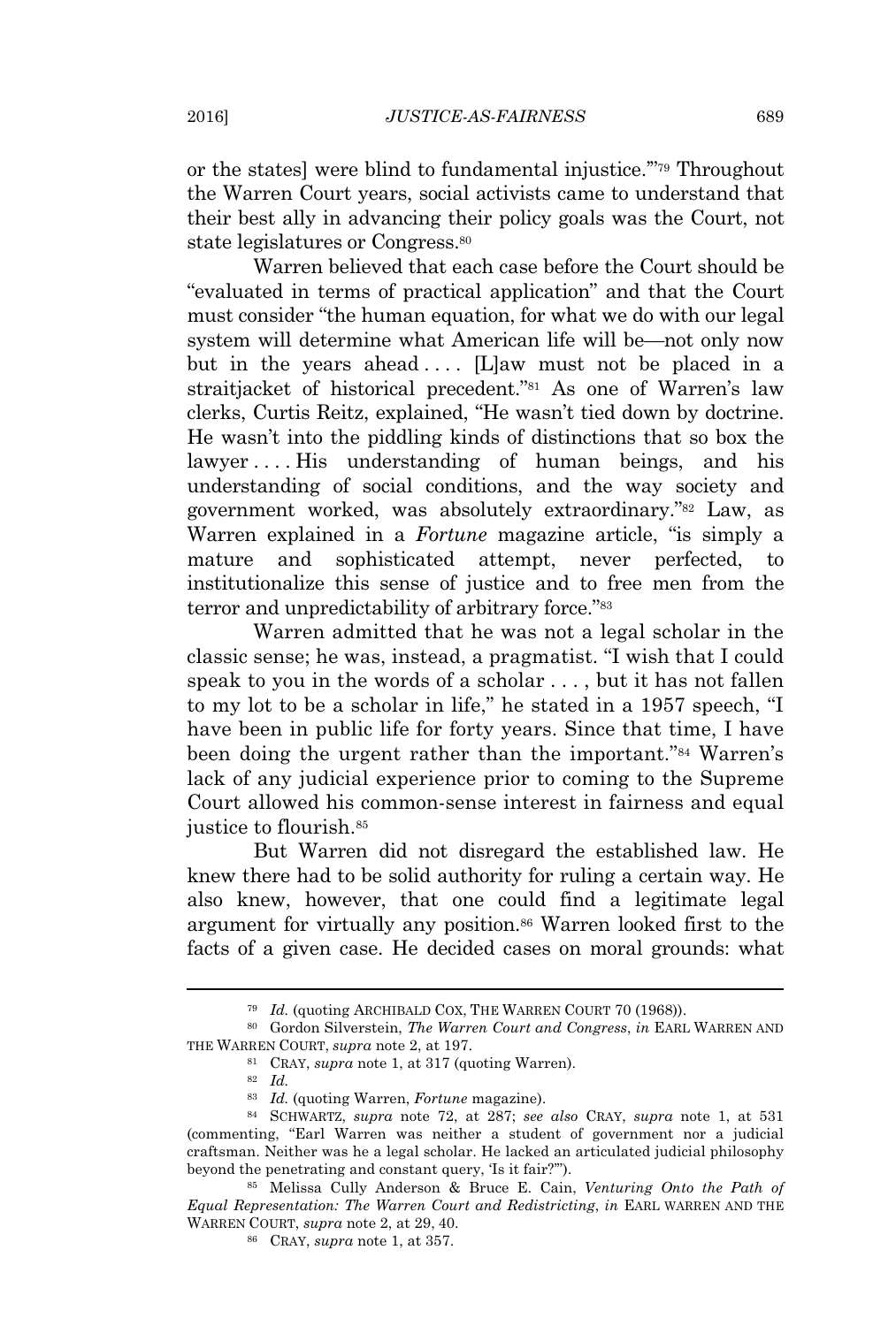or the states] were blind to fundamental injustice.'"[79] Throughout the Warren Court years, social activists came to understand that their best ally in advancing their policy goals was the Court, not state legislatures or Congress.[80]

Warren believed that each case before the Court should be "evaluated in terms of practical application" and that the Court must consider "the human equation, for what we do with our legal system will determine what American life will be—not only now but in the years ahead . . . . [L]aw must not be placed in a straitjacket of historical precedent."[81] As one of Warren's law clerks, Curtis Reitz, explained, "He wasn't tied down by doctrine. He wasn't into the piddling kinds of distinctions that so box the lawyer . . . . His understanding of human beings, and his understanding of social conditions, and the way society and government worked, was absolutely extraordinary."[82] Law, as Warren explained in a *Fortune* magazine article, "is simply a mature and sophisticated attempt, never perfected, to institutionalize this sense of justice and to free men from the terror and unpredictability of arbitrary force."[83]

Warren admitted that he was not a legal scholar in the classic sense; he was, instead, a pragmatist. "I wish that I could speak to you in the words of a scholar . . . , but it has not fallen to my lot to be a scholar in life," he stated in a 1957 speech, "I have been in public life for forty years. Since that time, I have been doing the urgent rather than the important."[84] Warren's lack of any judicial experience prior to coming to the Supreme Court allowed his common-sense interest in fairness and equal justice to flourish.[85]

But Warren did not disregard the established law. He knew there had to be solid authority for ruling a certain way. He also knew, however, that one could find a legitimate legal argument for virtually any position.[86] Warren looked first to the facts of a given case. He decided cases on moral grounds: what

---

[79] *Id.* (quoting ARCHIBALD COX, THE WARREN COURT 70 (1968)).

[80] Gordon Silverstein, *The Warren Court and Congress*, *in* EARL WARREN AND THE WARREN COURT, *supra* note 2, at 197.

[81] CRAY, *supra* note 1, at 317 (quoting Warren).

[82] *Id.*

[83] *Id.* (quoting Warren, *Fortune* magazine).

[84] SCHWARTZ, *supra* note 72, at 287; *see also* CRAY, *supra* note 1, at 531 (commenting, "Earl Warren was neither a student of government nor a judicial craftsman. Neither was he a legal scholar. He lacked an articulated judicial philosophy beyond the penetrating and constant query, 'Is it fair?'").

[85] Melissa Cully Anderson & Bruce E. Cain, *Venturing Onto the Path of Equal Representation: The Warren Court and Redistricting*, *in* EARL WARREN AND THE WARREN COURT, *supra* note 2, at 29, 40.

[86] CRAY, *supra* note 1, at 357.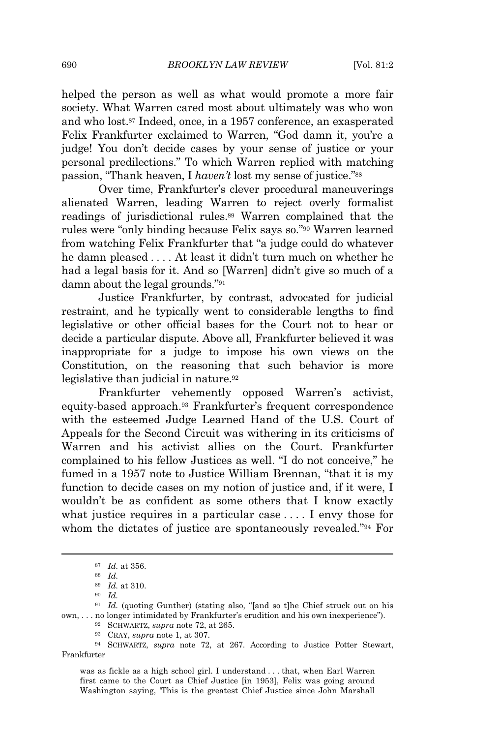helped the person as well as what would promote a more fair society. What Warren cared most about ultimately was who won and who lost.[87] Indeed, once, in a 1957 conference, an exasperated Felix Frankfurter exclaimed to Warren, "God damn it, you're a judge! You don't decide cases by your sense of justice or your personal predilections." To which Warren replied with matching passion, "Thank heaven, I *haven't* lost my sense of justice."[88]

Over time, Frankfurter's clever procedural maneuverings alienated Warren, leading Warren to reject overly formalist readings of jurisdictional rules.[89] Warren complained that the rules were "only binding because Felix says so."[90] Warren learned from watching Felix Frankfurter that "a judge could do whatever he damn pleased . . . . At least it didn't turn much on whether he had a legal basis for it. And so [Warren] didn't give so much of a damn about the legal grounds."[91]

Justice Frankfurter, by contrast, advocated for judicial restraint, and he typically went to considerable lengths to find legislative or other official bases for the Court not to hear or decide a particular dispute. Above all, Frankfurter believed it was inappropriate for a judge to impose his own views on the Constitution, on the reasoning that such behavior is more legislative than judicial in nature.[92]

Frankfurter vehemently opposed Warren's activist, equity-based approach.[93] Frankfurter's frequent correspondence with the esteemed Judge Learned Hand of the U.S. Court of Appeals for the Second Circuit was withering in its criticisms of Warren and his activist allies on the Court. Frankfurter complained to his fellow Justices as well. "I do not conceive," he fumed in a 1957 note to Justice William Brennan, "that it is my function to decide cases on my notion of justice and, if it were, I wouldn't be as confident as some others that I know exactly what justice requires in a particular case . . . . I envy those for whom the dictates of justice are spontaneously revealed."[94] For

---

[87] *Id.* at 356.

[88] *Id.*

[89] *Id.* at 310.

[90] *Id.*

[91] *Id.* (quoting Gunther) (stating also, "[and so t]he Chief struck out on his own, . . . no longer intimidated by Frankfurter's erudition and his own inexperience").

[92] SCHWARTZ, *supra* note 72, at 265.

[93] CRAY, *supra* note 1, at 307.

[94] SCHWARTZ, *supra* note 72, at 267. According to Justice Potter Stewart, Frankfurter

> was as fickle as a high school girl. I understand . . . that, when Earl Warren first came to the Court as Chief Justice [in 1953], Felix was going around Washington saying, 'This is the greatest Chief Justice since John Marshall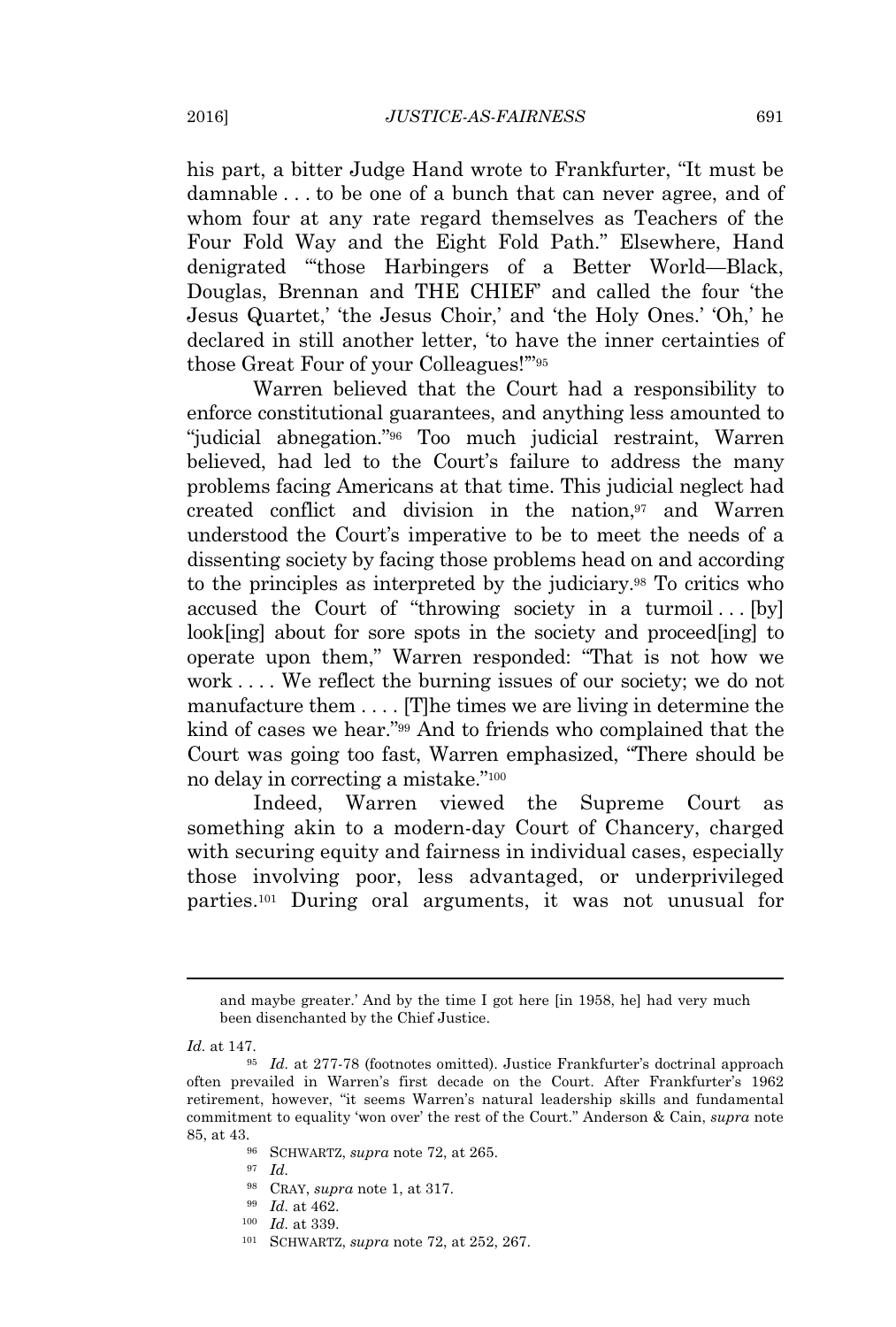his part, a bitter Judge Hand wrote to Frankfurter, "It must be damnable . . . to be one of a bunch that can never agree, and of whom four at any rate regard themselves as Teachers of the Four Fold Way and the Eight Fold Path." Elsewhere, Hand denigrated "'those Harbingers of a Better World—Black, Douglas, Brennan and THE CHIEF' and called the four 'the Jesus Quartet,' 'the Jesus Choir,' and 'the Holy Ones.' 'Oh,' he declared in still another letter, 'to have the inner certainties of those Great Four of your Colleagues!'"[95]

Warren believed that the Court had a responsibility to enforce constitutional guarantees, and anything less amounted to "judicial abnegation."[96] Too much judicial restraint, Warren believed, had led to the Court's failure to address the many problems facing Americans at that time. This judicial neglect had created conflict and division in the nation,[97] and Warren understood the Court's imperative to be to meet the needs of a dissenting society by facing those problems head on and according to the principles as interpreted by the judiciary.[98] To critics who accused the Court of "throwing society in a turmoil . . . [by] look[ing] about for sore spots in the society and proceed[ing] to operate upon them," Warren responded: "That is not how we work . . . . We reflect the burning issues of our society; we do not manufacture them . . . . [T]he times we are living in determine the kind of cases we hear."[99] And to friends who complained that the Court was going too fast, Warren emphasized, "There should be no delay in correcting a mistake."[100]

Indeed, Warren viewed the Supreme Court as something akin to a modern-day Court of Chancery, charged with securing equity and fairness in individual cases, especially those involving poor, less advantaged, or underprivileged parties.[101] During oral arguments, it was not unusual for

---

and maybe greater.' And by the time I got here [in 1958, he] had very much been disenchanted by the Chief Justice.

*Id.* at 147.

[95] *Id.* at 277-78 (footnotes omitted). Justice Frankfurter's doctrinal approach often prevailed in Warren's first decade on the Court. After Frankfurter's 1962 retirement, however, "it seems Warren's natural leadership skills and fundamental commitment to equality 'won over' the rest of the Court." Anderson & Cain, *supra* note 85, at 43.

[96] SCHWARTZ, *supra* note 72, at 265.

[97] *Id.*

[98] CRAY, *supra* note 1, at 317.

[99] *Id.* at 462.

[100] *Id.* at 339.

[101] SCHWARTZ, *supra* note 72, at 252, 267.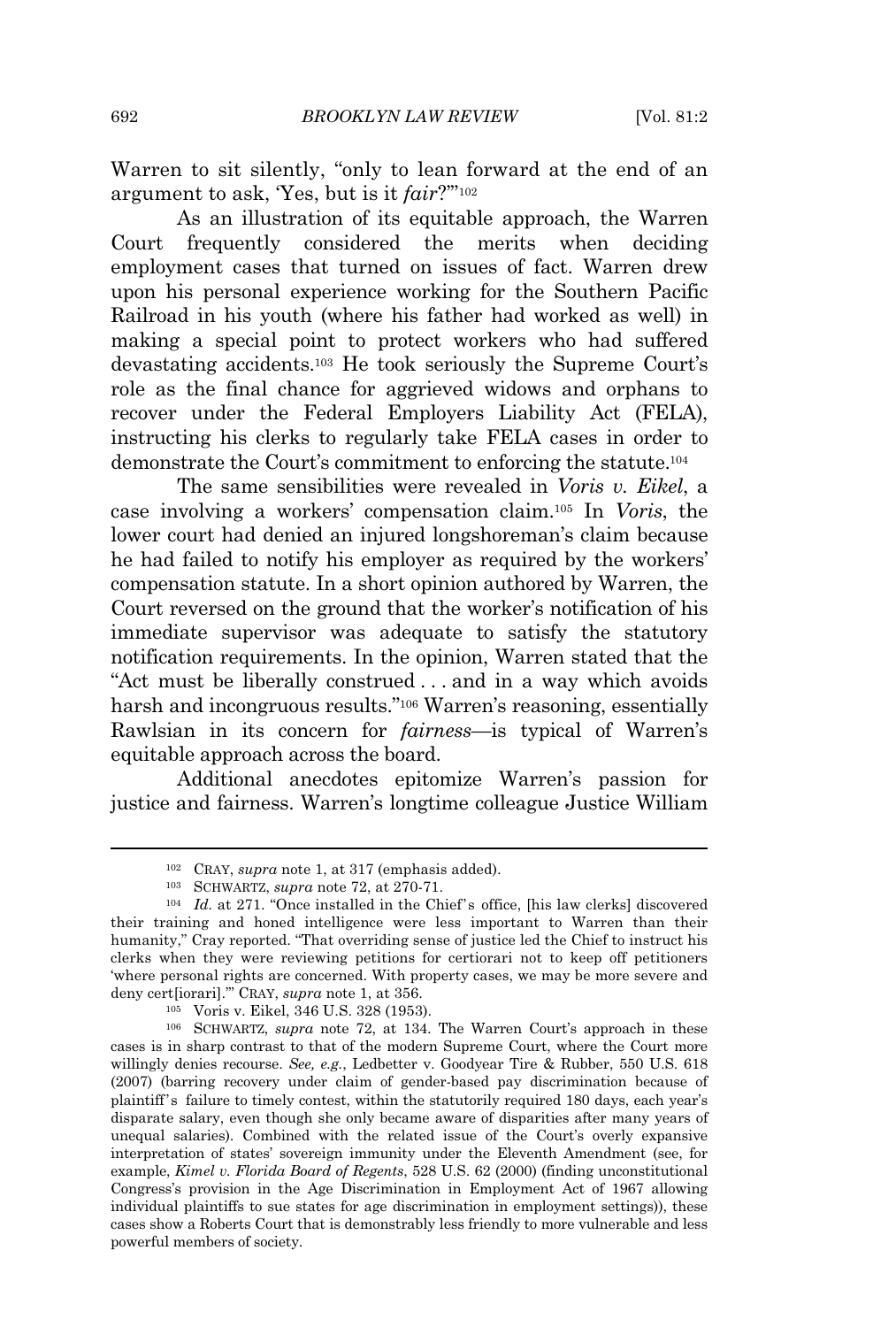Warren to sit silently, "only to lean forward at the end of an argument to ask, 'Yes, but is it *fair*?'"[102]

As an illustration of its equitable approach, the Warren Court frequently considered the merits when deciding employment cases that turned on issues of fact. Warren drew upon his personal experience working for the Southern Pacific Railroad in his youth (where his father had worked as well) in making a special point to protect workers who had suffered devastating accidents.[103] He took seriously the Supreme Court's role as the final chance for aggrieved widows and orphans to recover under the Federal Employers Liability Act (FELA), instructing his clerks to regularly take FELA cases in order to demonstrate the Court's commitment to enforcing the statute.[104]

The same sensibilities were revealed in *Voris v. Eikel*, a case involving a workers' compensation claim.[105] In *Voris*, the lower court had denied an injured longshoreman's claim because he had failed to notify his employer as required by the workers' compensation statute. In a short opinion authored by Warren, the Court reversed on the ground that the worker's notification of his immediate supervisor was adequate to satisfy the statutory notification requirements. In the opinion, Warren stated that the "Act must be liberally construed . . . and in a way which avoids harsh and incongruous results."[106] Warren's reasoning, essentially Rawlsian in its concern for *fairness*—is typical of Warren's equitable approach across the board.

Additional anecdotes epitomize Warren's passion for justice and fairness. Warren's longtime colleague Justice William

---

[102] CRAY, *supra* note 1, at 317 (emphasis added).

[103] SCHWARTZ, *supra* note 72, at 270-71.

[104] *Id.* at 271. "Once installed in the Chief's office, [his law clerks] discovered their training and honed intelligence were less important to Warren than their humanity," Cray reported. "That overriding sense of justice led the Chief to instruct his clerks when they were reviewing petitions for certiorari not to keep off petitioners 'where personal rights are concerned. With property cases, we may be more severe and deny cert[iorari].'" CRAY, *supra* note 1, at 356.

[105] Voris v. Eikel, 346 U.S. 328 (1953).

[106] SCHWARTZ, *supra* note 72, at 134. The Warren Court's approach in these cases is in sharp contrast to that of the modern Supreme Court, where the Court more willingly denies recourse. *See, e.g.*, Ledbetter v. Goodyear Tire & Rubber, 550 U.S. 618 (2007) (barring recovery under claim of gender-based pay discrimination because of plaintiff's failure to timely contest, within the statutorily required 180 days, each year's disparate salary, even though she only became aware of disparities after many years of unequal salaries). Combined with the related issue of the Court's overly expansive interpretation of states' sovereign immunity under the Eleventh Amendment (see, for example, *Kimel v. Florida Board of Regents*, 528 U.S. 62 (2000) (finding unconstitutional Congress's provision in the Age Discrimination in Employment Act of 1967 allowing individual plaintiffs to sue states for age discrimination in employment settings)), these cases show a Roberts Court that is demonstrably less friendly to more vulnerable and less powerful members of society.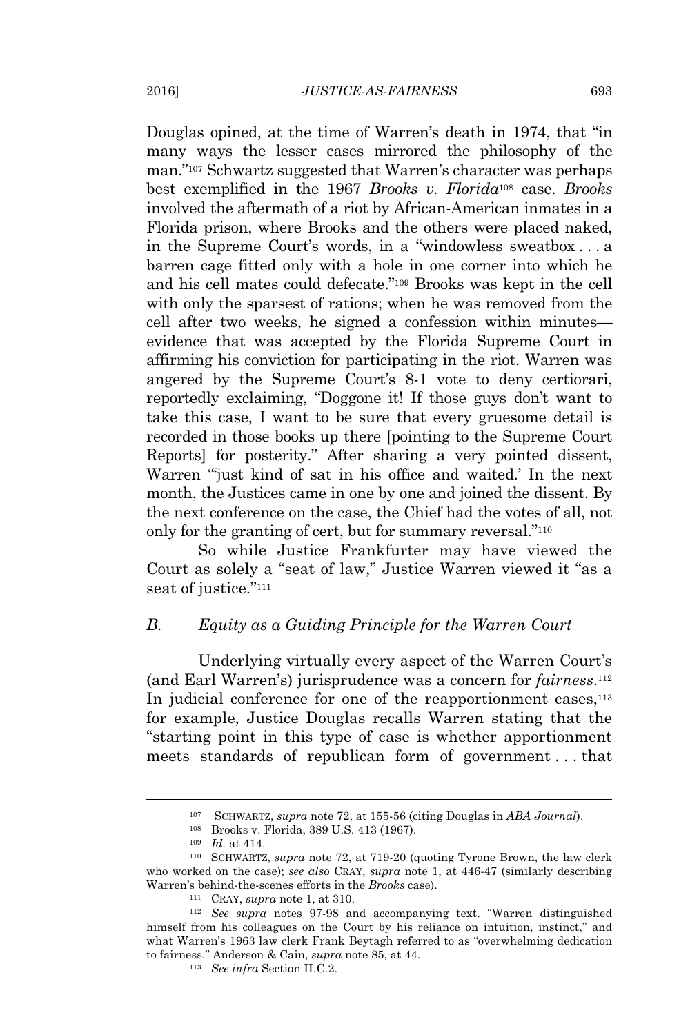Douglas opined, at the time of Warren's death in 1974, that "in many ways the lesser cases mirrored the philosophy of the man."[107] Schwartz suggested that Warren's character was perhaps best exemplified in the 1967 *Brooks v. Florida*[108] case. *Brooks* involved the aftermath of a riot by African-American inmates in a Florida prison, where Brooks and the others were placed naked, in the Supreme Court's words, in a "windowless sweatbox . . . a barren cage fitted only with a hole in one corner into which he and his cell mates could defecate."[109] Brooks was kept in the cell with only the sparsest of rations; when he was removed from the cell after two weeks, he signed a confession within minutes—evidence that was accepted by the Florida Supreme Court in affirming his conviction for participating in the riot. Warren was angered by the Supreme Court's 8-1 vote to deny certiorari, reportedly exclaiming, "Doggone it! If those guys don't want to take this case, I want to be sure that every gruesome detail is recorded in those books up there [pointing to the Supreme Court Reports] for posterity." After sharing a very pointed dissent, Warren "'just kind of sat in his office and waited.' In the next month, the Justices came in one by one and joined the dissent. By the next conference on the case, the Chief had the votes of all, not only for the granting of cert, but for summary reversal."[110]

So while Justice Frankfurter may have viewed the Court as solely a "seat of law," Justice Warren viewed it "as a seat of justice."[111]

### *B. Equity as a Guiding Principle for the Warren Court*

Underlying virtually every aspect of the Warren Court's (and Earl Warren's) jurisprudence was a concern for *fairness*.[112] In judicial conference for one of the reapportionment cases,[113] for example, Justice Douglas recalls Warren stating that the "starting point in this type of case is whether apportionment meets standards of republican form of government . . . that

---

[107] SCHWARTZ, *supra* note 72, at 155-56 (citing Douglas in *ABA Journal*).

[108] Brooks v. Florida, 389 U.S. 413 (1967).

[109] *Id.* at 414.

[110] SCHWARTZ, *supra* note 72, at 719-20 (quoting Tyrone Brown, the law clerk who worked on the case); *see also* CRAY, *supra* note 1, at 446-47 (similarly describing Warren's behind-the-scenes efforts in the *Brooks* case).

[111] CRAY, *supra* note 1, at 310.

[112] *See supra* notes 97-98 and accompanying text. "Warren distinguished himself from his colleagues on the Court by his reliance on intuition, instinct," and what Warren's 1963 law clerk Frank Beytagh referred to as "overwhelming dedication to fairness." Anderson & Cain, *supra* note 85, at 44.

[113] *See infra* Section II.C.2.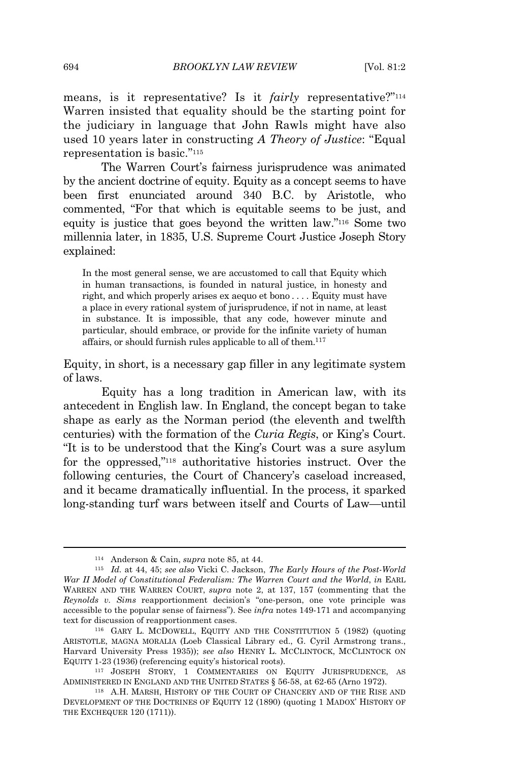means, is it representative? Is it *fairly* representative?"[114] Warren insisted that equality should be the starting point for the judiciary in language that John Rawls might have also used 10 years later in constructing *A Theory of Justice*: "Equal representation is basic."[115]

The Warren Court's fairness jurisprudence was animated by the ancient doctrine of equity. Equity as a concept seems to have been first enunciated around 340 B.C. by Aristotle, who commented, "For that which is equitable seems to be just, and equity is justice that goes beyond the written law."[116] Some two millennia later, in 1835, U.S. Supreme Court Justice Joseph Story explained:

> In the most general sense, we are accustomed to call that Equity which in human transactions, is founded in natural justice, in honesty and right, and which properly arises ex aequo et bono . . . . Equity must have a place in every rational system of jurisprudence, if not in name, at least in substance. It is impossible, that any code, however minute and particular, should embrace, or provide for the infinite variety of human affairs, or should furnish rules applicable to all of them.[117]

Equity, in short, is a necessary gap filler in any legitimate system of laws.

Equity has a long tradition in American law, with its antecedent in English law. In England, the concept began to take shape as early as the Norman period (the eleventh and twelfth centuries) with the formation of the *Curia Regis*, or King's Court. "It is to be understood that the King's Court was a sure asylum for the oppressed,"[118] authoritative histories instruct. Over the following centuries, the Court of Chancery's caseload increased, and it became dramatically influential. In the process, it sparked long-standing turf wars between itself and Courts of Law—until

---

[114] Anderson & Cain, *supra* note 85, at 44.

[115] *Id.* at 44, 45; *see also* Vicki C. Jackson, *The Early Hours of the Post-World War II Model of Constitutional Federalism: The Warren Court and the World*, *in* EARL WARREN AND THE WARREN COURT, *supra* note 2, at 137, 157 (commenting that the *Reynolds v. Sims* reapportionment decision's "one-person, one vote principle was accessible to the popular sense of fairness"). See *infra* notes 149-171 and accompanying text for discussion of reapportionment cases.

[116] GARY L. MCDOWELL, EQUITY AND THE CONSTITUTION 5 (1982) (quoting ARISTOTLE, MAGNA MORALIA (Loeb Classical Library ed., G. Cyril Armstrong trans., Harvard University Press 1935)); *see also* HENRY L. MCCLINTOCK, MCCLINTOCK ON EQUITY 1-23 (1936) (referencing equity's historical roots).

[117] JOSEPH STORY, 1 COMMENTARIES ON EQUITY JURISPRUDENCE, AS ADMINISTERED IN ENGLAND AND THE UNITED STATES § 56-58, at 62-65 (Arno 1972).

[118] A.H. MARSH, HISTORY OF THE COURT OF CHANCERY AND OF THE RISE AND DEVELOPMENT OF THE DOCTRINES OF EQUITY 12 (1890) (quoting 1 MADOX' HISTORY OF THE EXCHEQUER 120 (1711)).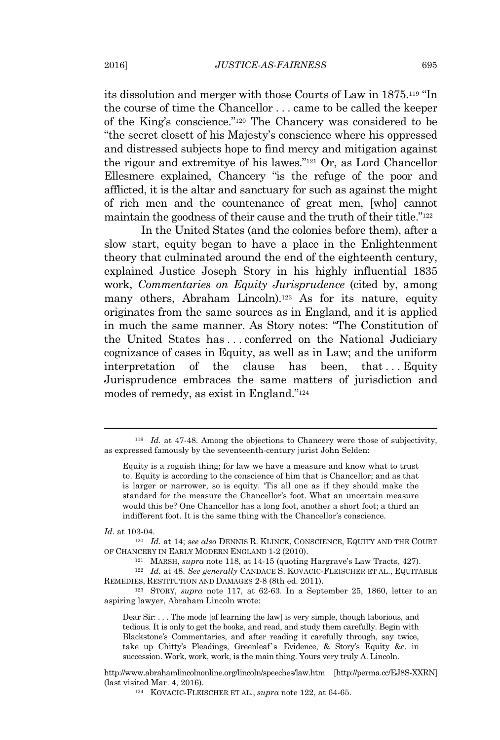its dissolution and merger with those Courts of Law in 1875.[119] "In the course of time the Chancellor . . . came to be called the keeper of the King's conscience."[120] The Chancery was considered to be "the secret closett of his Majesty's conscience where his oppressed and distressed subjects hope to find mercy and mitigation against the rigour and extremitye of his lawes."[121] Or, as Lord Chancellor Ellesmere explained, Chancery "is the refuge of the poor and afflicted, it is the altar and sanctuary for such as against the might of rich men and the countenance of great men, [who] cannot maintain the goodness of their cause and the truth of their title."[122]

In the United States (and the colonies before them), after a slow start, equity began to have a place in the Enlightenment theory that culminated around the end of the eighteenth century, explained Justice Joseph Story in his highly influential 1835 work, *Commentaries on Equity Jurisprudence* (cited by, among many others, Abraham Lincoln).[123] As for its nature, equity originates from the same sources as in England, and it is applied in much the same manner. As Story notes: "The Constitution of the United States has . . . conferred on the National Judiciary cognizance of cases in Equity, as well as in Law; and the uniform interpretation of the clause has been, that . . . Equity Jurisprudence embraces the same matters of jurisdiction and modes of remedy, as exist in England."[124]

---

[119] *Id.* at 47-48. Among the objections to Chancery were those of subjectivity, as expressed famously by the seventeenth-century jurist John Selden:

> Equity is a roguish thing; for law we have a measure and know what to trust to. Equity is according to the conscience of him that is Chancellor; and as that is larger or narrower, so is equity. 'Tis all one as if they should make the standard for the measure the Chancellor's foot. What an uncertain measure would this be? One Chancellor has a long foot, another a short foot; a third an indifferent foot. It is the same thing with the Chancellor's conscience.

*Id.* at 103-04.

[120] *Id.* at 14; *see also* DENNIS R. KLINCK, CONSCIENCE, EQUITY AND THE COURT OF CHANCERY IN EARLY MODERN ENGLAND 1-2 (2010).

[121] MARSH, *supra* note 118, at 14-15 (quoting Hargrave's Law Tracts, 427).

[122] *Id.* at 48. *See generally* CANDACE S. KOVACIC-FLEISCHER ET AL., EQUITABLE REMEDIES, RESTITUTION AND DAMAGES 2-8 (8th ed. 2011).

[123] STORY, *supra* note 117, at 62-63. In a September 25, 1860, letter to an aspiring lawyer, Abraham Lincoln wrote:

> Dear Sir: . . . The mode [of learning the law] is very simple, though laborious, and tedious. It is only to get the books, and read, and study them carefully. Begin with Blackstone's Commentaries, and after reading it carefully through, say twice, take up Chitty's Pleadings, Greenleaf's Evidence, & Story's Equity &c. in succession. Work, work, work, is the main thing. Yours very truly A. Lincoln.

http://www.abrahamlincolnonline.org/lincoln/speeches/law.htm [http://perma.cc/EJ8S-XXRN] (last visited Mar. 4, 2016).

[124] KOVACIC-FLEISCHER ET AL., *supra* note 122, at 64-65.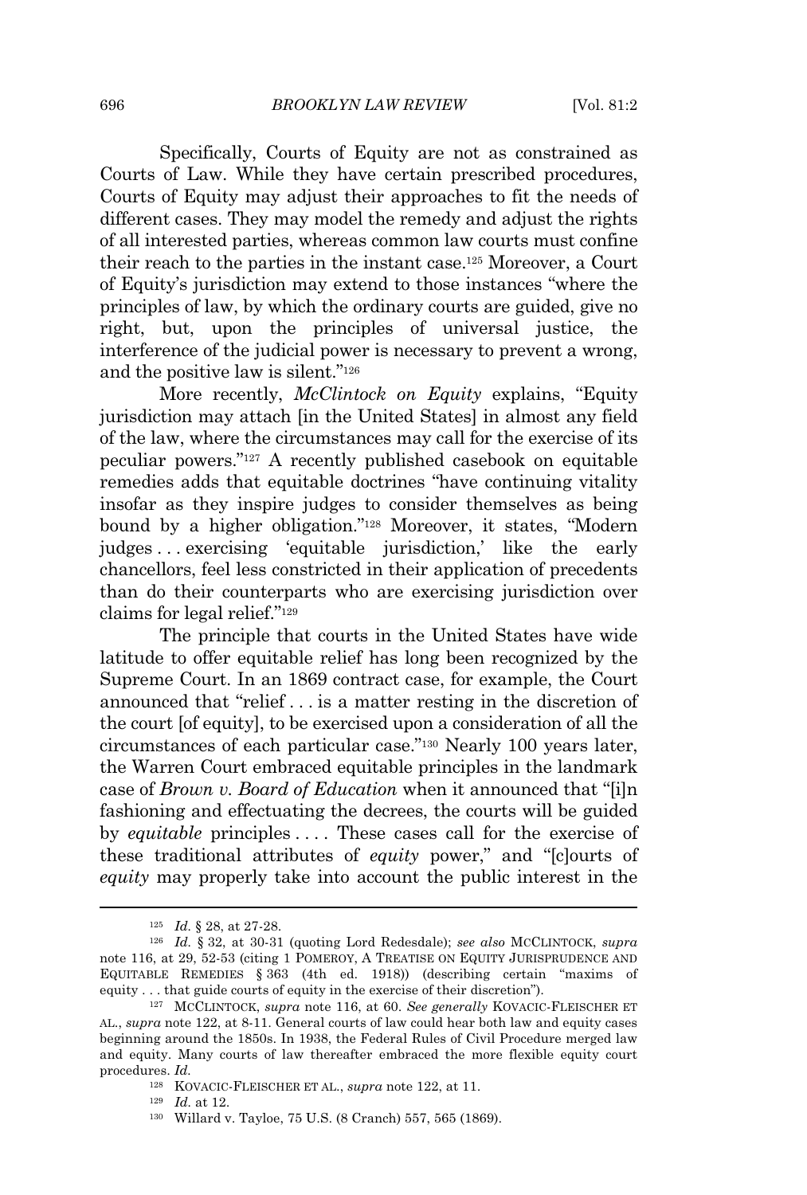Specifically, Courts of Equity are not as constrained as Courts of Law. While they have certain prescribed procedures, Courts of Equity may adjust their approaches to fit the needs of different cases. They may model the remedy and adjust the rights of all interested parties, whereas common law courts must confine their reach to the parties in the instant case.[125] Moreover, a Court of Equity's jurisdiction may extend to those instances "where the principles of law, by which the ordinary courts are guided, give no right, but, upon the principles of universal justice, the interference of the judicial power is necessary to prevent a wrong, and the positive law is silent."[126]

More recently, *McClintock on Equity* explains, "Equity jurisdiction may attach [in the United States] in almost any field of the law, where the circumstances may call for the exercise of its peculiar powers."[127] A recently published casebook on equitable remedies adds that equitable doctrines "have continuing vitality insofar as they inspire judges to consider themselves as being bound by a higher obligation."[128] Moreover, it states, "Modern judges . . . exercising 'equitable jurisdiction,' like the early chancellors, feel less constricted in their application of precedents than do their counterparts who are exercising jurisdiction over claims for legal relief."[129]

The principle that courts in the United States have wide latitude to offer equitable relief has long been recognized by the Supreme Court. In an 1869 contract case, for example, the Court announced that "relief . . . is a matter resting in the discretion of the court [of equity], to be exercised upon a consideration of all the circumstances of each particular case."[130] Nearly 100 years later, the Warren Court embraced equitable principles in the landmark case of *Brown v. Board of Education* when it announced that "[i]n fashioning and effectuating the decrees, the courts will be guided by *equitable* principles . . . . These cases call for the exercise of these traditional attributes of *equity* power," and "[c]ourts of *equity* may properly take into account the public interest in the

---

[125] *Id.* § 28, at 27-28.

[126] *Id.* § 32, at 30-31 (quoting Lord Redesdale); *see also* MCCLINTOCK, *supra* note 116, at 29, 52-53 (citing 1 POMEROY, A TREATISE ON EQUITY JURISPRUDENCE AND EQUITABLE REMEDIES § 363 (4th ed. 1918)) (describing certain "maxims of equity . . . that guide courts of equity in the exercise of their discretion").

[127] MCCLINTOCK, *supra* note 116, at 60. *See generally* KOVACIC-FLEISCHER ET AL., *supra* note 122, at 8-11. General courts of law could hear both law and equity cases beginning around the 1850s. In 1938, the Federal Rules of Civil Procedure merged law and equity. Many courts of law thereafter embraced the more flexible equity court procedures. *Id.*

[128] KOVACIC-FLEISCHER ET AL., *supra* note 122, at 11.

[129] *Id.* at 12.

[130] Willard v. Tayloe, 75 U.S. (8 Cranch) 557, 565 (1869).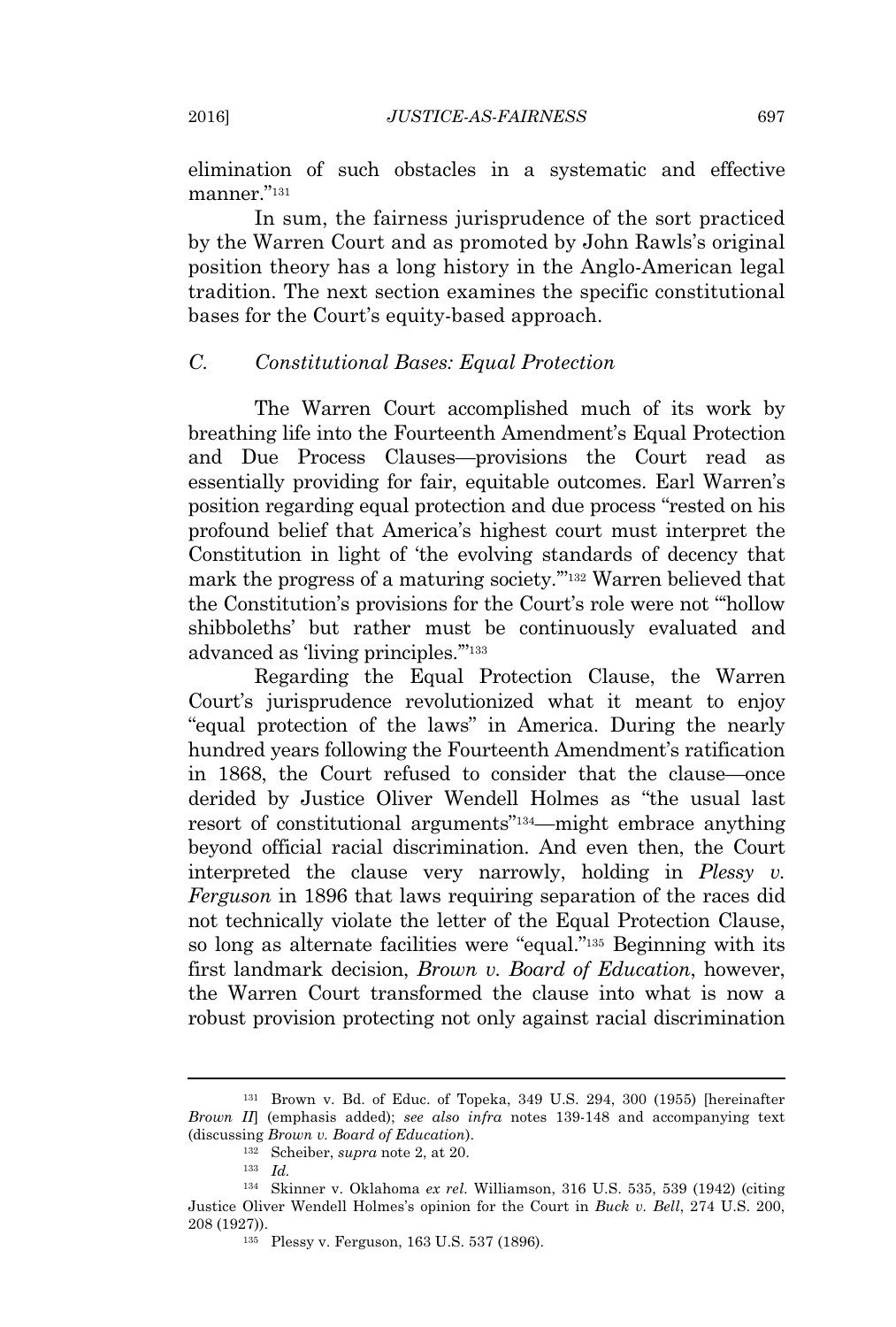elimination of such obstacles in a systematic and effective manner."[131]

In sum, the fairness jurisprudence of the sort practiced by the Warren Court and as promoted by John Rawls's original position theory has a long history in the Anglo-American legal tradition. The next section examines the specific constitutional bases for the Court's equity-based approach.

### *C. Constitutional Bases: Equal Protection*

The Warren Court accomplished much of its work by breathing life into the Fourteenth Amendment's Equal Protection and Due Process Clauses—provisions the Court read as essentially providing for fair, equitable outcomes. Earl Warren's position regarding equal protection and due process "rested on his profound belief that America's highest court must interpret the Constitution in light of 'the evolving standards of decency that mark the progress of a maturing society.'"[132] Warren believed that the Constitution's provisions for the Court's role were not "'hollow shibboleths' but rather must be continuously evaluated and advanced as 'living principles.'"[133]

Regarding the Equal Protection Clause, the Warren Court's jurisprudence revolutionized what it meant to enjoy "equal protection of the laws" in America. During the nearly hundred years following the Fourteenth Amendment's ratification in 1868, the Court refused to consider that the clause—once derided by Justice Oliver Wendell Holmes as "the usual last resort of constitutional arguments"[134]—might embrace anything beyond official racial discrimination. And even then, the Court interpreted the clause very narrowly, holding in *Plessy v. Ferguson* in 1896 that laws requiring separation of the races did not technically violate the letter of the Equal Protection Clause, so long as alternate facilities were "equal."[135] Beginning with its first landmark decision, *Brown v. Board of Education*, however, the Warren Court transformed the clause into what is now a robust provision protecting not only against racial discrimination

---

[131] Brown v. Bd. of Educ. of Topeka, 349 U.S. 294, 300 (1955) [hereinafter *Brown II*] (emphasis added); *see also infra* notes 139-148 and accompanying text (discussing *Brown v. Board of Education*).

[132] Scheiber, *supra* note 2, at 20.

[133] *Id.*

[134] Skinner v. Oklahoma *ex rel.* Williamson, 316 U.S. 535, 539 (1942) (citing Justice Oliver Wendell Holmes's opinion for the Court in *Buck v. Bell*, 274 U.S. 200, 208 (1927)).

[135] Plessy v. Ferguson, 163 U.S. 537 (1896).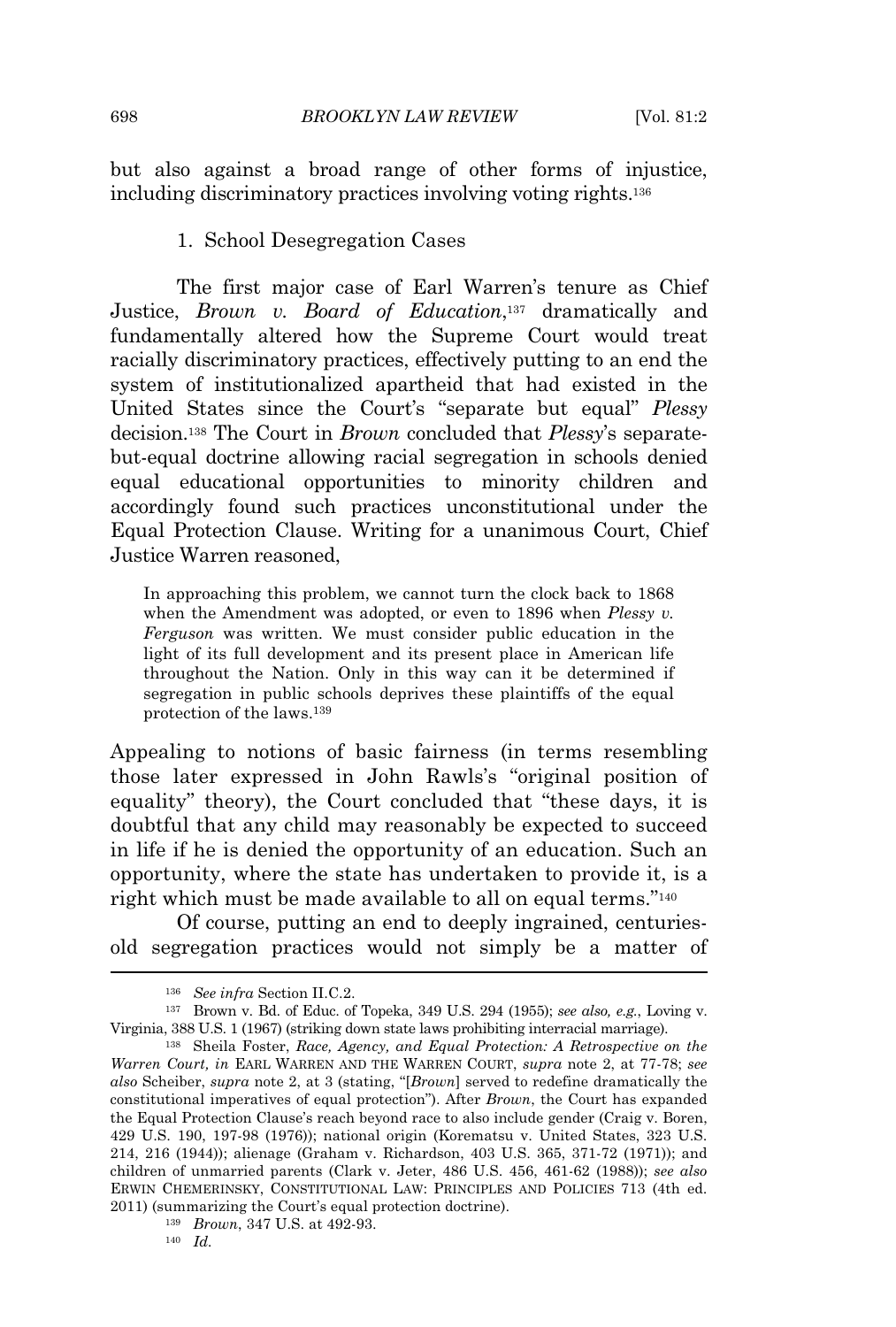but also against a broad range of other forms of injustice, including discriminatory practices involving voting rights.[136]

### 1. School Desegregation Cases

The first major case of Earl Warren's tenure as Chief Justice, *Brown v. Board of Education*,[137] dramatically and fundamentally altered how the Supreme Court would treat racially discriminatory practices, effectively putting to an end the system of institutionalized apartheid that had existed in the United States since the Court's "separate but equal" *Plessy* decision.[138] The Court in *Brown* concluded that *Plessy*'s separate-but-equal doctrine allowing racial segregation in schools denied equal educational opportunities to minority children and accordingly found such practices unconstitutional under the Equal Protection Clause. Writing for a unanimous Court, Chief Justice Warren reasoned,

> In approaching this problem, we cannot turn the clock back to 1868 when the Amendment was adopted, or even to 1896 when *Plessy v. Ferguson* was written. We must consider public education in the light of its full development and its present place in American life throughout the Nation. Only in this way can it be determined if segregation in public schools deprives these plaintiffs of the equal protection of the laws.[139]

Appealing to notions of basic fairness (in terms resembling those later expressed in John Rawls's "original position of equality" theory), the Court concluded that "these days, it is doubtful that any child may reasonably be expected to succeed in life if he is denied the opportunity of an education. Such an opportunity, where the state has undertaken to provide it, is a right which must be made available to all on equal terms."[140]

Of course, putting an end to deeply ingrained, centuries-old segregation practices would not simply be a matter of

---

[136] *See infra* Section II.C.2.

[137] Brown v. Bd. of Educ. of Topeka, 349 U.S. 294 (1955); *see also, e.g.*, Loving v. Virginia, 388 U.S. 1 (1967) (striking down state laws prohibiting interracial marriage).

[138] Sheila Foster, *Race, Agency, and Equal Protection: A Retrospective on the Warren Court, in* EARL WARREN AND THE WARREN COURT, *supra* note 2, at 77-78; *see also* Scheiber, *supra* note 2, at 3 (stating, "[*Brown*] served to redefine dramatically the constitutional imperatives of equal protection"). After *Brown*, the Court has expanded the Equal Protection Clause's reach beyond race to also include gender (Craig v. Boren, 429 U.S. 190, 197-98 (1976)); national origin (Korematsu v. United States, 323 U.S. 214, 216 (1944)); alienage (Graham v. Richardson, 403 U.S. 365, 371-72 (1971)); and children of unmarried parents (Clark v. Jeter, 486 U.S. 456, 461-62 (1988)); *see also* ERWIN CHEMERINSKY, CONSTITUTIONAL LAW: PRINCIPLES AND POLICIES 713 (4th ed. 2011) (summarizing the Court's equal protection doctrine).

[139] *Brown*, 347 U.S. at 492-93.

[140] *Id.*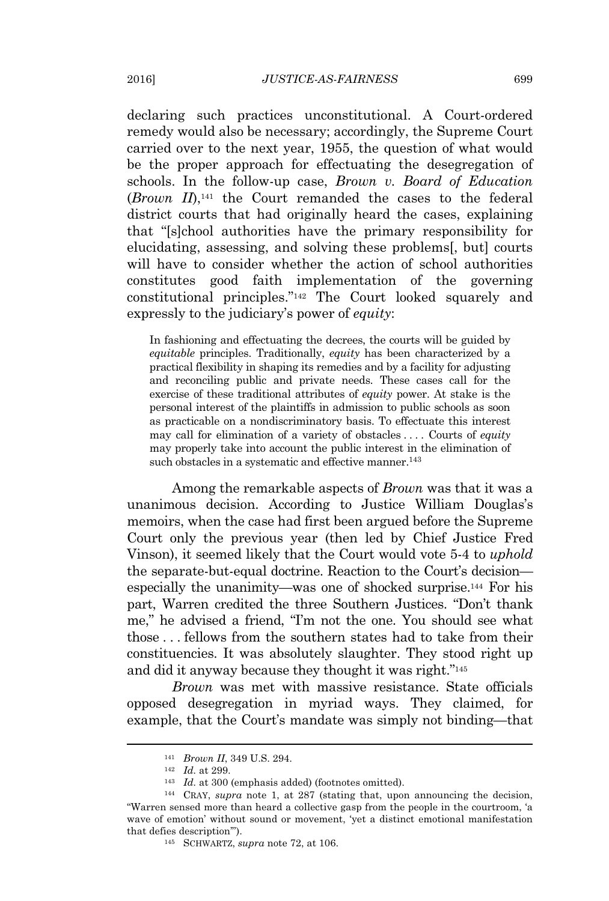declaring such practices unconstitutional. A Court-ordered remedy would also be necessary; accordingly, the Supreme Court carried over to the next year, 1955, the question of what would be the proper approach for effectuating the desegregation of schools. In the follow-up case, *Brown v. Board of Education* (*Brown II*),[141] the Court remanded the cases to the federal district courts that had originally heard the cases, explaining that "[s]chool authorities have the primary responsibility for elucidating, assessing, and solving these problems[, but] courts will have to consider whether the action of school authorities constitutes good faith implementation of the governing constitutional principles."[142] The Court looked squarely and expressly to the judiciary's power of *equity*:

> In fashioning and effectuating the decrees, the courts will be guided by *equitable* principles. Traditionally, *equity* has been characterized by a practical flexibility in shaping its remedies and by a facility for adjusting and reconciling public and private needs. These cases call for the exercise of these traditional attributes of *equity* power. At stake is the personal interest of the plaintiffs in admission to public schools as soon as practicable on a nondiscriminatory basis. To effectuate this interest may call for elimination of a variety of obstacles . . . . Courts of *equity* may properly take into account the public interest in the elimination of such obstacles in a systematic and effective manner.[143]

Among the remarkable aspects of *Brown* was that it was a unanimous decision. According to Justice William Douglas's memoirs, when the case had first been argued before the Supreme Court only the previous year (then led by Chief Justice Fred Vinson), it seemed likely that the Court would vote 5-4 to *uphold* the separate-but-equal doctrine. Reaction to the Court's decision—especially the unanimity—was one of shocked surprise.[144] For his part, Warren credited the three Southern Justices. "Don't thank me," he advised a friend, "I'm not the one. You should see what those . . . fellows from the southern states had to take from their constituencies. It was absolutely slaughter. They stood right up and did it anyway because they thought it was right."[145]

*Brown* was met with massive resistance. State officials opposed desegregation in myriad ways. They claimed, for example, that the Court's mandate was simply not binding—that

---

[141] *Brown II*, 349 U.S. 294.

[142] *Id.* at 299.

[143] *Id.* at 300 (emphasis added) (footnotes omitted).

[144] CRAY, *supra* note 1, at 287 (stating that, upon announcing the decision, "Warren sensed more than heard a collective gasp from the people in the courtroom, 'a wave of emotion' without sound or movement, 'yet a distinct emotional manifestation that defies description'").

[145] SCHWARTZ, *supra* note 72, at 106.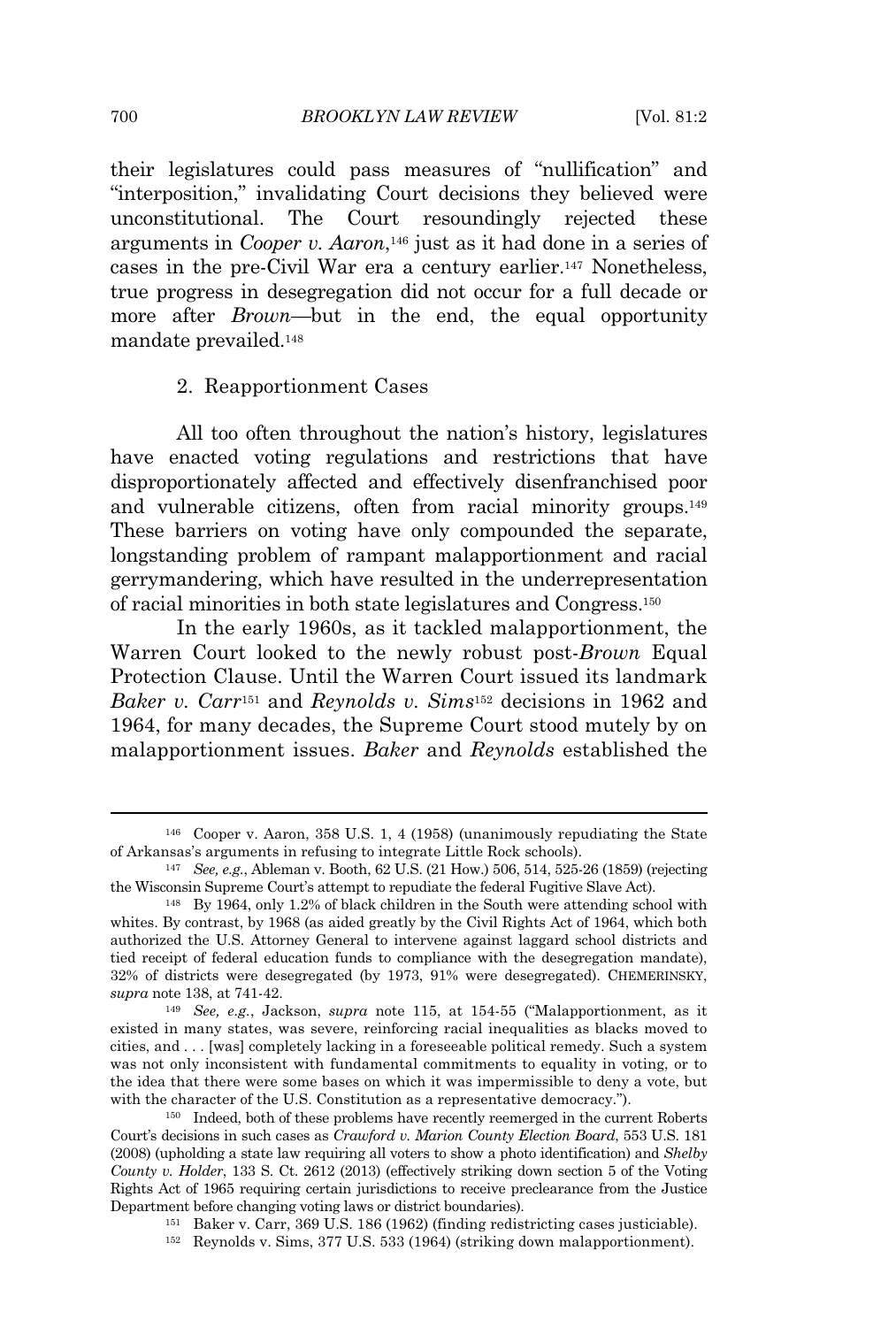their legislatures could pass measures of "nullification" and "interposition," invalidating Court decisions they believed were unconstitutional. The Court resoundingly rejected these arguments in *Cooper v. Aaron*,[146] just as it had done in a series of cases in the pre-Civil War era a century earlier.[147] Nonetheless, true progress in desegregation did not occur for a full decade or more after *Brown*—but in the end, the equal opportunity mandate prevailed.[148]

### 2. Reapportionment Cases

All too often throughout the nation's history, legislatures have enacted voting regulations and restrictions that have disproportionately affected and effectively disenfranchised poor and vulnerable citizens, often from racial minority groups.[149] These barriers on voting have only compounded the separate, longstanding problem of rampant malapportionment and racial gerrymandering, which have resulted in the underrepresentation of racial minorities in both state legislatures and Congress.[150]

In the early 1960s, as it tackled malapportionment, the Warren Court looked to the newly robust post-*Brown* Equal Protection Clause. Until the Warren Court issued its landmark *Baker v. Carr*[151] and *Reynolds v. Sims*[152] decisions in 1962 and 1964, for many decades, the Supreme Court stood mutely by on malapportionment issues. *Baker* and *Reynolds* established the

---

[146] Cooper v. Aaron, 358 U.S. 1, 4 (1958) (unanimously repudiating the State of Arkansas's arguments in refusing to integrate Little Rock schools).

[147] *See, e.g.*, Ableman v. Booth, 62 U.S. (21 How.) 506, 514, 525-26 (1859) (rejecting the Wisconsin Supreme Court's attempt to repudiate the federal Fugitive Slave Act).

[148] By 1964, only 1.2% of black children in the South were attending school with whites. By contrast, by 1968 (as aided greatly by the Civil Rights Act of 1964, which both authorized the U.S. Attorney General to intervene against laggard school districts and tied receipt of federal education funds to compliance with the desegregation mandate), 32% of districts were desegregated (by 1973, 91% were desegregated). CHEMERINSKY, *supra* note 138, at 741-42.

[149] *See, e.g.*, Jackson, *supra* note 115, at 154-55 ("Malapportionment, as it existed in many states, was severe, reinforcing racial inequalities as blacks moved to cities, and . . . [was] completely lacking in a foreseeable political remedy. Such a system was not only inconsistent with fundamental commitments to equality in voting, or to the idea that there were some bases on which it was impermissible to deny a vote, but with the character of the U.S. Constitution as a representative democracy.").

[150] Indeed, both of these problems have recently reemerged in the current Roberts Court's decisions in such cases as *Crawford v. Marion County Election Board*, 553 U.S. 181 (2008) (upholding a state law requiring all voters to show a photo identification) and *Shelby County v. Holder*, 133 S. Ct. 2612 (2013) (effectively striking down section 5 of the Voting Rights Act of 1965 requiring certain jurisdictions to receive preclearance from the Justice Department before changing voting laws or district boundaries).

[151] Baker v. Carr, 369 U.S. 186 (1962) (finding redistricting cases justiciable).

[152] Reynolds v. Sims, 377 U.S. 533 (1964) (striking down malapportionment).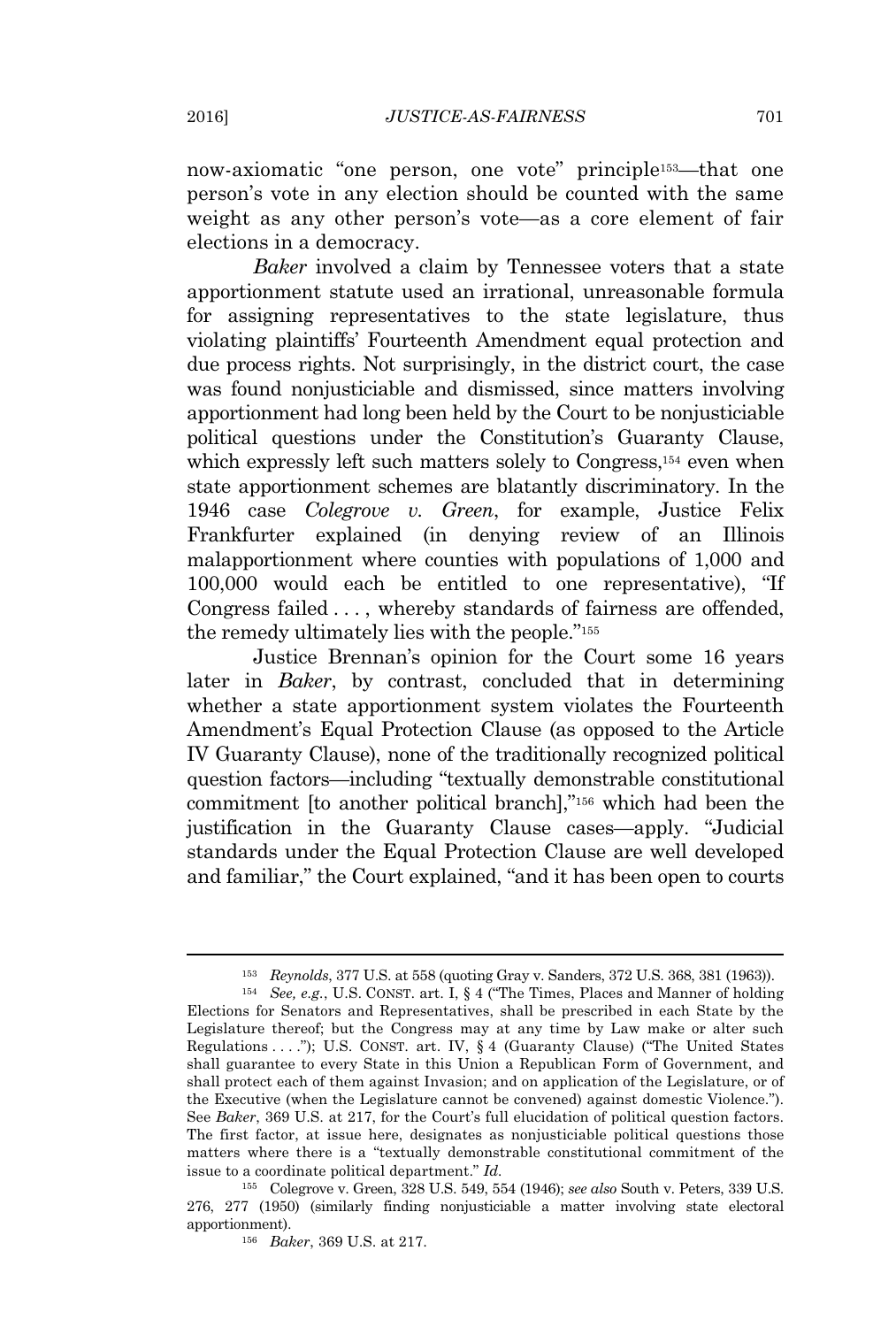now-axiomatic "one person, one vote" principle[153]—that one person's vote in any election should be counted with the same weight as any other person's vote—as a core element of fair elections in a democracy.

*Baker* involved a claim by Tennessee voters that a state apportionment statute used an irrational, unreasonable formula for assigning representatives to the state legislature, thus violating plaintiffs' Fourteenth Amendment equal protection and due process rights. Not surprisingly, in the district court, the case was found nonjusticiable and dismissed, since matters involving apportionment had long been held by the Court to be nonjusticiable political questions under the Constitution's Guaranty Clause, which expressly left such matters solely to Congress,[154] even when state apportionment schemes are blatantly discriminatory. In the 1946 case *Colegrove v. Green*, for example, Justice Felix Frankfurter explained (in denying review of an Illinois malapportionment where counties with populations of 1,000 and 100,000 would each be entitled to one representative), "If Congress failed . . . , whereby standards of fairness are offended, the remedy ultimately lies with the people."[155]

Justice Brennan's opinion for the Court some 16 years later in *Baker*, by contrast, concluded that in determining whether a state apportionment system violates the Fourteenth Amendment's Equal Protection Clause (as opposed to the Article IV Guaranty Clause), none of the traditionally recognized political question factors—including "textually demonstrable constitutional commitment [to another political branch],"[156] which had been the justification in the Guaranty Clause cases—apply. "Judicial standards under the Equal Protection Clause are well developed and familiar," the Court explained, "and it has been open to courts

---

[153] *Reynolds*, 377 U.S. at 558 (quoting Gray v. Sanders, 372 U.S. 368, 381 (1963)).

[154] *See, e.g.*, U.S. CONST. art. I, § 4 ("The Times, Places and Manner of holding Elections for Senators and Representatives, shall be prescribed in each State by the Legislature thereof; but the Congress may at any time by Law make or alter such Regulations . . . ."); U.S. CONST. art. IV, § 4 (Guaranty Clause) ("The United States shall guarantee to every State in this Union a Republican Form of Government, and shall protect each of them against Invasion; and on application of the Legislature, or of the Executive (when the Legislature cannot be convened) against domestic Violence."). See *Baker*, 369 U.S. at 217, for the Court's full elucidation of political question factors. The first factor, at issue here, designates as nonjusticiable political questions those matters where there is a "textually demonstrable constitutional commitment of the issue to a coordinate political department." *Id.*

[155] Colegrove v. Green, 328 U.S. 549, 554 (1946); *see also* South v. Peters, 339 U.S. 276, 277 (1950) (similarly finding nonjusticiable a matter involving state electoral apportionment).

[156] *Baker*, 369 U.S. at 217.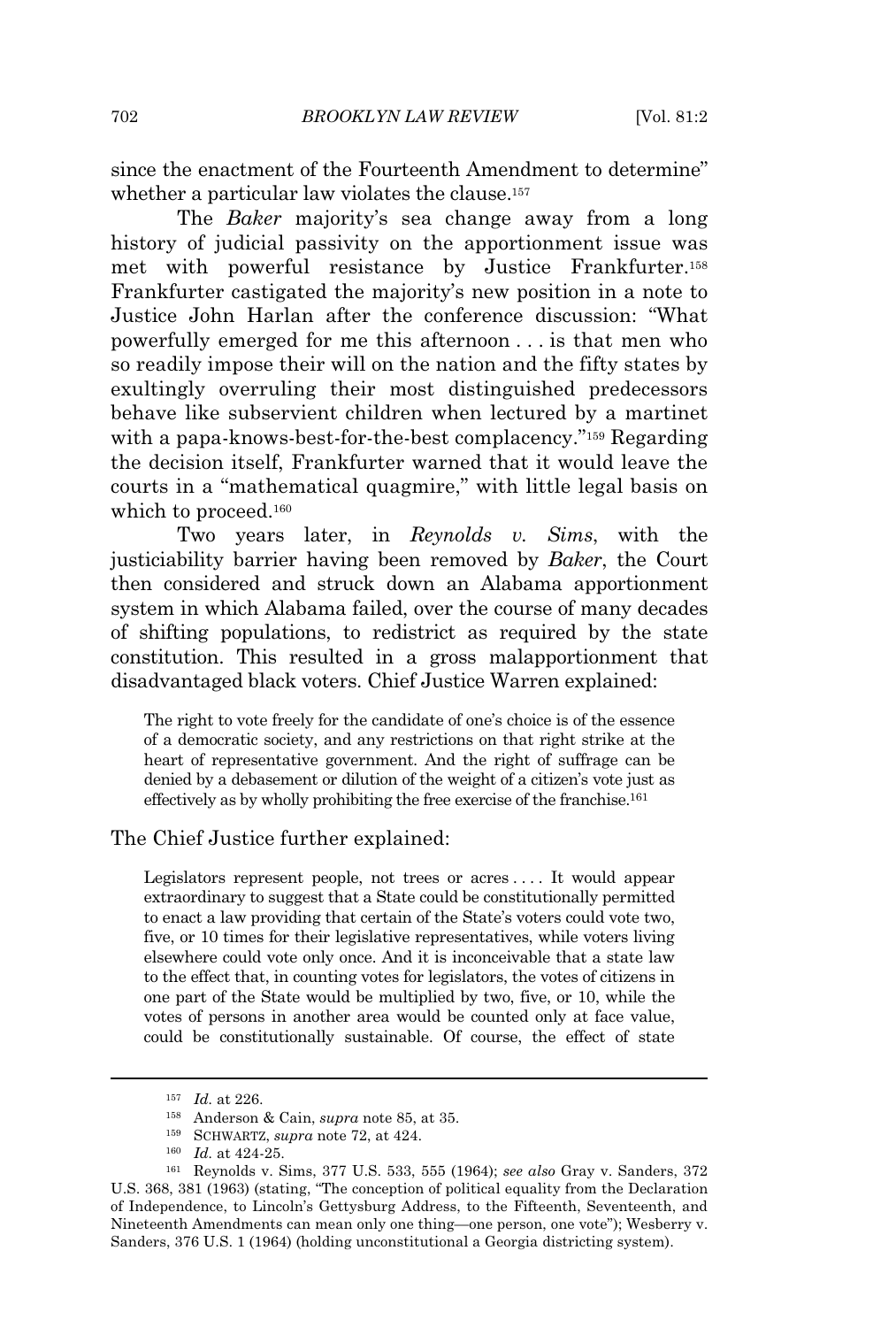since the enactment of the Fourteenth Amendment to determine" whether a particular law violates the clause.[157]

The *Baker* majority's sea change away from a long history of judicial passivity on the apportionment issue was met with powerful resistance by Justice Frankfurter.[158] Frankfurter castigated the majority's new position in a note to Justice John Harlan after the conference discussion: "What powerfully emerged for me this afternoon . . . is that men who so readily impose their will on the nation and the fifty states by exultingly overruling their most distinguished predecessors behave like subservient children when lectured by a martinet with a papa-knows-best-for-the-best complacency."[159] Regarding the decision itself, Frankfurter warned that it would leave the courts in a "mathematical quagmire," with little legal basis on which to proceed.[160]

Two years later, in *Reynolds v. Sims*, with the justiciability barrier having been removed by *Baker*, the Court then considered and struck down an Alabama apportionment system in which Alabama failed, over the course of many decades of shifting populations, to redistrict as required by the state constitution. This resulted in a gross malapportionment that disadvantaged black voters. Chief Justice Warren explained:

> The right to vote freely for the candidate of one's choice is of the essence of a democratic society, and any restrictions on that right strike at the heart of representative government. And the right of suffrage can be denied by a debasement or dilution of the weight of a citizen's vote just as effectively as by wholly prohibiting the free exercise of the franchise.[161]

The Chief Justice further explained:

> Legislators represent people, not trees or acres . . . . It would appear extraordinary to suggest that a State could be constitutionally permitted to enact a law providing that certain of the State's voters could vote two, five, or 10 times for their legislative representatives, while voters living elsewhere could vote only once. And it is inconceivable that a state law to the effect that, in counting votes for legislators, the votes of citizens in one part of the State would be multiplied by two, five, or 10, while the votes of persons in another area would be counted only at face value, could be constitutionally sustainable. Of course, the effect of state

---

[157] *Id.* at 226.

[158] Anderson & Cain, *supra* note 85, at 35.

[159] SCHWARTZ, *supra* note 72, at 424.

[160] *Id.* at 424-25.

[161] Reynolds v. Sims, 377 U.S. 533, 555 (1964); *see also* Gray v. Sanders, 372 U.S. 368, 381 (1963) (stating, "The conception of political equality from the Declaration of Independence, to Lincoln's Gettysburg Address, to the Fifteenth, Seventeenth, and Nineteenth Amendments can mean only one thing—one person, one vote"); Wesberry v. Sanders, 376 U.S. 1 (1964) (holding unconstitutional a Georgia districting system).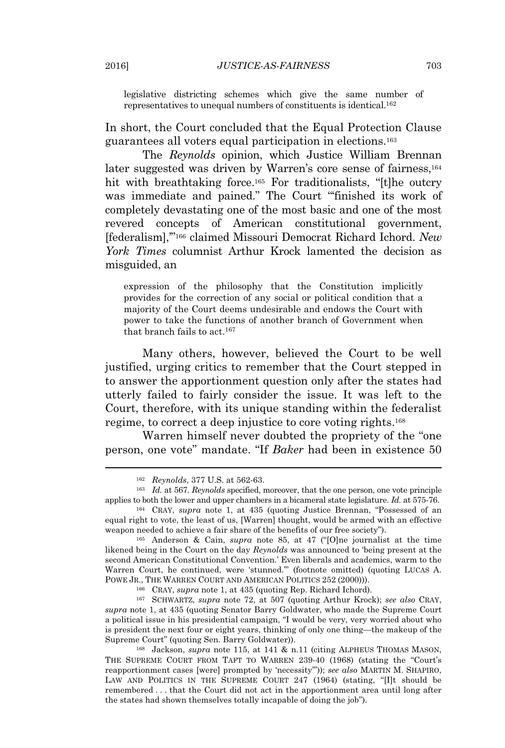> legislative districting schemes which give the same number of representatives to unequal numbers of constituents is identical.[162]

In short, the Court concluded that the Equal Protection Clause guarantees all voters equal participation in elections.[163]

The *Reynolds* opinion, which Justice William Brennan later suggested was driven by Warren's core sense of fairness,[164] hit with breathtaking force.[165] For traditionalists, "[t]he outcry was immediate and pained." The Court "'finished its work of completely devastating one of the most basic and one of the most revered concepts of American constitutional government, [federalism],'"[166] claimed Missouri Democrat Richard Ichord. *New York Times* columnist Arthur Krock lamented the decision as misguided, an

> expression of the philosophy that the Constitution implicitly provides for the correction of any social or political condition that a majority of the Court deems undesirable and endows the Court with power to take the functions of another branch of Government when that branch fails to act.[167]

Many others, however, believed the Court to be well justified, urging critics to remember that the Court stepped in to answer the apportionment question only after the states had utterly failed to fairly consider the issue. It was left to the Court, therefore, with its unique standing within the federalist regime, to correct a deep injustice to core voting rights.[168]

Warren himself never doubted the propriety of the "one person, one vote" mandate. "If *Baker* had been in existence 50

---

[162] *Reynolds*, 377 U.S. at 562-63.

[163] *Id.* at 567. *Reynolds* specified, moreover, that the one person, one vote principle applies to both the lower and upper chambers in a bicameral state legislature. *Id.* at 575-76.

[164] CRAY, *supra* note 1, at 435 (quoting Justice Brennan, "Possessed of an equal right to vote, the least of us, [Warren] thought, would be armed with an effective weapon needed to achieve a fair share of the benefits of our free society").

[165] Anderson & Cain, *supra* note 85, at 47 ("[O]ne journalist at the time likened being in the Court on the day *Reynolds* was announced to 'being present at the second American Constitutional Convention.' Even liberals and academics, warm to the Warren Court, he continued, were 'stunned.'" (footnote omitted) (quoting LUCAS A. POWE JR., THE WARREN COURT AND AMERICAN POLITICS 252 (2000))).

[166] CRAY, *supra* note 1, at 435 (quoting Rep. Richard Ichord).

[167] SCHWARTZ, *supra* note 72, at 507 (quoting Arthur Krock); *see also* CRAY, *supra* note 1, at 435 (quoting Senator Barry Goldwater, who made the Supreme Court a political issue in his presidential campaign, "I would be very, very worried about who is president the next four or eight years, thinking of only one thing—the makeup of the Supreme Court" (quoting Sen. Barry Goldwater)).

[168] Jackson, *supra* note 115, at 141 & n.11 (citing ALPHEUS THOMAS MASON, THE SUPREME COURT FROM TAFT TO WARREN 239-40 (1968) (stating the "Court's reapportionment cases [were] prompted by 'necessity'")); *see also* MARTIN M. SHAPIRO, LAW AND POLITICS IN THE SUPREME COURT 247 (1964) (stating, "[I]t should be remembered . . . that the Court did not act in the apportionment area until long after the states had shown themselves totally incapable of doing the job").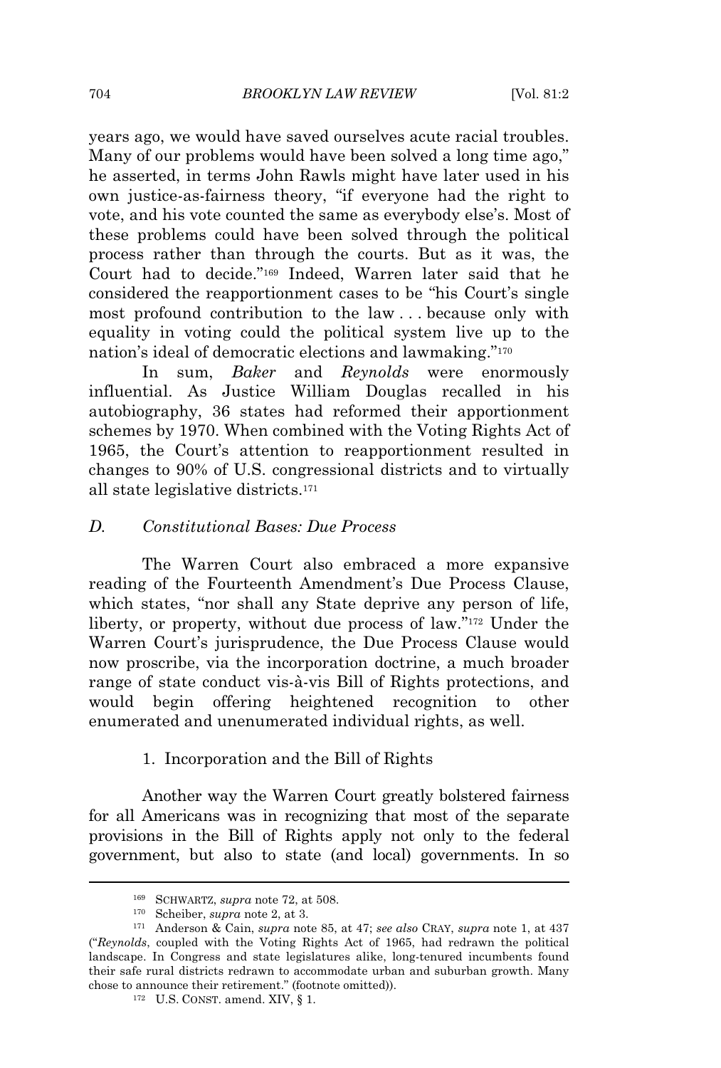years ago, we would have saved ourselves acute racial troubles. Many of our problems would have been solved a long time ago," he asserted, in terms John Rawls might have later used in his own justice-as-fairness theory, "if everyone had the right to vote, and his vote counted the same as everybody else's. Most of these problems could have been solved through the political process rather than through the courts. But as it was, the Court had to decide."[169] Indeed, Warren later said that he considered the reapportionment cases to be "his Court's single most profound contribution to the law . . . because only with equality in voting could the political system live up to the nation's ideal of democratic elections and lawmaking."[170]

In sum, *Baker* and *Reynolds* were enormously influential. As Justice William Douglas recalled in his autobiography, 36 states had reformed their apportionment schemes by 1970. When combined with the Voting Rights Act of 1965, the Court's attention to reapportionment resulted in changes to 90% of U.S. congressional districts and to virtually all state legislative districts.[171]

### *D. Constitutional Bases: Due Process*

The Warren Court also embraced a more expansive reading of the Fourteenth Amendment's Due Process Clause, which states, "nor shall any State deprive any person of life, liberty, or property, without due process of law."[172] Under the Warren Court's jurisprudence, the Due Process Clause would now proscribe, via the incorporation doctrine, a much broader range of state conduct vis-à-vis Bill of Rights protections, and would begin offering heightened recognition to other enumerated and unenumerated individual rights, as well.

#### 1. Incorporation and the Bill of Rights

Another way the Warren Court greatly bolstered fairness for all Americans was in recognizing that most of the separate provisions in the Bill of Rights apply not only to the federal government, but also to state (and local) governments. In so

---

[169] SCHWARTZ, *supra* note 72, at 508.

[170] Scheiber, *supra* note 2, at 3.

[171] Anderson & Cain, *supra* note 85, at 47; *see also* CRAY, *supra* note 1, at 437 ("*Reynolds*, coupled with the Voting Rights Act of 1965, had redrawn the political landscape. In Congress and state legislatures alike, long-tenured incumbents found their safe rural districts redrawn to accommodate urban and suburban growth. Many chose to announce their retirement." (footnote omitted)).

[172] U.S. CONST. amend. XIV, § 1.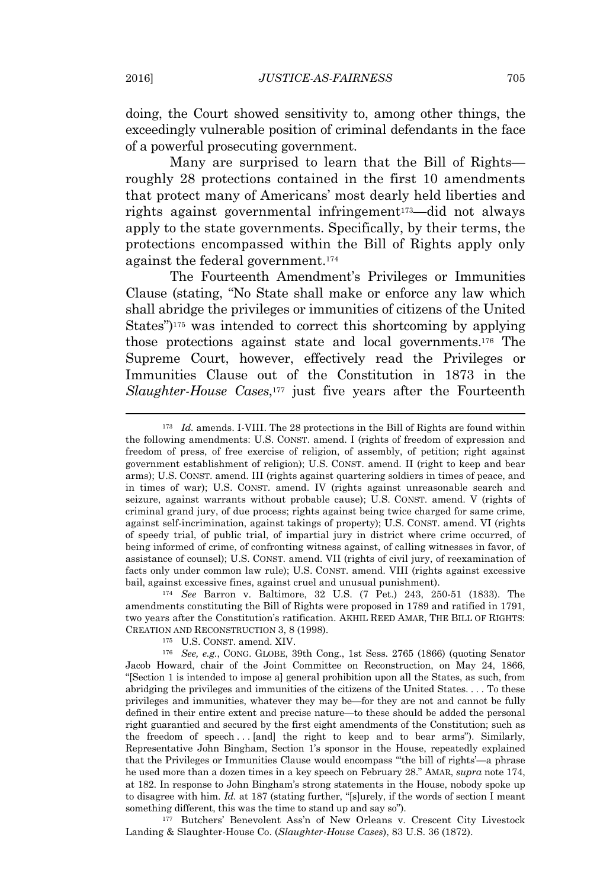doing, the Court showed sensitivity to, among other things, the exceedingly vulnerable position of criminal defendants in the face of a powerful prosecuting government.

Many are surprised to learn that the Bill of Rights—roughly 28 protections contained in the first 10 amendments that protect many of Americans' most dearly held liberties and rights against governmental infringement[173]—did not always apply to the state governments. Specifically, by their terms, the protections encompassed within the Bill of Rights apply only against the federal government.[174]

The Fourteenth Amendment's Privileges or Immunities Clause (stating, "No State shall make or enforce any law which shall abridge the privileges or immunities of citizens of the United States")[175] was intended to correct this shortcoming by applying those protections against state and local governments.[176] The Supreme Court, however, effectively read the Privileges or Immunities Clause out of the Constitution in 1873 in the *Slaughter-House Cases*,[177] just five years after the Fourteenth

---

[173] *Id.* amends. I-VIII. The 28 protections in the Bill of Rights are found within the following amendments: U.S. CONST. amend. I (rights of freedom of expression and freedom of press, of free exercise of religion, of assembly, of petition; right against government establishment of religion); U.S. CONST. amend. II (right to keep and bear arms); U.S. CONST. amend. III (rights against quartering soldiers in times of peace, and in times of war); U.S. CONST. amend. IV (rights against unreasonable search and seizure, against warrants without probable cause); U.S. CONST. amend. V (rights of criminal grand jury, of due process; rights against being twice charged for same crime, against self-incrimination, against takings of property); U.S. CONST. amend. VI (rights of speedy trial, of public trial, of impartial jury in district where crime occurred, of being informed of crime, of confronting witness against, of calling witnesses in favor, of assistance of counsel); U.S. CONST. amend. VII (rights of civil jury, of reexamination of facts only under common law rule); U.S. CONST. amend. VIII (rights against excessive bail, against excessive fines, against cruel and unusual punishment).

[174] *See* Barron v. Baltimore, 32 U.S. (7 Pet.) 243, 250-51 (1833). The amendments constituting the Bill of Rights were proposed in 1789 and ratified in 1791, two years after the Constitution's ratification. AKHIL REED AMAR, THE BILL OF RIGHTS: CREATION AND RECONSTRUCTION 3, 8 (1998).

[175] U.S. CONST. amend. XIV.

[176] *See, e.g.*, CONG. GLOBE, 39th Cong., 1st Sess. 2765 (1866) (quoting Senator Jacob Howard, chair of the Joint Committee on Reconstruction, on May 24, 1866, "[Section 1 is intended to impose a] general prohibition upon all the States, as such, from abridging the privileges and immunities of the citizens of the United States. . . . To these privileges and immunities, whatever they may be—for they are not and cannot be fully defined in their entire extent and precise nature—to these should be added the personal right guarantied and secured by the first eight amendments of the Constitution; such as the freedom of speech . . . [and] the right to keep and to bear arms"). Similarly, Representative John Bingham, Section 1's sponsor in the House, repeatedly explained that the Privileges or Immunities Clause would encompass "'the bill of rights'—a phrase he used more than a dozen times in a key speech on February 28." AMAR, *supra* note 174, at 182. In response to John Bingham's strong statements in the House, nobody spoke up to disagree with him. *Id.* at 187 (stating further, "[s]urely, if the words of section I meant something different, this was the time to stand up and say so").

[177] Butchers' Benevolent Ass'n of New Orleans v. Crescent City Livestock Landing & Slaughter-House Co. (*Slaughter-House Cases*), 83 U.S. 36 (1872).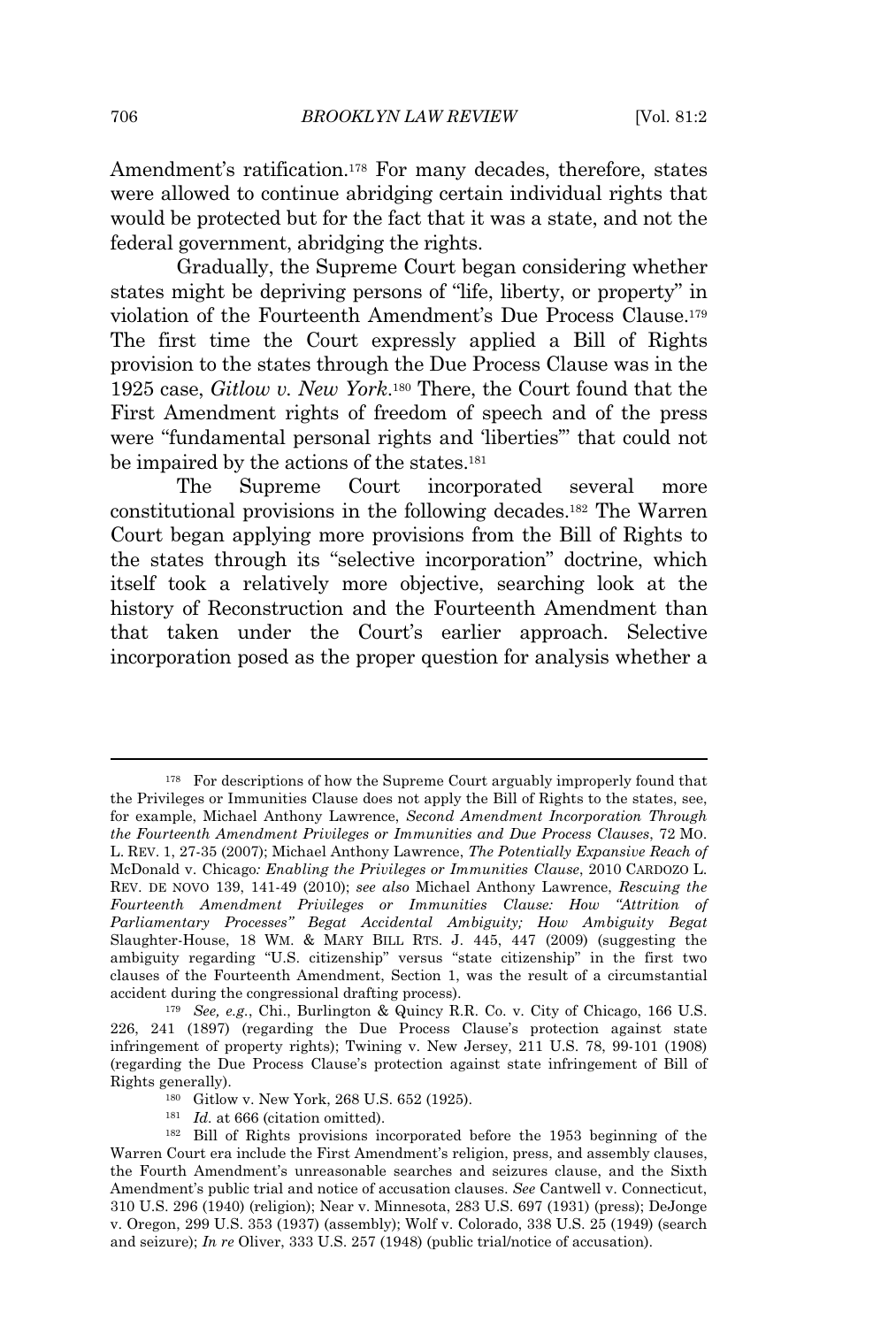Amendment's ratification.[178] For many decades, therefore, states were allowed to continue abridging certain individual rights that would be protected but for the fact that it was a state, and not the federal government, abridging the rights.

Gradually, the Supreme Court began considering whether states might be depriving persons of "life, liberty, or property" in violation of the Fourteenth Amendment's Due Process Clause.[179] The first time the Court expressly applied a Bill of Rights provision to the states through the Due Process Clause was in the 1925 case, *Gitlow v. New York*.[180] There, the Court found that the First Amendment rights of freedom of speech and of the press were "fundamental personal rights and 'liberties'" that could not be impaired by the actions of the states.[181]

The Supreme Court incorporated several more constitutional provisions in the following decades.[182] The Warren Court began applying more provisions from the Bill of Rights to the states through its "selective incorporation" doctrine, which itself took a relatively more objective, searching look at the history of Reconstruction and the Fourteenth Amendment than that taken under the Court's earlier approach. Selective incorporation posed as the proper question for analysis whether a

---

[178] For descriptions of how the Supreme Court arguably improperly found that the Privileges or Immunities Clause does not apply the Bill of Rights to the states, see, for example, Michael Anthony Lawrence, *Second Amendment Incorporation Through the Fourteenth Amendment Privileges or Immunities and Due Process Clauses*, 72 MO. L. REV. 1, 27-35 (2007); Michael Anthony Lawrence, *The Potentially Expansive Reach of* McDonald v. Chicago*: Enabling the Privileges or Immunities Clause*, 2010 CARDOZO L. REV. DE NOVO 139, 141-49 (2010); *see also* Michael Anthony Lawrence, *Rescuing the Fourteenth Amendment Privileges or Immunities Clause: How "Attrition of Parliamentary Processes" Begat Accidental Ambiguity; How Ambiguity Begat* Slaughter-House, 18 WM. & MARY BILL RTS. J. 445, 447 (2009) (suggesting the ambiguity regarding "U.S. citizenship" versus "state citizenship" in the first two clauses of the Fourteenth Amendment, Section 1, was the result of a circumstantial accident during the congressional drafting process).

[179] *See, e.g.*, Chi., Burlington & Quincy R.R. Co. v. City of Chicago, 166 U.S. 226, 241 (1897) (regarding the Due Process Clause's protection against state infringement of property rights); Twining v. New Jersey, 211 U.S. 78, 99-101 (1908) (regarding the Due Process Clause's protection against state infringement of Bill of Rights generally).

[180] Gitlow v. New York, 268 U.S. 652 (1925).

[181] *Id.* at 666 (citation omitted).

[182] Bill of Rights provisions incorporated before the 1953 beginning of the Warren Court era include the First Amendment's religion, press, and assembly clauses, the Fourth Amendment's unreasonable searches and seizures clause, and the Sixth Amendment's public trial and notice of accusation clauses. *See* Cantwell v. Connecticut, 310 U.S. 296 (1940) (religion); Near v. Minnesota, 283 U.S. 697 (1931) (press); DeJonge v. Oregon, 299 U.S. 353 (1937) (assembly); Wolf v. Colorado, 338 U.S. 25 (1949) (search and seizure); *In re* Oliver, 333 U.S. 257 (1948) (public trial/notice of accusation).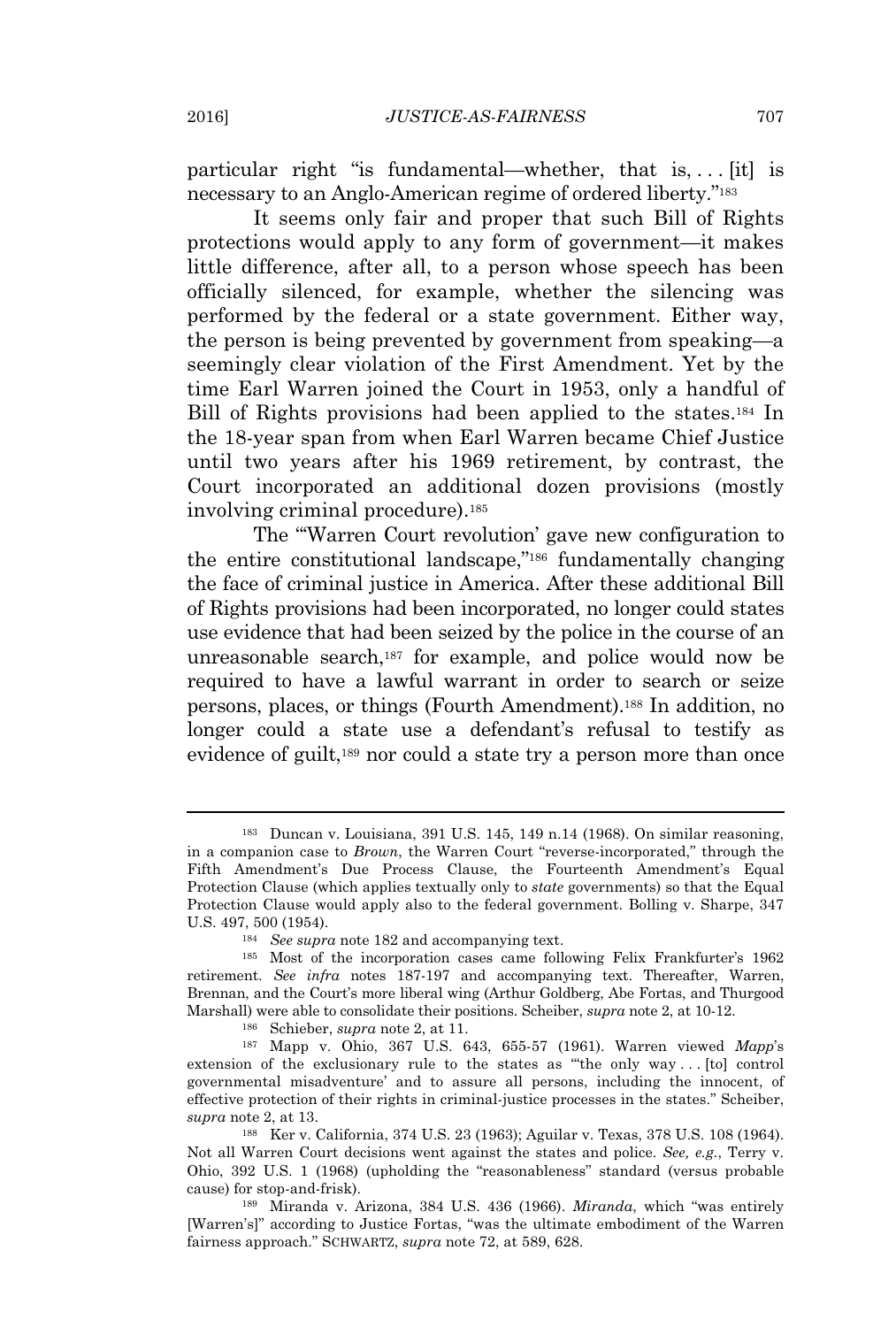particular right "is fundamental—whether, that is, . . . [it] is necessary to an Anglo-American regime of ordered liberty."[183]

It seems only fair and proper that such Bill of Rights protections would apply to any form of government—it makes little difference, after all, to a person whose speech has been officially silenced, for example, whether the silencing was performed by the federal or a state government. Either way, the person is being prevented by government from speaking—a seemingly clear violation of the First Amendment. Yet by the time Earl Warren joined the Court in 1953, only a handful of Bill of Rights provisions had been applied to the states.[184] In the 18-year span from when Earl Warren became Chief Justice until two years after his 1969 retirement, by contrast, the Court incorporated an additional dozen provisions (mostly involving criminal procedure).[185]

The "'Warren Court revolution' gave new configuration to the entire constitutional landscape,"[186] fundamentally changing the face of criminal justice in America. After these additional Bill of Rights provisions had been incorporated, no longer could states use evidence that had been seized by the police in the course of an unreasonable search,[187] for example, and police would now be required to have a lawful warrant in order to search or seize persons, places, or things (Fourth Amendment).[188] In addition, no longer could a state use a defendant's refusal to testify as evidence of guilt,[189] nor could a state try a person more than once

---

[183] Duncan v. Louisiana, 391 U.S. 145, 149 n.14 (1968). On similar reasoning, in a companion case to *Brown*, the Warren Court "reverse-incorporated," through the Fifth Amendment's Due Process Clause, the Fourteenth Amendment's Equal Protection Clause (which applies textually only to *state* governments) so that the Equal Protection Clause would apply also to the federal government. Bolling v. Sharpe, 347 U.S. 497, 500 (1954).

[184] *See supra* note 182 and accompanying text.

[185] Most of the incorporation cases came following Felix Frankfurter's 1962 retirement. *See infra* notes 187-197 and accompanying text. Thereafter, Warren, Brennan, and the Court's more liberal wing (Arthur Goldberg, Abe Fortas, and Thurgood Marshall) were able to consolidate their positions. Scheiber, *supra* note 2, at 10-12.

[186] Schieber, *supra* note 2, at 11.

[187] Mapp v. Ohio, 367 U.S. 643, 655-57 (1961). Warren viewed *Mapp*'s extension of the exclusionary rule to the states as "'the only way . . . [to] control governmental misadventure' and to assure all persons, including the innocent, of effective protection of their rights in criminal-justice processes in the states." Scheiber, *supra* note 2, at 13.

[188] Ker v. California, 374 U.S. 23 (1963); Aguilar v. Texas, 378 U.S. 108 (1964). Not all Warren Court decisions went against the states and police. *See, e.g.*, Terry v. Ohio, 392 U.S. 1 (1968) (upholding the "reasonableness" standard (versus probable cause) for stop-and-frisk).

[189] Miranda v. Arizona, 384 U.S. 436 (1966). *Miranda*, which "was entirely [Warren's]" according to Justice Fortas, "was the ultimate embodiment of the Warren fairness approach." SCHWARTZ, *supra* note 72, at 589, 628.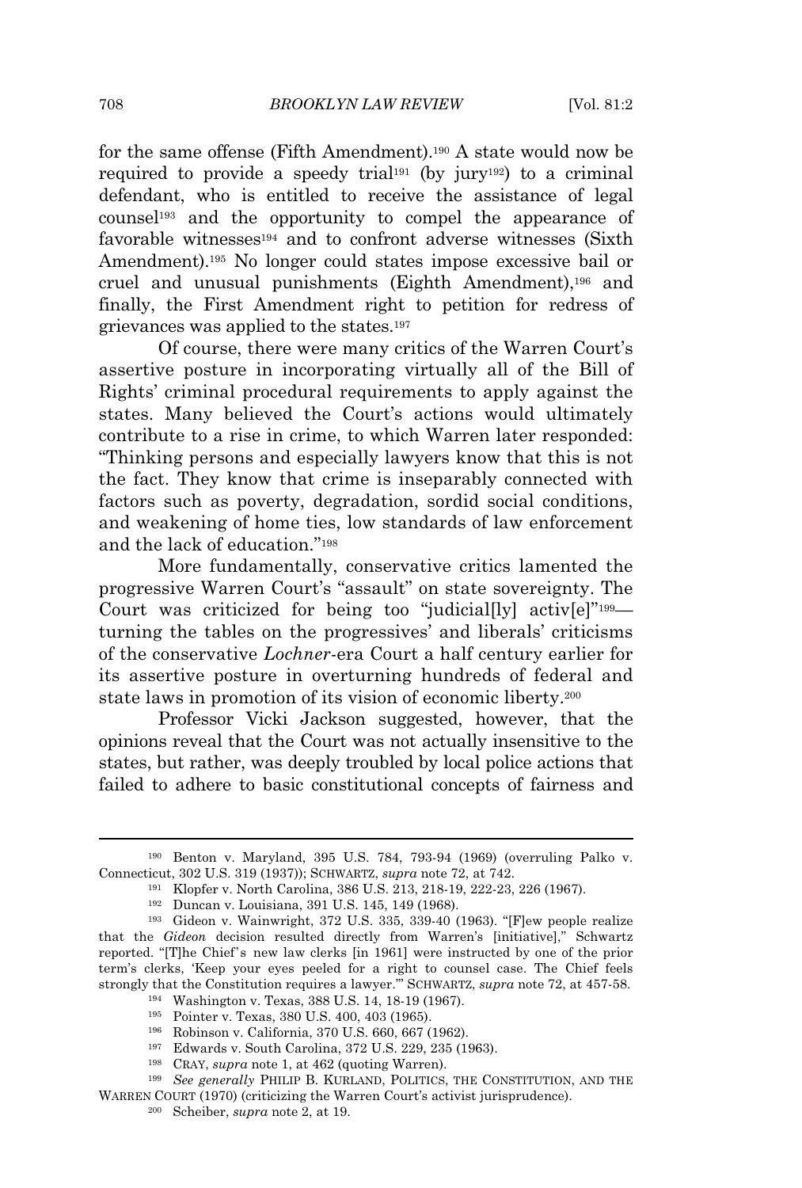for the same offense (Fifth Amendment).[190] A state would now be required to provide a speedy trial[191] (by jury[192]) to a criminal defendant, who is entitled to receive the assistance of legal counsel[193] and the opportunity to compel the appearance of favorable witnesses[194] and to confront adverse witnesses (Sixth Amendment).[195] No longer could states impose excessive bail or cruel and unusual punishments (Eighth Amendment),[196] and finally, the First Amendment right to petition for redress of grievances was applied to the states.[197]

Of course, there were many critics of the Warren Court's assertive posture in incorporating virtually all of the Bill of Rights' criminal procedural requirements to apply against the states. Many believed the Court's actions would ultimately contribute to a rise in crime, to which Warren later responded: "Thinking persons and especially lawyers know that this is not the fact. They know that crime is inseparably connected with factors such as poverty, degradation, sordid social conditions, and weakening of home ties, low standards of law enforcement and the lack of education."[198]

More fundamentally, conservative critics lamented the progressive Warren Court's "assault" on state sovereignty. The Court was criticized for being too "judicial[ly] activ[e]"[199]—turning the tables on the progressives' and liberals' criticisms of the conservative *Lochner*-era Court a half century earlier for its assertive posture in overturning hundreds of federal and state laws in promotion of its vision of economic liberty.[200]

Professor Vicki Jackson suggested, however, that the opinions reveal that the Court was not actually insensitive to the states, but rather, was deeply troubled by local police actions that failed to adhere to basic constitutional concepts of fairness and

---

[190] Benton v. Maryland, 395 U.S. 784, 793-94 (1969) (overruling Palko v. Connecticut, 302 U.S. 319 (1937)); SCHWARTZ, *supra* note 72, at 742.

[191] Klopfer v. North Carolina, 386 U.S. 213, 218-19, 222-23, 226 (1967).

[192] Duncan v. Louisiana, 391 U.S. 145, 149 (1968).

[193] Gideon v. Wainwright, 372 U.S. 335, 339-40 (1963). "[F]ew people realize that the *Gideon* decision resulted directly from Warren's [initiative]," Schwartz reported. "[T]he Chief's new law clerks [in 1961] were instructed by one of the prior term's clerks, 'Keep your eyes peeled for a right to counsel case. The Chief feels strongly that the Constitution requires a lawyer.'" SCHWARTZ, *supra* note 72, at 457-58.

[194] Washington v. Texas, 388 U.S. 14, 18-19 (1967).

[195] Pointer v. Texas, 380 U.S. 400, 403 (1965).

[196] Robinson v. California, 370 U.S. 660, 667 (1962).

[197] Edwards v. South Carolina, 372 U.S. 229, 235 (1963).

[198] CRAY, *supra* note 1, at 462 (quoting Warren).

[199] *See generally* PHILIP B. KURLAND, POLITICS, THE CONSTITUTION, AND THE WARREN COURT (1970) (criticizing the Warren Court's activist jurisprudence).

[200] Scheiber, *supra* note 2, at 19.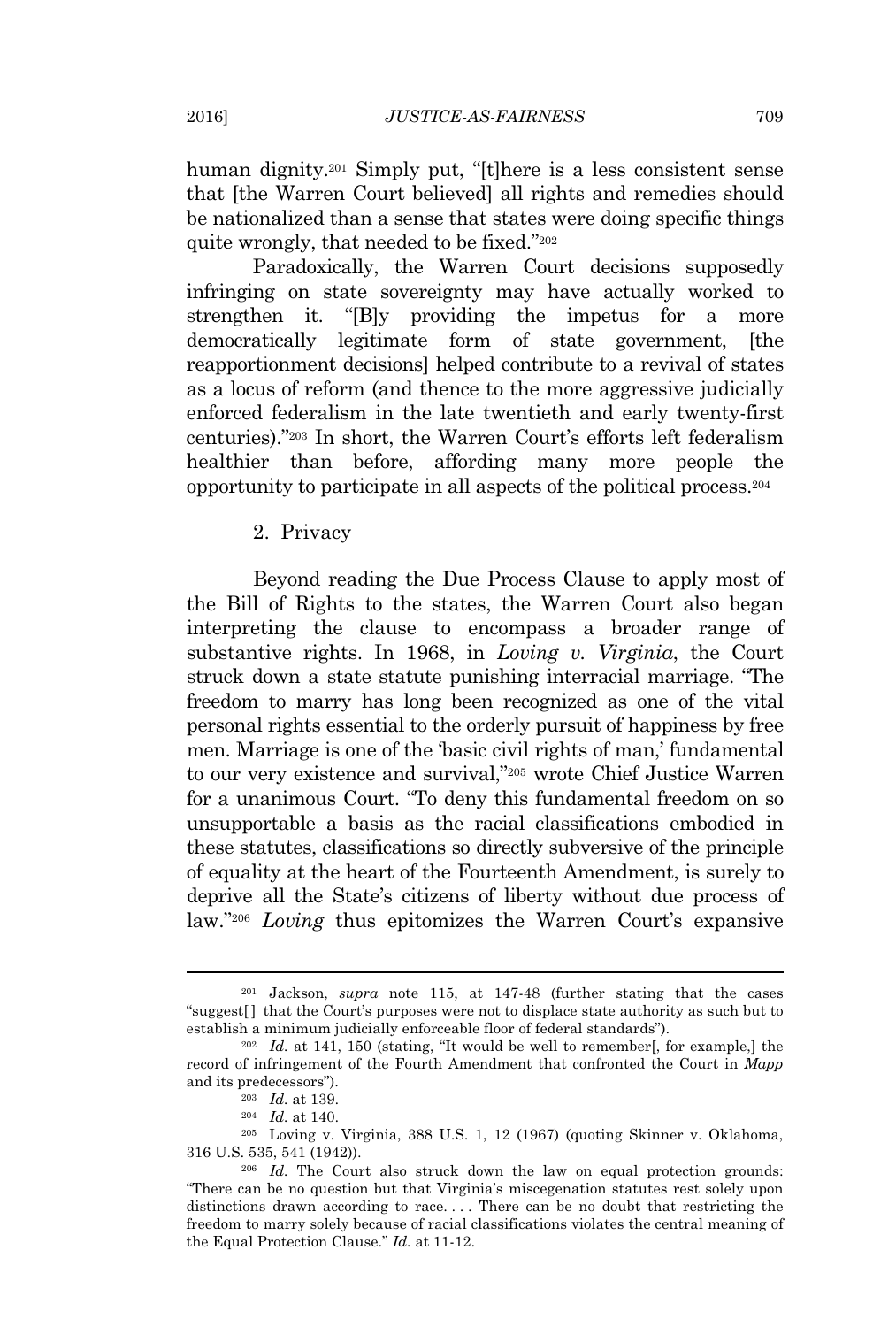human dignity.[201] Simply put, "[t]here is a less consistent sense that [the Warren Court believed] all rights and remedies should be nationalized than a sense that states were doing specific things quite wrongly, that needed to be fixed."[202]

Paradoxically, the Warren Court decisions supposedly infringing on state sovereignty may have actually worked to strengthen it. "[B]y providing the impetus for a more democratically legitimate form of state government, [the reapportionment decisions] helped contribute to a revival of states as a locus of reform (and thence to the more aggressive judicially enforced federalism in the late twentieth and early twenty-first centuries)."[203] In short, the Warren Court's efforts left federalism healthier than before, affording many more people the opportunity to participate in all aspects of the political process.[204]

### 2. Privacy

Beyond reading the Due Process Clause to apply most of the Bill of Rights to the states, the Warren Court also began interpreting the clause to encompass a broader range of substantive rights. In 1968, in *Loving v. Virginia*, the Court struck down a state statute punishing interracial marriage. "The freedom to marry has long been recognized as one of the vital personal rights essential to the orderly pursuit of happiness by free men. Marriage is one of the 'basic civil rights of man,' fundamental to our very existence and survival,"[205] wrote Chief Justice Warren for a unanimous Court. "To deny this fundamental freedom on so unsupportable a basis as the racial classifications embodied in these statutes, classifications so directly subversive of the principle of equality at the heart of the Fourteenth Amendment, is surely to deprive all the State's citizens of liberty without due process of law."[206] *Loving* thus epitomizes the Warren Court's expansive

---

[201] Jackson, *supra* note 115, at 147-48 (further stating that the cases "suggest[ ] that the Court's purposes were not to displace state authority as such but to establish a minimum judicially enforceable floor of federal standards").

[202] *Id.* at 141, 150 (stating, "It would be well to remember[, for example,] the record of infringement of the Fourth Amendment that confronted the Court in *Mapp* and its predecessors").

[203] *Id.* at 139.

[204] *Id.* at 140.

[205] Loving v. Virginia, 388 U.S. 1, 12 (1967) (quoting Skinner v. Oklahoma, 316 U.S. 535, 541 (1942)).

[206] *Id.* The Court also struck down the law on equal protection grounds: "There can be no question but that Virginia's miscegenation statutes rest solely upon distinctions drawn according to race. . . . There can be no doubt that restricting the freedom to marry solely because of racial classifications violates the central meaning of the Equal Protection Clause." *Id.* at 11-12.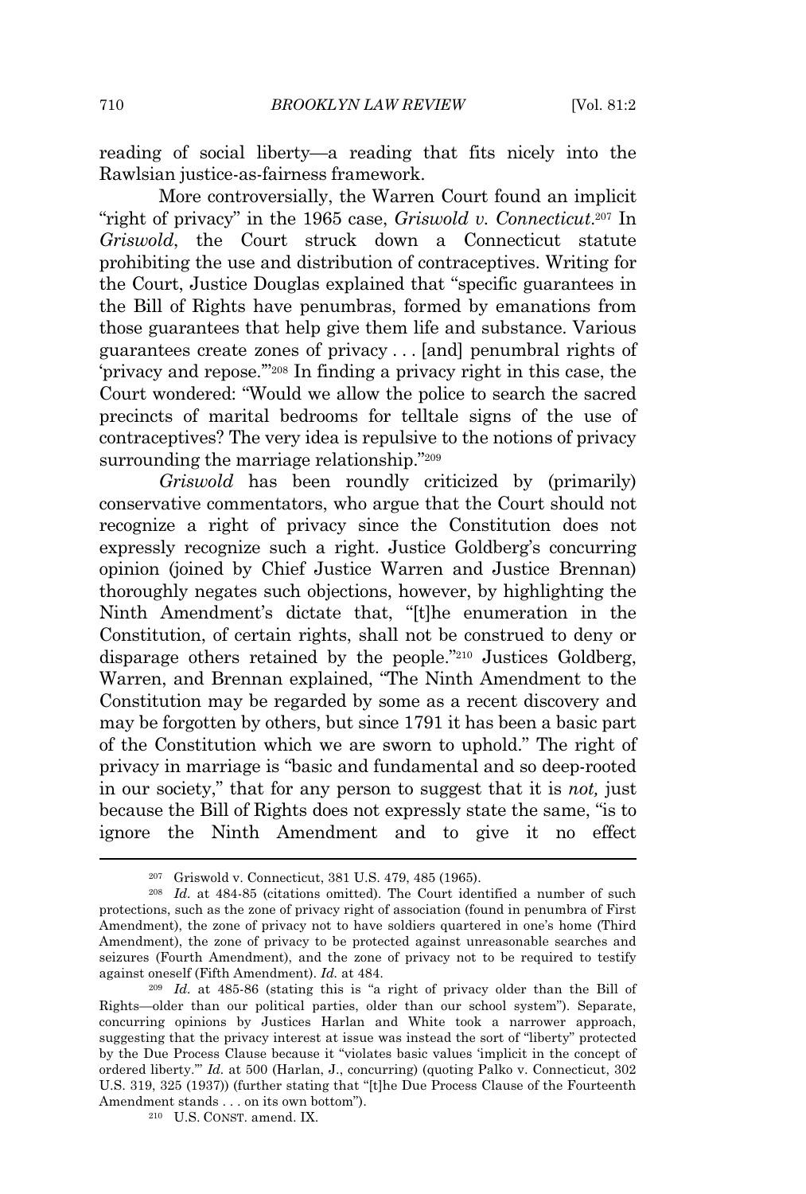reading of social liberty—a reading that fits nicely into the Rawlsian justice-as-fairness framework.

More controversially, the Warren Court found an implicit "right of privacy" in the 1965 case, *Griswold v. Connecticut*.[207] In *Griswold*, the Court struck down a Connecticut statute prohibiting the use and distribution of contraceptives. Writing for the Court, Justice Douglas explained that "specific guarantees in the Bill of Rights have penumbras, formed by emanations from those guarantees that help give them life and substance. Various guarantees create zones of privacy . . . [and] penumbral rights of 'privacy and repose.'"[208] In finding a privacy right in this case, the Court wondered: "Would we allow the police to search the sacred precincts of marital bedrooms for telltale signs of the use of contraceptives? The very idea is repulsive to the notions of privacy surrounding the marriage relationship."[209]

*Griswold* has been roundly criticized by (primarily) conservative commentators, who argue that the Court should not recognize a right of privacy since the Constitution does not expressly recognize such a right. Justice Goldberg's concurring opinion (joined by Chief Justice Warren and Justice Brennan) thoroughly negates such objections, however, by highlighting the Ninth Amendment's dictate that, "[t]he enumeration in the Constitution, of certain rights, shall not be construed to deny or disparage others retained by the people."[210] Justices Goldberg, Warren, and Brennan explained, "The Ninth Amendment to the Constitution may be regarded by some as a recent discovery and may be forgotten by others, but since 1791 it has been a basic part of the Constitution which we are sworn to uphold." The right of privacy in marriage is "basic and fundamental and so deep-rooted in our society," that for any person to suggest that it is *not,* just because the Bill of Rights does not expressly state the same, "is to ignore the Ninth Amendment and to give it no effect

---

[207] Griswold v. Connecticut, 381 U.S. 479, 485 (1965).

[208] *Id.* at 484-85 (citations omitted). The Court identified a number of such protections, such as the zone of privacy right of association (found in penumbra of First Amendment), the zone of privacy not to have soldiers quartered in one's home (Third Amendment), the zone of privacy to be protected against unreasonable searches and seizures (Fourth Amendment), and the zone of privacy not to be required to testify against oneself (Fifth Amendment). *Id.* at 484.

[209] *Id.* at 485-86 (stating this is "a right of privacy older than the Bill of Rights—older than our political parties, older than our school system"). Separate, concurring opinions by Justices Harlan and White took a narrower approach, suggesting that the privacy interest at issue was instead the sort of "liberty" protected by the Due Process Clause because it "violates basic values 'implicit in the concept of ordered liberty.'" *Id.* at 500 (Harlan, J., concurring) (quoting Palko v. Connecticut, 302 U.S. 319, 325 (1937)) (further stating that "[t]he Due Process Clause of the Fourteenth Amendment stands . . . on its own bottom").

[210] U.S. CONST. amend. IX.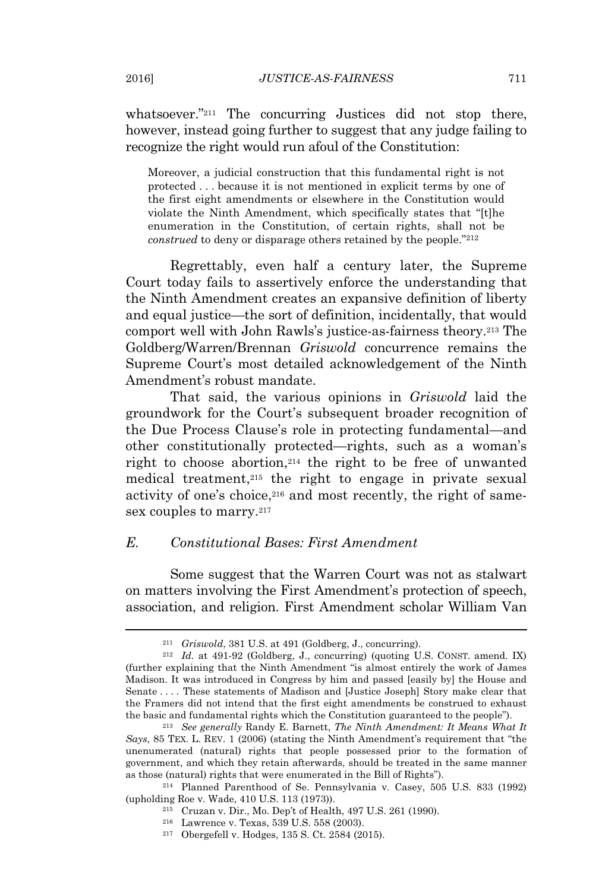whatsoever."[211] The concurring Justices did not stop there, however, instead going further to suggest that any judge failing to recognize the right would run afoul of the Constitution:

> Moreover, a judicial construction that this fundamental right is not protected . . . because it is not mentioned in explicit terms by one of the first eight amendments or elsewhere in the Constitution would violate the Ninth Amendment, which specifically states that "[t]he enumeration in the Constitution, of certain rights, shall not be *construed* to deny or disparage others retained by the people."[212]

Regrettably, even half a century later, the Supreme Court today fails to assertively enforce the understanding that the Ninth Amendment creates an expansive definition of liberty and equal justice—the sort of definition, incidentally, that would comport well with John Rawls's justice-as-fairness theory.[213] The Goldberg/Warren/Brennan *Griswold* concurrence remains the Supreme Court's most detailed acknowledgement of the Ninth Amendment's robust mandate.

That said, the various opinions in *Griswold* laid the groundwork for the Court's subsequent broader recognition of the Due Process Clause's role in protecting fundamental—and other constitutionally protected—rights, such as a woman's right to choose abortion,[214] the right to be free of unwanted medical treatment,[215] the right to engage in private sexual activity of one's choice,[216] and most recently, the right of same-sex couples to marry.[217]

### *E. Constitutional Bases: First Amendment*

Some suggest that the Warren Court was not as stalwart on matters involving the First Amendment's protection of speech, association, and religion. First Amendment scholar William Van

---

[211] *Griswold*, 381 U.S. at 491 (Goldberg, J., concurring).

[212] *Id.* at 491-92 (Goldberg, J., concurring) (quoting U.S. CONST. amend. IX) (further explaining that the Ninth Amendment "is almost entirely the work of James Madison. It was introduced in Congress by him and passed [easily by] the House and Senate . . . . These statements of Madison and [Justice Joseph] Story make clear that the Framers did not intend that the first eight amendments be construed to exhaust the basic and fundamental rights which the Constitution guaranteed to the people").

[213] *See generally* Randy E. Barnett, *The Ninth Amendment: It Means What It Says*, 85 TEX. L. REV. 1 (2006) (stating the Ninth Amendment's requirement that "the unenumerated (natural) rights that people possessed prior to the formation of government, and which they retain afterwards, should be treated in the same manner as those (natural) rights that were enumerated in the Bill of Rights").

[214] Planned Parenthood of Se. Pennsylvania v. Casey, 505 U.S. 833 (1992) (upholding Roe v. Wade, 410 U.S. 113 (1973)).

[215] Cruzan v. Dir., Mo. Dep't of Health, 497 U.S. 261 (1990).

[216] Lawrence v. Texas, 539 U.S. 558 (2003).

[217] Obergefell v. Hodges, 135 S. Ct. 2584 (2015).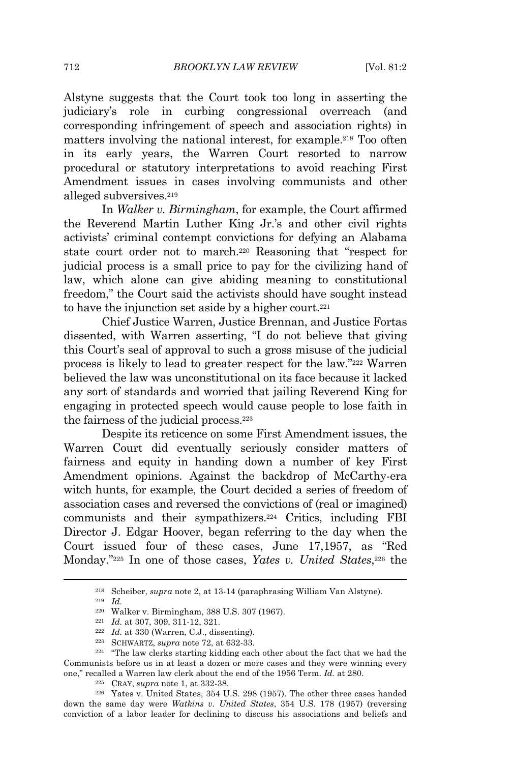Alstyne suggests that the Court took too long in asserting the judiciary's role in curbing congressional overreach (and corresponding infringement of speech and association rights) in matters involving the national interest, for example.[218] Too often in its early years, the Warren Court resorted to narrow procedural or statutory interpretations to avoid reaching First Amendment issues in cases involving communists and other alleged subversives.[219]

In *Walker v. Birmingham*, for example, the Court affirmed the Reverend Martin Luther King Jr.'s and other civil rights activists' criminal contempt convictions for defying an Alabama state court order not to march.[220] Reasoning that "respect for judicial process is a small price to pay for the civilizing hand of law, which alone can give abiding meaning to constitutional freedom," the Court said the activists should have sought instead to have the injunction set aside by a higher court.[221]

Chief Justice Warren, Justice Brennan, and Justice Fortas dissented, with Warren asserting, "I do not believe that giving this Court's seal of approval to such a gross misuse of the judicial process is likely to lead to greater respect for the law."[222] Warren believed the law was unconstitutional on its face because it lacked any sort of standards and worried that jailing Reverend King for engaging in protected speech would cause people to lose faith in the fairness of the judicial process.[223]

Despite its reticence on some First Amendment issues, the Warren Court did eventually seriously consider matters of fairness and equity in handing down a number of key First Amendment opinions. Against the backdrop of McCarthy-era witch hunts, for example, the Court decided a series of freedom of association cases and reversed the convictions of (real or imagined) communists and their sympathizers.[224] Critics, including FBI Director J. Edgar Hoover, began referring to the day when the Court issued four of these cases, June 17,1957, as "Red Monday."[225] In one of those cases, *Yates v. United States*,[226] the

---

[218] Scheiber, *supra* note 2, at 13-14 (paraphrasing William Van Alstyne).

[219] *Id.*

[220] Walker v. Birmingham, 388 U.S. 307 (1967).

[221] *Id.* at 307, 309, 311-12, 321.

[222] *Id.* at 330 (Warren, C.J., dissenting).

[223] SCHWARTZ, *supra* note 72, at 632-33.

[224] "The law clerks starting kidding each other about the fact that we had the Communists before us in at least a dozen or more cases and they were winning every one," recalled a Warren law clerk about the end of the 1956 Term. *Id.* at 280.

[225] CRAY, *supra* note 1, at 332-38.

[226] Yates v. United States, 354 U.S. 298 (1957). The other three cases handed down the same day were *Watkins v. United States*, 354 U.S. 178 (1957) (reversing conviction of a labor leader for declining to discuss his associations and beliefs and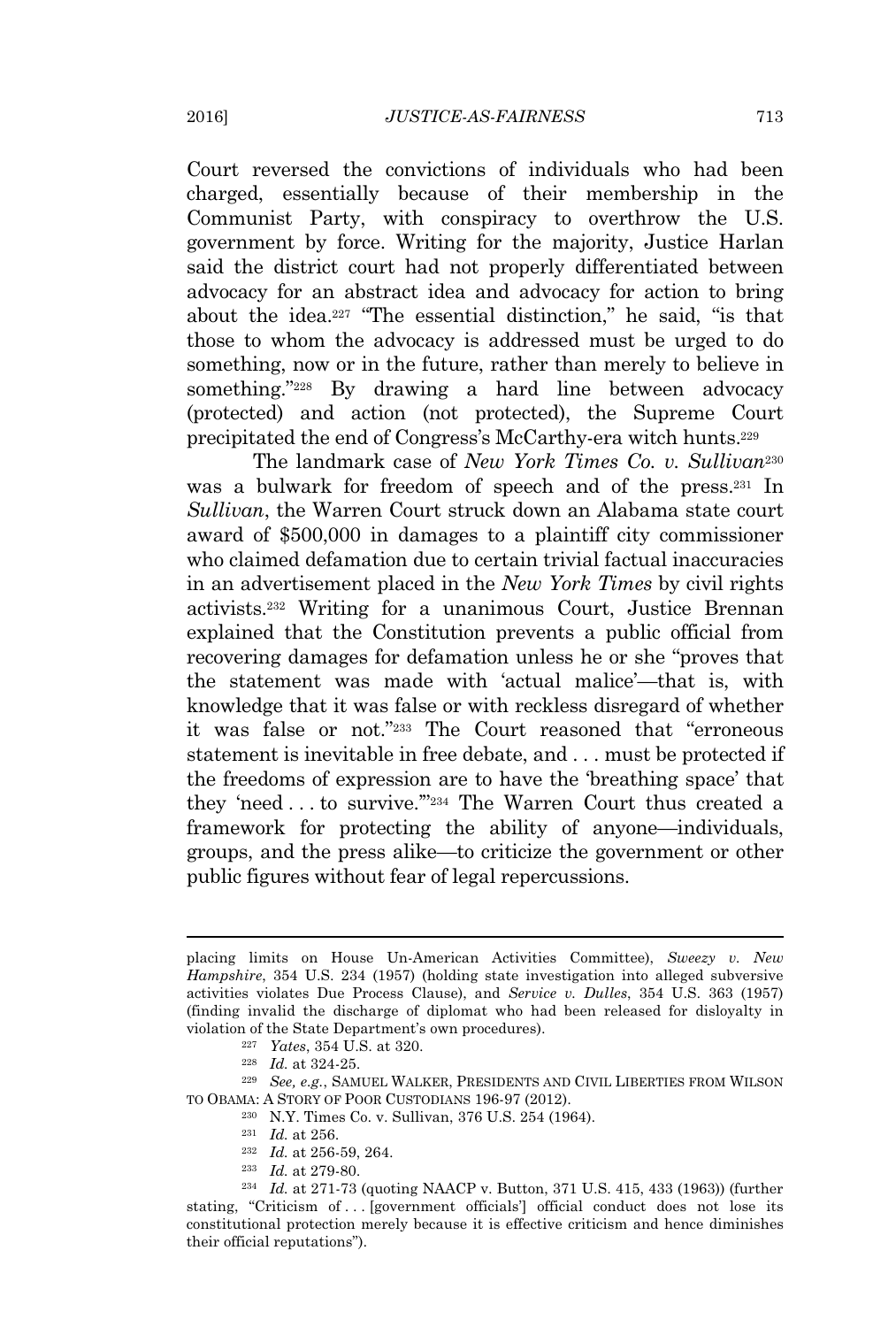Court reversed the convictions of individuals who had been charged, essentially because of their membership in the Communist Party, with conspiracy to overthrow the U.S. government by force. Writing for the majority, Justice Harlan said the district court had not properly differentiated between advocacy for an abstract idea and advocacy for action to bring about the idea.[227] "The essential distinction," he said, "is that those to whom the advocacy is addressed must be urged to do something, now or in the future, rather than merely to believe in something."[228] By drawing a hard line between advocacy (protected) and action (not protected), the Supreme Court precipitated the end of Congress's McCarthy-era witch hunts.[229]

The landmark case of *New York Times Co. v. Sullivan*[230] was a bulwark for freedom of speech and of the press.[231] In *Sullivan*, the Warren Court struck down an Alabama state court award of $500,000 in damages to a plaintiff city commissioner who claimed defamation due to certain trivial factual inaccuracies in an advertisement placed in the *New York Times* by civil rights activists.[232] Writing for a unanimous Court, Justice Brennan explained that the Constitution prevents a public official from recovering damages for defamation unless he or she "proves that the statement was made with 'actual malice'—that is, with knowledge that it was false or with reckless disregard of whether it was false or not."[233] The Court reasoned that "erroneous statement is inevitable in free debate, and . . . must be protected if the freedoms of expression are to have the 'breathing space' that they 'need . . . to survive.'"[234] The Warren Court thus created a framework for protecting the ability of anyone—individuals, groups, and the press alike—to criticize the government or other public figures without fear of legal repercussions.

---

placing limits on House Un-American Activities Committee), *Sweezy v. New Hampshire*, 354 U.S. 234 (1957) (holding state investigation into alleged subversive activities violates Due Process Clause), and *Service v. Dulles*, 354 U.S. 363 (1957) (finding invalid the discharge of diplomat who had been released for disloyalty in violation of the State Department's own procedures).

[227] *Yates*, 354 U.S. at 320.

[228] *Id.* at 324-25.

[229] *See, e.g.*, SAMUEL WALKER, PRESIDENTS AND CIVIL LIBERTIES FROM WILSON TO OBAMA: A STORY OF POOR CUSTODIANS 196-97 (2012).

[230] N.Y. Times Co. v. Sullivan, 376 U.S. 254 (1964).

[231] *Id.* at 256.

[232] *Id.* at 256-59, 264.

[233] *Id.* at 279-80.

[234] *Id.* at 271-73 (quoting NAACP v. Button, 371 U.S. 415, 433 (1963)) (further stating, "Criticism of . . . [government officials'] official conduct does not lose its constitutional protection merely because it is effective criticism and hence diminishes their official reputations").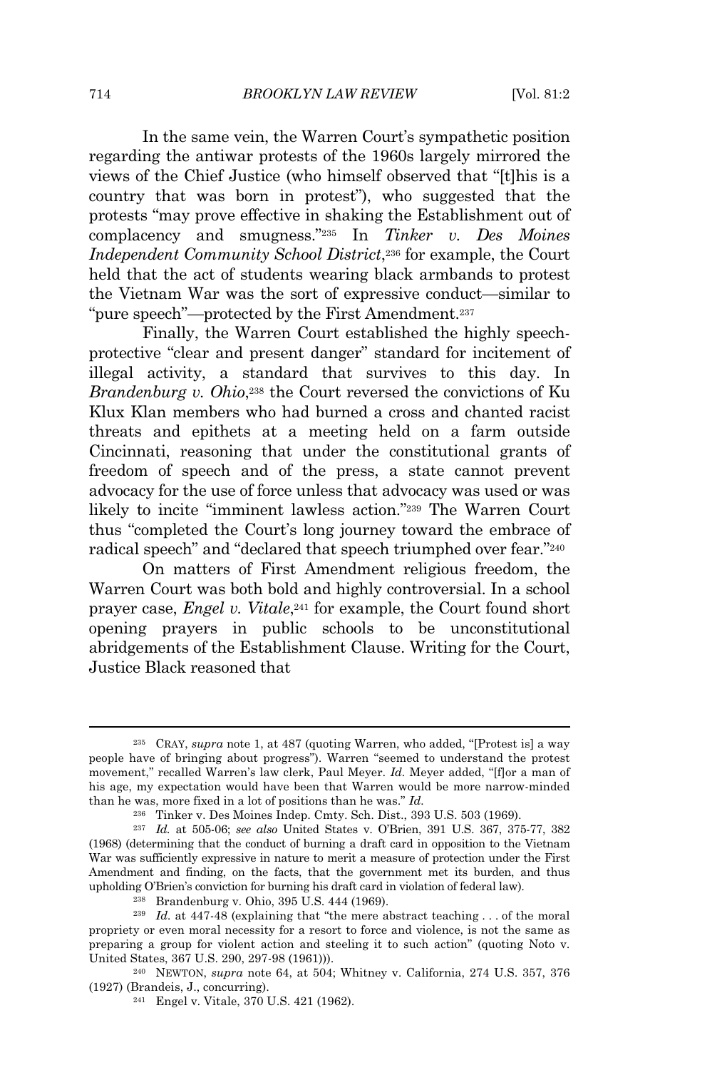In the same vein, the Warren Court's sympathetic position regarding the antiwar protests of the 1960s largely mirrored the views of the Chief Justice (who himself observed that "[t]his is a country that was born in protest"), who suggested that the protests "may prove effective in shaking the Establishment out of complacency and smugness."[235] In *Tinker v. Des Moines Independent Community School District*,[236] for example, the Court held that the act of students wearing black armbands to protest the Vietnam War was the sort of expressive conduct—similar to "pure speech"—protected by the First Amendment.[237]

Finally, the Warren Court established the highly speech-protective "clear and present danger" standard for incitement of illegal activity, a standard that survives to this day. In *Brandenburg v. Ohio*,[238] the Court reversed the convictions of Ku Klux Klan members who had burned a cross and chanted racist threats and epithets at a meeting held on a farm outside Cincinnati, reasoning that under the constitutional grants of freedom of speech and of the press, a state cannot prevent advocacy for the use of force unless that advocacy was used or was likely to incite "imminent lawless action."[239] The Warren Court thus "completed the Court's long journey toward the embrace of radical speech" and "declared that speech triumphed over fear."[240]

On matters of First Amendment religious freedom, the Warren Court was both bold and highly controversial. In a school prayer case, *Engel v. Vitale*,[241] for example, the Court found short opening prayers in public schools to be unconstitutional abridgements of the Establishment Clause. Writing for the Court, Justice Black reasoned that

---

[235] CRAY, *supra* note 1, at 487 (quoting Warren, who added, "[Protest is] a way people have of bringing about progress"). Warren "seemed to understand the protest movement," recalled Warren's law clerk, Paul Meyer. *Id.* Meyer added, "[f]or a man of his age, my expectation would have been that Warren would be more narrow-minded than he was, more fixed in a lot of positions than he was." *Id.*

[236] Tinker v. Des Moines Indep. Cmty. Sch. Dist., 393 U.S. 503 (1969).

[237] *Id.* at 505-06; *see also* United States v. O'Brien, 391 U.S. 367, 375-77, 382 (1968) (determining that the conduct of burning a draft card in opposition to the Vietnam War was sufficiently expressive in nature to merit a measure of protection under the First Amendment and finding, on the facts, that the government met its burden, and thus upholding O'Brien's conviction for burning his draft card in violation of federal law).

[238] Brandenburg v. Ohio, 395 U.S. 444 (1969).

[239] *Id.* at 447-48 (explaining that "the mere abstract teaching . . . of the moral propriety or even moral necessity for a resort to force and violence, is not the same as preparing a group for violent action and steeling it to such action" (quoting Noto v. United States, 367 U.S. 290, 297-98 (1961))).

[240] NEWTON, *supra* note 64, at 504; Whitney v. California, 274 U.S. 357, 376 (1927) (Brandeis, J., concurring).

[241] Engel v. Vitale, 370 U.S. 421 (1962).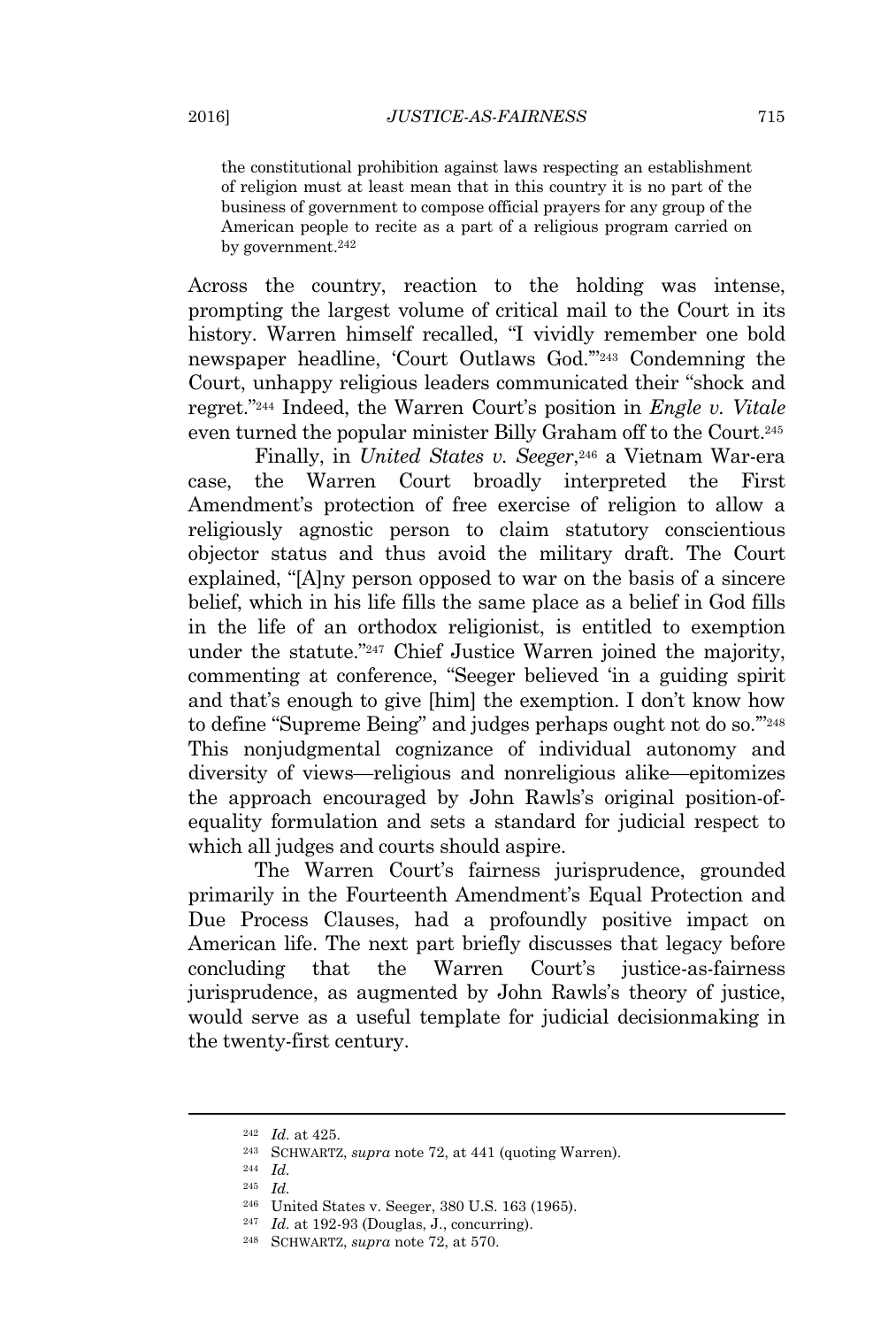> the constitutional prohibition against laws respecting an establishment of religion must at least mean that in this country it is no part of the business of government to compose official prayers for any group of the American people to recite as a part of a religious program carried on by government.[242]

Across the country, reaction to the holding was intense, prompting the largest volume of critical mail to the Court in its history. Warren himself recalled, "I vividly remember one bold newspaper headline, 'Court Outlaws God.'"[243] Condemning the Court, unhappy religious leaders communicated their "shock and regret."[244] Indeed, the Warren Court's position in *Engle v. Vitale* even turned the popular minister Billy Graham off to the Court.[245]

Finally, in *United States v. Seeger*,[246] a Vietnam War-era case, the Warren Court broadly interpreted the First Amendment's protection of free exercise of religion to allow a religiously agnostic person to claim statutory conscientious objector status and thus avoid the military draft. The Court explained, "[A]ny person opposed to war on the basis of a sincere belief, which in his life fills the same place as a belief in God fills in the life of an orthodox religionist, is entitled to exemption under the statute."[247] Chief Justice Warren joined the majority, commenting at conference, "Seeger believed 'in a guiding spirit and that's enough to give [him] the exemption. I don't know how to define "Supreme Being" and judges perhaps ought not do so.'"[248] This nonjudgmental cognizance of individual autonomy and diversity of views—religious and nonreligious alike—epitomizes the approach encouraged by John Rawls's original position-of-equality formulation and sets a standard for judicial respect to which all judges and courts should aspire.

The Warren Court's fairness jurisprudence, grounded primarily in the Fourteenth Amendment's Equal Protection and Due Process Clauses, had a profoundly positive impact on American life. The next part briefly discusses that legacy before concluding that the Warren Court's justice-as-fairness jurisprudence, as augmented by John Rawls's theory of justice, would serve as a useful template for judicial decisionmaking in the twenty-first century.

---

[242] *Id.* at 425.

[243] SCHWARTZ, *supra* note 72, at 441 (quoting Warren).

[244] *Id.*

[245] *Id.*

[246] United States v. Seeger, 380 U.S. 163 (1965).

[247] *Id.* at 192-93 (Douglas, J., concurring).

[248] SCHWARTZ, *supra* note 72, at 570.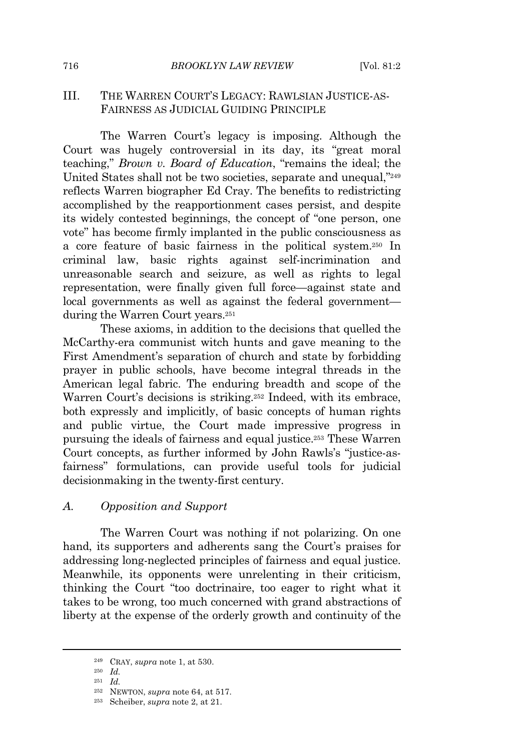## III. THE WARREN COURT'S LEGACY: RAWLSIAN JUSTICE-AS-FAIRNESS AS JUDICIAL GUIDING PRINCIPLE

The Warren Court's legacy is imposing. Although the Court was hugely controversial in its day, its "great moral teaching," *Brown v. Board of Education*, "remains the ideal; the United States shall not be two societies, separate and unequal,"[249] reflects Warren biographer Ed Cray. The benefits to redistricting accomplished by the reapportionment cases persist, and despite its widely contested beginnings, the concept of "one person, one vote" has become firmly implanted in the public consciousness as a core feature of basic fairness in the political system.[250] In criminal law, basic rights against self-incrimination and unreasonable search and seizure, as well as rights to legal representation, were finally given full force—against state and local governments as well as against the federal government—during the Warren Court years.[251]

These axioms, in addition to the decisions that quelled the McCarthy-era communist witch hunts and gave meaning to the First Amendment's separation of church and state by forbidding prayer in public schools, have become integral threads in the American legal fabric. The enduring breadth and scope of the Warren Court's decisions is striking.[252] Indeed, with its embrace, both expressly and implicitly, of basic concepts of human rights and public virtue, the Court made impressive progress in pursuing the ideals of fairness and equal justice.[253] These Warren Court concepts, as further informed by John Rawls's "justice-as-fairness" formulations, can provide useful tools for judicial decisionmaking in the twenty-first century.

### *A. Opposition and Support*

The Warren Court was nothing if not polarizing. On one hand, its supporters and adherents sang the Court's praises for addressing long-neglected principles of fairness and equal justice. Meanwhile, its opponents were unrelenting in their criticism, thinking the Court "too doctrinaire, too eager to right what it takes to be wrong, too much concerned with grand abstractions of liberty at the expense of the orderly growth and continuity of the

---

[249] CRAY, *supra* note 1, at 530.

[250] *Id.*

[251] *Id.*

[252] NEWTON, *supra* note 64, at 517.

[253] Scheiber, *supra* note 2, at 21.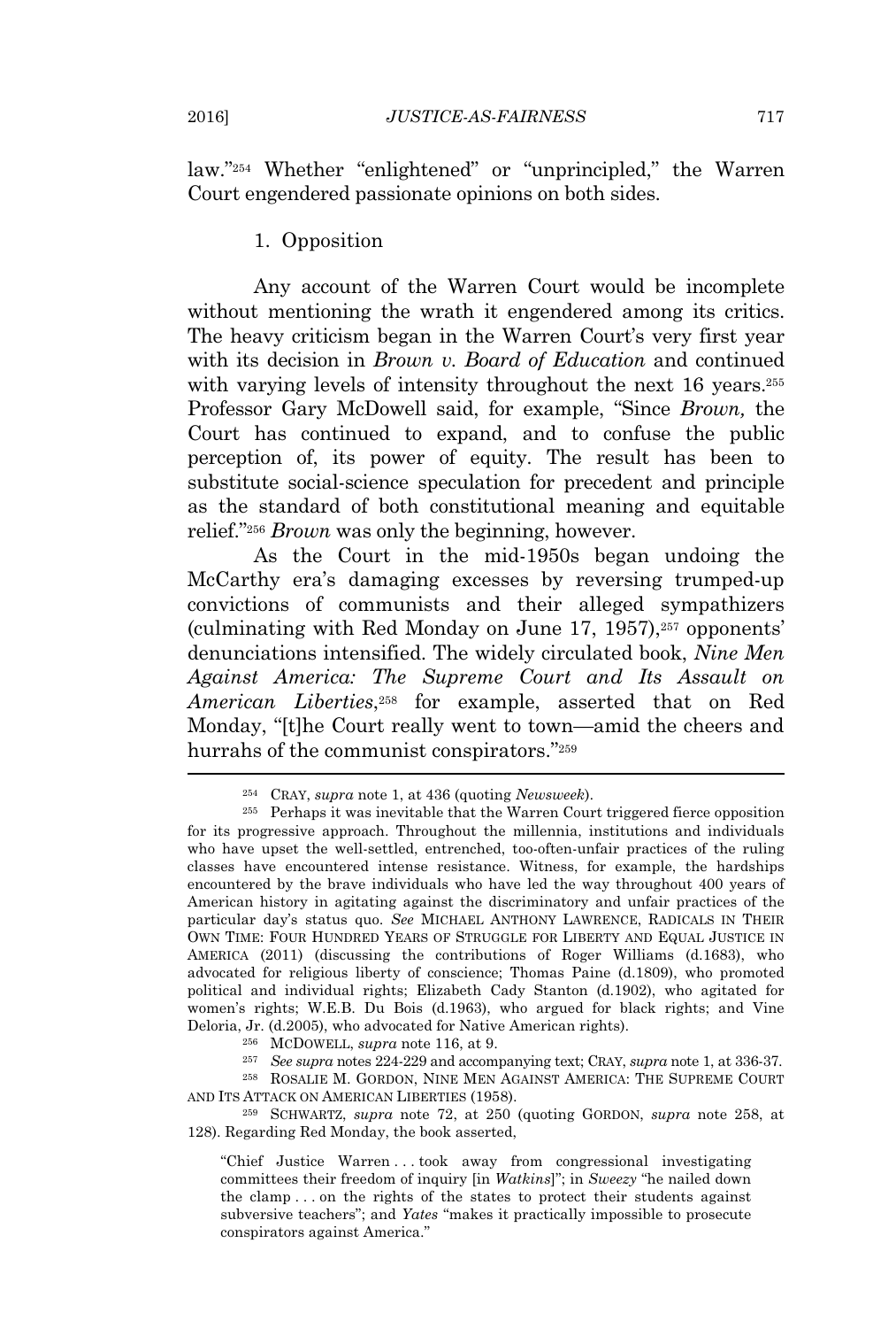law."[254] Whether "enlightened" or "unprincipled," the Warren Court engendered passionate opinions on both sides.

### 1. Opposition

Any account of the Warren Court would be incomplete without mentioning the wrath it engendered among its critics. The heavy criticism began in the Warren Court's very first year with its decision in *Brown v. Board of Education* and continued with varying levels of intensity throughout the next 16 years.[255] Professor Gary McDowell said, for example, "Since *Brown,* the Court has continued to expand, and to confuse the public perception of, its power of equity. The result has been to substitute social-science speculation for precedent and principle as the standard of both constitutional meaning and equitable relief."[256] *Brown* was only the beginning, however.

As the Court in the mid-1950s began undoing the McCarthy era's damaging excesses by reversing trumped-up convictions of communists and their alleged sympathizers (culminating with Red Monday on June 17, 1957),[257] opponents' denunciations intensified. The widely circulated book, *Nine Men Against America: The Supreme Court and Its Assault on American Liberties*,[258] for example, asserted that on Red Monday, "[t]he Court really went to town—amid the cheers and hurrahs of the communist conspirators."[259]

---

[254] CRAY, *supra* note 1, at 436 (quoting *Newsweek*).

[255] Perhaps it was inevitable that the Warren Court triggered fierce opposition for its progressive approach. Throughout the millennia, institutions and individuals who have upset the well-settled, entrenched, too-often-unfair practices of the ruling classes have encountered intense resistance. Witness, for example, the hardships encountered by the brave individuals who have led the way throughout 400 years of American history in agitating against the discriminatory and unfair practices of the particular day's status quo. *See* MICHAEL ANTHONY LAWRENCE, RADICALS IN THEIR OWN TIME: FOUR HUNDRED YEARS OF STRUGGLE FOR LIBERTY AND EQUAL JUSTICE IN AMERICA (2011) (discussing the contributions of Roger Williams (d.1683), who advocated for religious liberty of conscience; Thomas Paine (d.1809), who promoted political and individual rights; Elizabeth Cady Stanton (d.1902), who agitated for women's rights; W.E.B. Du Bois (d.1963), who argued for black rights; and Vine Deloria, Jr. (d.2005), who advocated for Native American rights).

[256] MCDOWELL, *supra* note 116, at 9.

[257] *See supra* notes 224-229 and accompanying text; CRAY, *supra* note 1, at 336-37.

[258] ROSALIE M. GORDON, NINE MEN AGAINST AMERICA: THE SUPREME COURT AND ITS ATTACK ON AMERICAN LIBERTIES (1958).

[259] SCHWARTZ, *supra* note 72, at 250 (quoting GORDON, *supra* note 258, at 128). Regarding Red Monday, the book asserted,

> "Chief Justice Warren . . . took away from congressional investigating committees their freedom of inquiry [in *Watkins*]"; in *Sweezy* "he nailed down the clamp . . . on the rights of the states to protect their students against subversive teachers"; and *Yates* "makes it practically impossible to prosecute conspirators against America."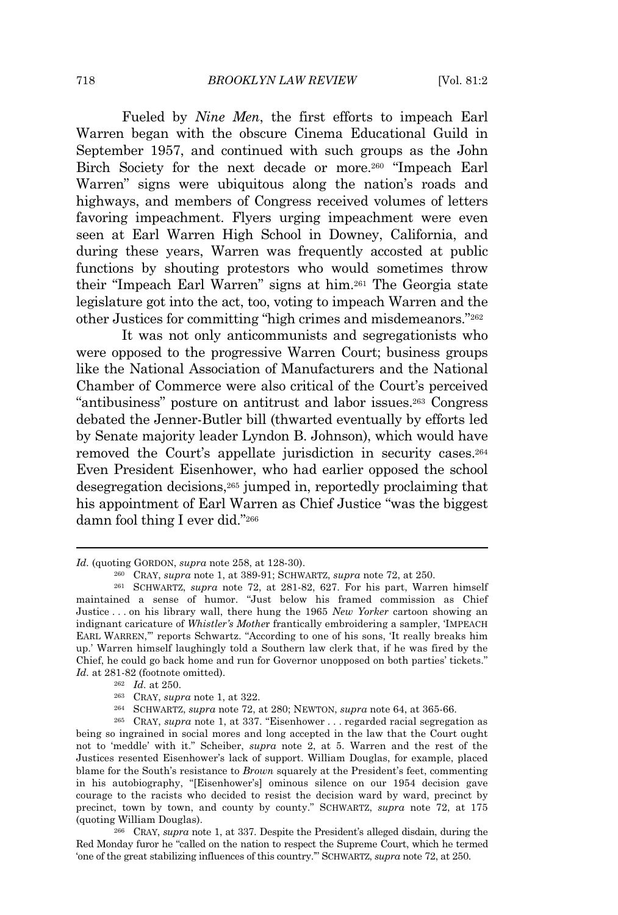Fueled by *Nine Men*, the first efforts to impeach Earl Warren began with the obscure Cinema Educational Guild in September 1957, and continued with such groups as the John Birch Society for the next decade or more.[260] "Impeach Earl Warren" signs were ubiquitous along the nation's roads and highways, and members of Congress received volumes of letters favoring impeachment. Flyers urging impeachment were even seen at Earl Warren High School in Downey, California, and during these years, Warren was frequently accosted at public functions by shouting protestors who would sometimes throw their "Impeach Earl Warren" signs at him.[261] The Georgia state legislature got into the act, too, voting to impeach Warren and the other Justices for committing "high crimes and misdemeanors."[262]

It was not only anticommunists and segregationists who were opposed to the progressive Warren Court; business groups like the National Association of Manufacturers and the National Chamber of Commerce were also critical of the Court's perceived "antibusiness" posture on antitrust and labor issues.[263] Congress debated the Jenner-Butler bill (thwarted eventually by efforts led by Senate majority leader Lyndon B. Johnson), which would have removed the Court's appellate jurisdiction in security cases.[264] Even President Eisenhower, who had earlier opposed the school desegregation decisions,[265] jumped in, reportedly proclaiming that his appointment of Earl Warren as Chief Justice "was the biggest damn fool thing I ever did."[266]

---

*Id.* (quoting GORDON, *supra* note 258, at 128-30).

[260] CRAY, *supra* note 1, at 389-91; SCHWARTZ, *supra* note 72, at 250.

[261] SCHWARTZ, *supra* note 72, at 281-82, 627. For his part, Warren himself maintained a sense of humor. "Just below his framed commission as Chief Justice . . . on his library wall, there hung the 1965 *New Yorker* cartoon showing an indignant caricature of *Whistler's Mother* frantically embroidering a sampler, 'IMPEACH EARL WARREN,'" reports Schwartz. "According to one of his sons, 'It really breaks him up.' Warren himself laughingly told a Southern law clerk that, if he was fired by the Chief, he could go back home and run for Governor unopposed on both parties' tickets." *Id.* at 281-82 (footnote omitted).

[262] *Id.* at 250.

[263] CRAY, *supra* note 1, at 322.

[264] SCHWARTZ, *supra* note 72, at 280; NEWTON, *supra* note 64, at 365-66.

[265] CRAY, *supra* note 1, at 337. "Eisenhower . . . regarded racial segregation as being so ingrained in social mores and long accepted in the law that the Court ought not to 'meddle' with it." Scheiber, *supra* note 2, at 5. Warren and the rest of the Justices resented Eisenhower's lack of support. William Douglas, for example, placed blame for the South's resistance to *Brown* squarely at the President's feet, commenting in his autobiography, "[Eisenhower's] ominous silence on our 1954 decision gave courage to the racists who decided to resist the decision ward by ward, precinct by precinct, town by town, and county by county." SCHWARTZ, *supra* note 72, at 175 (quoting William Douglas).

[266] CRAY, *supra* note 1, at 337. Despite the President's alleged disdain, during the Red Monday furor he "called on the nation to respect the Supreme Court, which he termed 'one of the great stabilizing influences of this country.'" SCHWARTZ, *supra* note 72, at 250.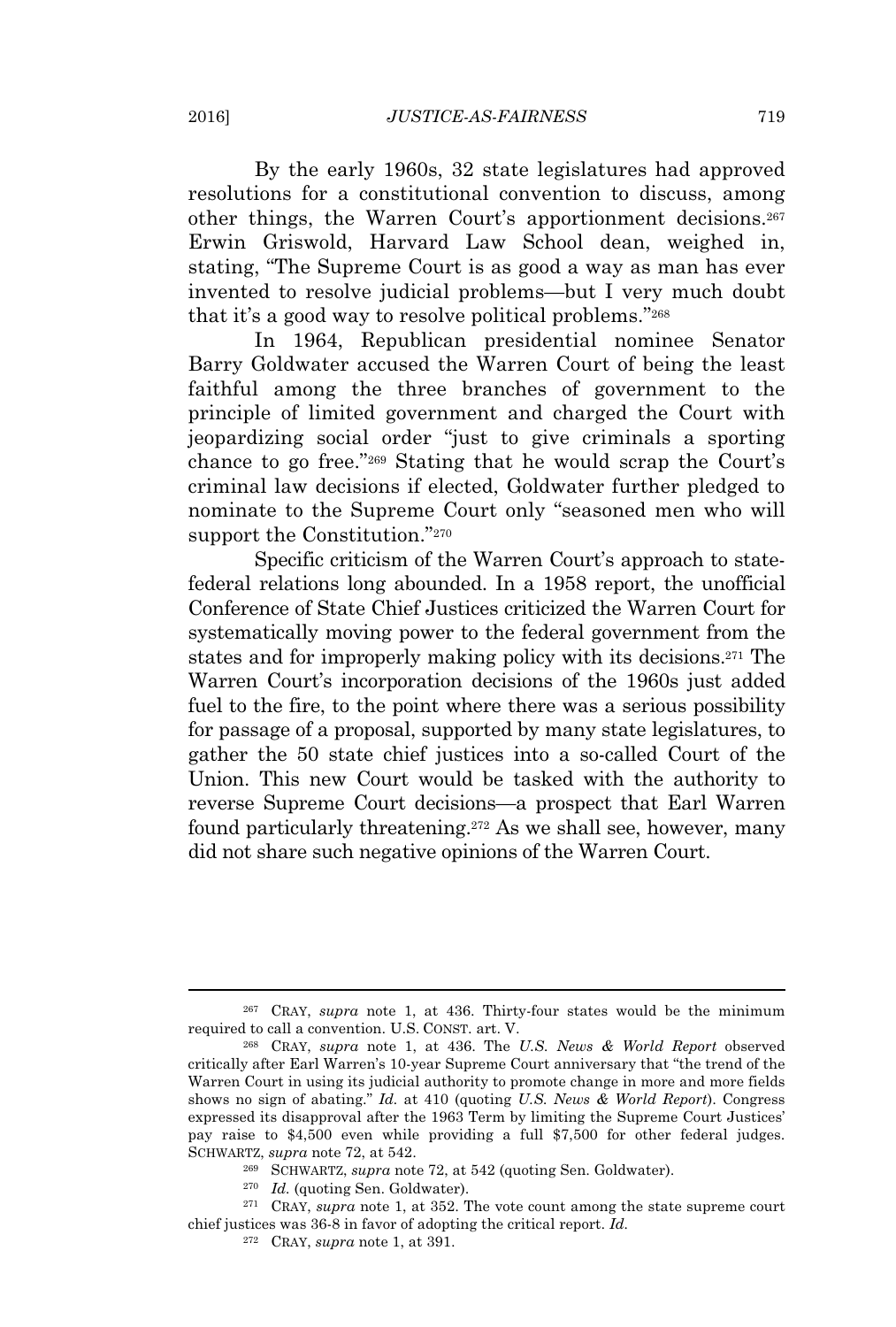By the early 1960s, 32 state legislatures had approved resolutions for a constitutional convention to discuss, among other things, the Warren Court's apportionment decisions.[267] Erwin Griswold, Harvard Law School dean, weighed in, stating, "The Supreme Court is as good a way as man has ever invented to resolve judicial problems—but I very much doubt that it's a good way to resolve political problems."[268]

In 1964, Republican presidential nominee Senator Barry Goldwater accused the Warren Court of being the least faithful among the three branches of government to the principle of limited government and charged the Court with jeopardizing social order "just to give criminals a sporting chance to go free."[269] Stating that he would scrap the Court's criminal law decisions if elected, Goldwater further pledged to nominate to the Supreme Court only "seasoned men who will support the Constitution."[270]

Specific criticism of the Warren Court's approach to state-federal relations long abounded. In a 1958 report, the unofficial Conference of State Chief Justices criticized the Warren Court for systematically moving power to the federal government from the states and for improperly making policy with its decisions.[271] The Warren Court's incorporation decisions of the 1960s just added fuel to the fire, to the point where there was a serious possibility for passage of a proposal, supported by many state legislatures, to gather the 50 state chief justices into a so-called Court of the Union. This new Court would be tasked with the authority to reverse Supreme Court decisions—a prospect that Earl Warren found particularly threatening.[272] As we shall see, however, many did not share such negative opinions of the Warren Court.

---

[267] CRAY, *supra* note 1, at 436. Thirty-four states would be the minimum required to call a convention. U.S. CONST. art. V.

[268] CRAY, *supra* note 1, at 436. The *U.S. News & World Report* observed critically after Earl Warren's 10-year Supreme Court anniversary that "the trend of the Warren Court in using its judicial authority to promote change in more and more fields shows no sign of abating." *Id.* at 410 (quoting *U.S. News & World Report*). Congress expressed its disapproval after the 1963 Term by limiting the Supreme Court Justices' pay raise to $4,500 even while providing a full $7,500 for other federal judges. SCHWARTZ, *supra* note 72, at 542.

[269] SCHWARTZ, *supra* note 72, at 542 (quoting Sen. Goldwater).

[270] *Id.* (quoting Sen. Goldwater).

[271] CRAY, *supra* note 1, at 352. The vote count among the state supreme court chief justices was 36-8 in favor of adopting the critical report. *Id.*

[272] CRAY, *supra* note 1, at 391.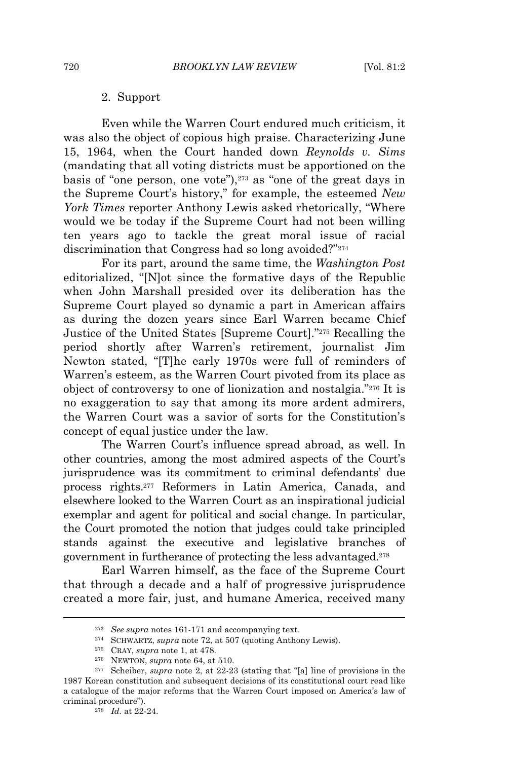2. Support

Even while the Warren Court endured much criticism, it was also the object of copious high praise. Characterizing June 15, 1964, when the Court handed down *Reynolds v. Sims* (mandating that all voting districts must be apportioned on the basis of "one person, one vote"),[273] as "one of the great days in the Supreme Court's history," for example, the esteemed *New York Times* reporter Anthony Lewis asked rhetorically, "Where would we be today if the Supreme Court had not been willing ten years ago to tackle the great moral issue of racial discrimination that Congress had so long avoided?"[274]

For its part, around the same time, the *Washington Post* editorialized, "[N]ot since the formative days of the Republic when John Marshall presided over its deliberation has the Supreme Court played so dynamic a part in American affairs as during the dozen years since Earl Warren became Chief Justice of the United States [Supreme Court]."[275] Recalling the period shortly after Warren's retirement, journalist Jim Newton stated, "[T]he early 1970s were full of reminders of Warren's esteem, as the Warren Court pivoted from its place as object of controversy to one of lionization and nostalgia."[276] It is no exaggeration to say that among its more ardent admirers, the Warren Court was a savior of sorts for the Constitution's concept of equal justice under the law.

The Warren Court's influence spread abroad, as well. In other countries, among the most admired aspects of the Court's jurisprudence was its commitment to criminal defendants' due process rights.[277] Reformers in Latin America, Canada, and elsewhere looked to the Warren Court as an inspirational judicial exemplar and agent for political and social change. In particular, the Court promoted the notion that judges could take principled stands against the executive and legislative branches of government in furtherance of protecting the less advantaged.[278]

Earl Warren himself, as the face of the Supreme Court that through a decade and a half of progressive jurisprudence created a more fair, just, and humane America, received many

---

[273] *See supra* notes 161-171 and accompanying text.

[274] SCHWARTZ, *supra* note 72, at 507 (quoting Anthony Lewis).

[275] CRAY, *supra* note 1, at 478.

[276] NEWTON, *supra* note 64, at 510.

[277] Scheiber, *supra* note 2, at 22-23 (stating that "[a] line of provisions in the 1987 Korean constitution and subsequent decisions of its constitutional court read like a catalogue of the major reforms that the Warren Court imposed on America's law of criminal procedure").

[278] *Id.* at 22-24.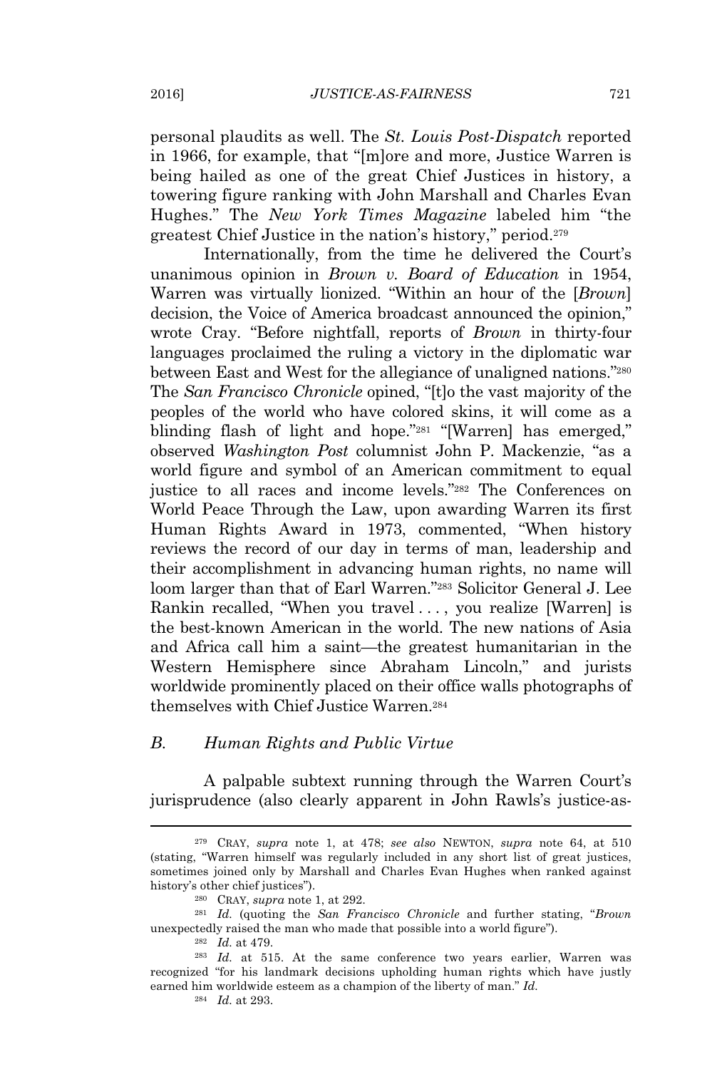personal plaudits as well. The *St. Louis Post-Dispatch* reported in 1966, for example, that "[m]ore and more, Justice Warren is being hailed as one of the great Chief Justices in history, a towering figure ranking with John Marshall and Charles Evan Hughes." The *New York Times Magazine* labeled him "the greatest Chief Justice in the nation's history," period.[279]

Internationally, from the time he delivered the Court's unanimous opinion in *Brown v. Board of Education* in 1954, Warren was virtually lionized. "Within an hour of the [*Brown*] decision, the Voice of America broadcast announced the opinion," wrote Cray. "Before nightfall, reports of *Brown* in thirty-four languages proclaimed the ruling a victory in the diplomatic war between East and West for the allegiance of unaligned nations."[280] The *San Francisco Chronicle* opined, "[t]o the vast majority of the peoples of the world who have colored skins, it will come as a blinding flash of light and hope."[281] "[Warren] has emerged," observed *Washington Post* columnist John P. Mackenzie, "as a world figure and symbol of an American commitment to equal justice to all races and income levels."[282] The Conferences on World Peace Through the Law, upon awarding Warren its first Human Rights Award in 1973, commented, "When history reviews the record of our day in terms of man, leadership and their accomplishment in advancing human rights, no name will loom larger than that of Earl Warren."[283] Solicitor General J. Lee Rankin recalled, "When you travel . . . , you realize [Warren] is the best-known American in the world. The new nations of Asia and Africa call him a saint—the greatest humanitarian in the Western Hemisphere since Abraham Lincoln," and jurists worldwide prominently placed on their office walls photographs of themselves with Chief Justice Warren.[284]

### B. Human Rights and Public Virtue

A palpable subtext running through the Warren Court's jurisprudence (also clearly apparent in John Rawls's justice-as-

---

[279] CRAY, *supra* note 1, at 478; *see also* NEWTON, *supra* note 64, at 510 (stating, "Warren himself was regularly included in any short list of great justices, sometimes joined only by Marshall and Charles Evan Hughes when ranked against history's other chief justices").

[280] CRAY, *supra* note 1, at 292.

[281] *Id.* (quoting the *San Francisco Chronicle* and further stating, "*Brown* unexpectedly raised the man who made that possible into a world figure").

[282] *Id.* at 479.

[283] *Id.* at 515. At the same conference two years earlier, Warren was recognized "for his landmark decisions upholding human rights which have justly earned him worldwide esteem as a champion of the liberty of man." *Id.*

[284] *Id.* at 293.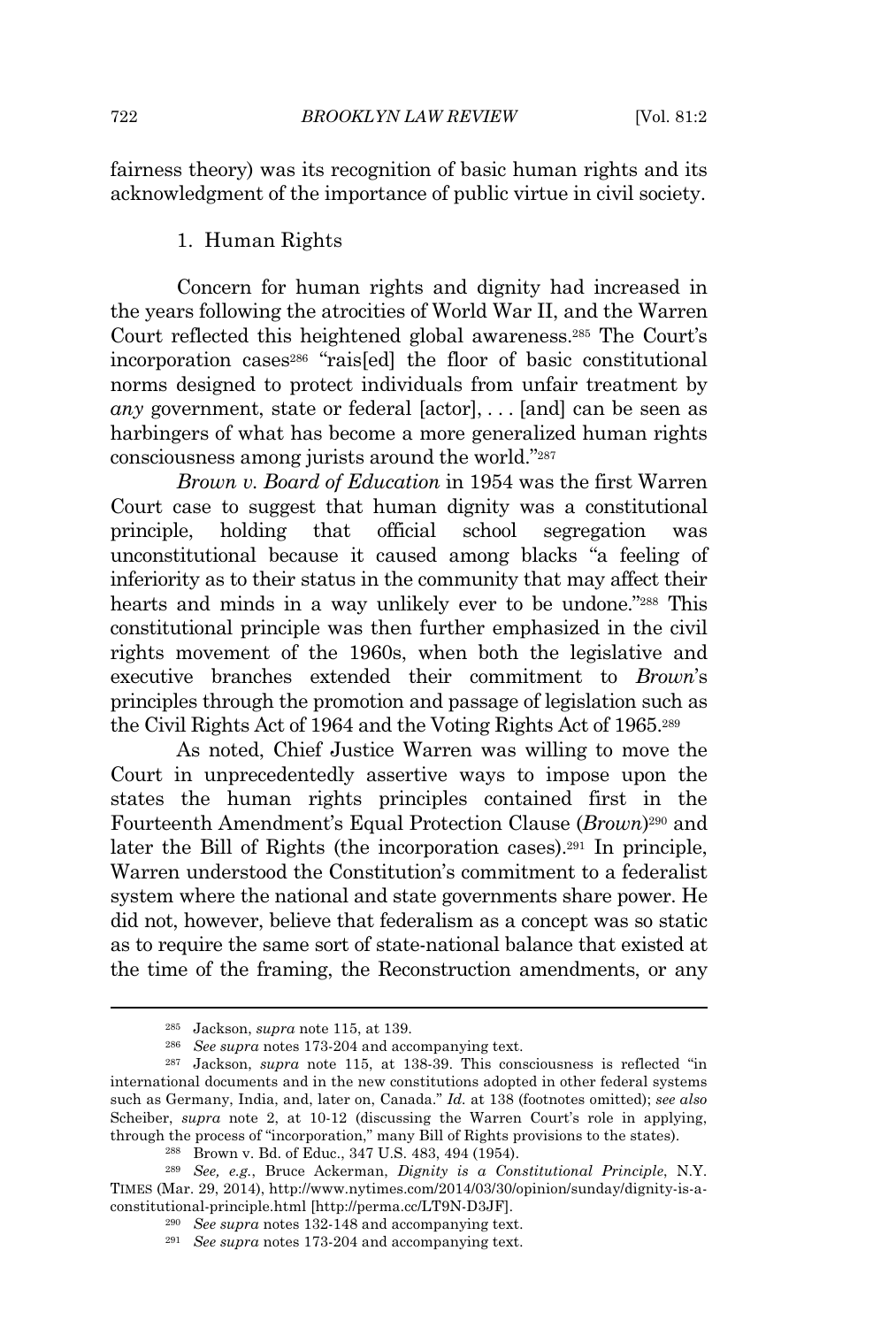fairness theory) was its recognition of basic human rights and its acknowledgment of the importance of public virtue in civil society.

### 1. Human Rights

Concern for human rights and dignity had increased in the years following the atrocities of World War II, and the Warren Court reflected this heightened global awareness.[285] The Court's incorporation cases[286] "rais[ed] the floor of basic constitutional norms designed to protect individuals from unfair treatment by *any* government, state or federal [actor], . . . [and] can be seen as harbingers of what has become a more generalized human rights consciousness among jurists around the world."[287]

*Brown v. Board of Education* in 1954 was the first Warren Court case to suggest that human dignity was a constitutional principle, holding that official school segregation was unconstitutional because it caused among blacks "a feeling of inferiority as to their status in the community that may affect their hearts and minds in a way unlikely ever to be undone."[288] This constitutional principle was then further emphasized in the civil rights movement of the 1960s, when both the legislative and executive branches extended their commitment to *Brown*'s principles through the promotion and passage of legislation such as the Civil Rights Act of 1964 and the Voting Rights Act of 1965.[289]

As noted, Chief Justice Warren was willing to move the Court in unprecedentedly assertive ways to impose upon the states the human rights principles contained first in the Fourteenth Amendment's Equal Protection Clause (*Brown*)[290] and later the Bill of Rights (the incorporation cases).[291] In principle, Warren understood the Constitution's commitment to a federalist system where the national and state governments share power. He did not, however, believe that federalism as a concept was so static as to require the same sort of state-national balance that existed at the time of the framing, the Reconstruction amendments, or any

---

[285] Jackson, *supra* note 115, at 139.

[286] *See supra* notes 173-204 and accompanying text.

[287] Jackson, *supra* note 115, at 138-39. This consciousness is reflected "in international documents and in the new constitutions adopted in other federal systems such as Germany, India, and, later on, Canada." *Id.* at 138 (footnotes omitted); *see also* Scheiber, *supra* note 2, at 10-12 (discussing the Warren Court's role in applying, through the process of "incorporation," many Bill of Rights provisions to the states).

[288] Brown v. Bd. of Educ., 347 U.S. 483, 494 (1954).

[289] *See, e.g.*, Bruce Ackerman, *Dignity is a Constitutional Principle*, N.Y. TIMES (Mar. 29, 2014), http://www.nytimes.com/2014/03/30/opinion/sunday/dignity-is-a-constitutional-principle.html [http://perma.cc/LT9N-D3JF].

[290] *See supra* notes 132-148 and accompanying text.

[291] *See supra* notes 173-204 and accompanying text.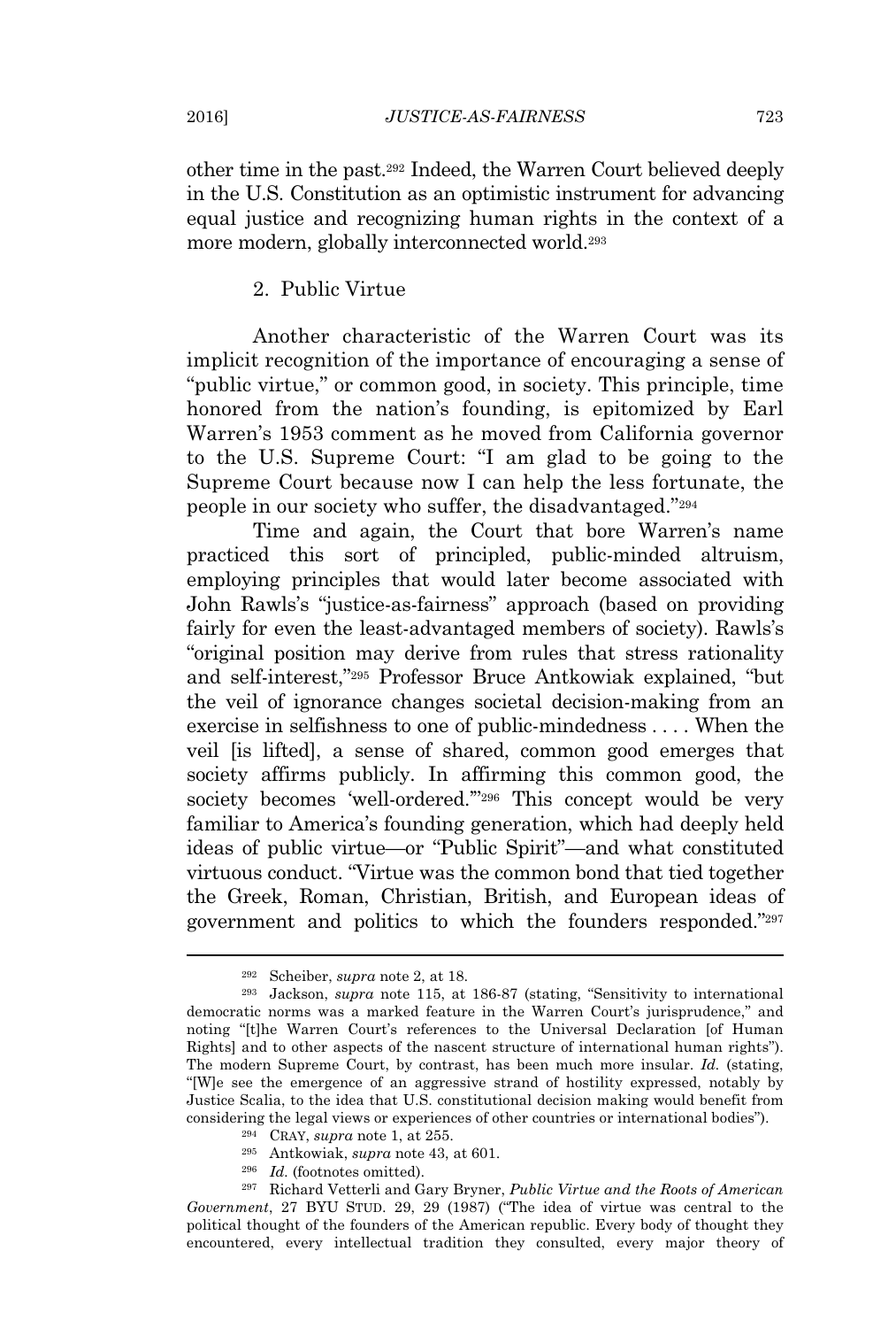other time in the past.[292] Indeed, the Warren Court believed deeply in the U.S. Constitution as an optimistic instrument for advancing equal justice and recognizing human rights in the context of a more modern, globally interconnected world.[293]

### 2. Public Virtue

Another characteristic of the Warren Court was its implicit recognition of the importance of encouraging a sense of "public virtue," or common good, in society. This principle, time honored from the nation's founding, is epitomized by Earl Warren's 1953 comment as he moved from California governor to the U.S. Supreme Court: "I am glad to be going to the Supreme Court because now I can help the less fortunate, the people in our society who suffer, the disadvantaged."[294]

Time and again, the Court that bore Warren's name practiced this sort of principled, public-minded altruism, employing principles that would later become associated with John Rawls's "justice-as-fairness" approach (based on providing fairly for even the least-advantaged members of society). Rawls's "original position may derive from rules that stress rationality and self-interest,"[295] Professor Bruce Antkowiak explained, "but the veil of ignorance changes societal decision-making from an exercise in selfishness to one of public-mindedness . . . . When the veil [is lifted], a sense of shared, common good emerges that society affirms publicly. In affirming this common good, the society becomes 'well-ordered.'"[296] This concept would be very familiar to America's founding generation, which had deeply held ideas of public virtue—or "Public Spirit"—and what constituted virtuous conduct. "Virtue was the common bond that tied together the Greek, Roman, Christian, British, and European ideas of government and politics to which the founders responded."[297]

---

[292] Scheiber, *supra* note 2, at 18.

[293] Jackson, *supra* note 115, at 186-87 (stating, "Sensitivity to international democratic norms was a marked feature in the Warren Court's jurisprudence," and noting "[t]he Warren Court's references to the Universal Declaration [of Human Rights] and to other aspects of the nascent structure of international human rights"). The modern Supreme Court, by contrast, has been much more insular. *Id.* (stating, "[W]e see the emergence of an aggressive strand of hostility expressed, notably by Justice Scalia, to the idea that U.S. constitutional decision making would benefit from considering the legal views or experiences of other countries or international bodies").

[294] CRAY, *supra* note 1, at 255.

[295] Antkowiak, *supra* note 43, at 601.

[296] *Id.* (footnotes omitted).

[297] Richard Vetterli and Gary Bryner, *Public Virtue and the Roots of American Government*, 27 BYU STUD. 29, 29 (1987) ("The idea of virtue was central to the political thought of the founders of the American republic. Every body of thought they encountered, every intellectual tradition they consulted, every major theory of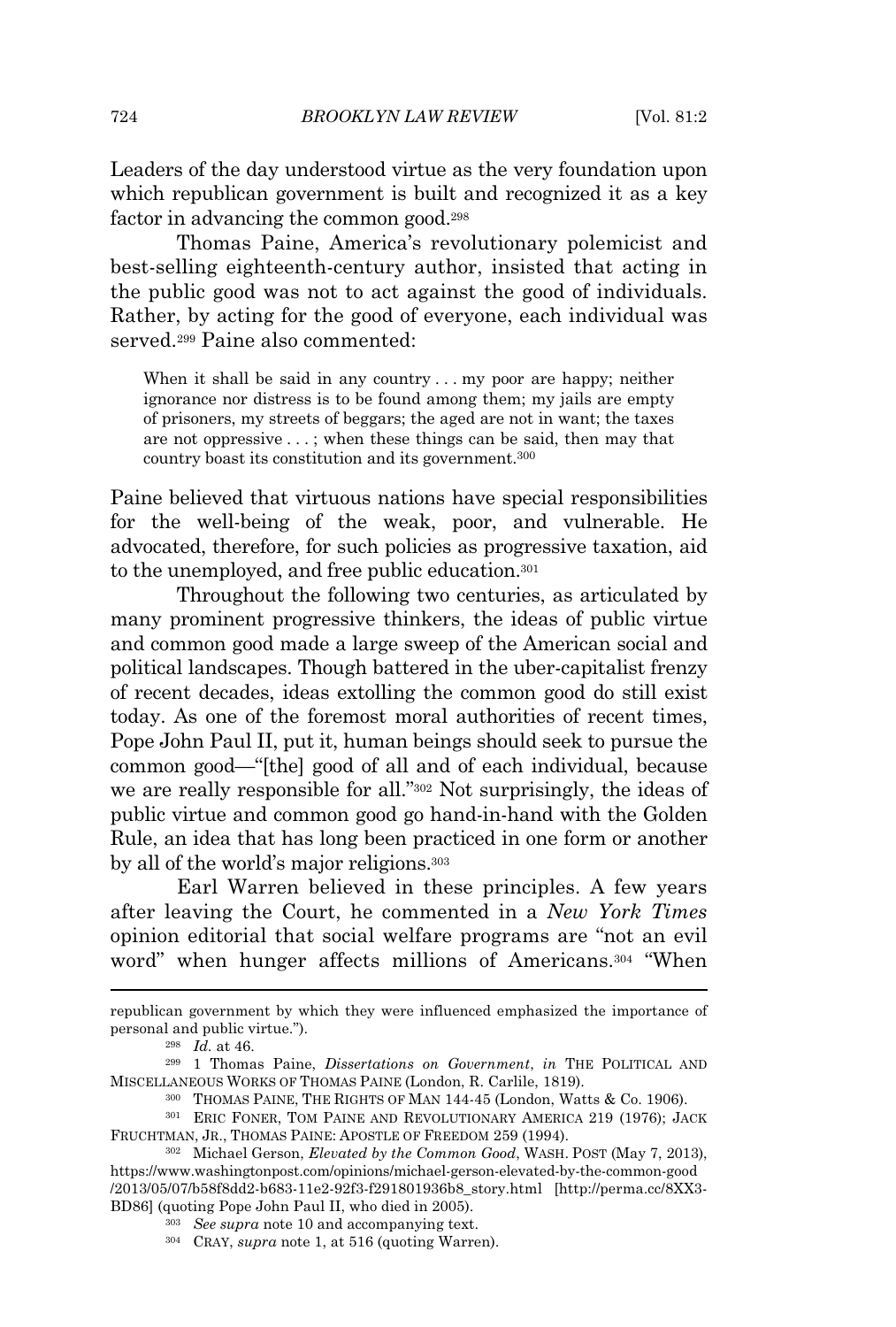Leaders of the day understood virtue as the very foundation upon which republican government is built and recognized it as a key factor in advancing the common good.[298]

Thomas Paine, America's revolutionary polemicist and best-selling eighteenth-century author, insisted that acting in the public good was not to act against the good of individuals. Rather, by acting for the good of everyone, each individual was served.[299] Paine also commented:

> When it shall be said in any country . . . my poor are happy; neither ignorance nor distress is to be found among them; my jails are empty of prisoners, my streets of beggars; the aged are not in want; the taxes are not oppressive . . . ; when these things can be said, then may that country boast its constitution and its government.[300]

Paine believed that virtuous nations have special responsibilities for the well-being of the weak, poor, and vulnerable. He advocated, therefore, for such policies as progressive taxation, aid to the unemployed, and free public education.[301]

Throughout the following two centuries, as articulated by many prominent progressive thinkers, the ideas of public virtue and common good made a large sweep of the American social and political landscapes. Though battered in the uber-capitalist frenzy of recent decades, ideas extolling the common good do still exist today. As one of the foremost moral authorities of recent times, Pope John Paul II, put it, human beings should seek to pursue the common good—"[the] good of all and of each individual, because we are really responsible for all."[302] Not surprisingly, the ideas of public virtue and common good go hand-in-hand with the Golden Rule, an idea that has long been practiced in one form or another by all of the world's major religions.[303]

Earl Warren believed in these principles. A few years after leaving the Court, he commented in a *New York Times* opinion editorial that social welfare programs are "not an evil word" when hunger affects millions of Americans.[304] "When

---

republican government by which they were influenced emphasized the importance of personal and public virtue.").

[298] *Id.* at 46.

[299] 1 Thomas Paine, *Dissertations on Government*, *in* THE POLITICAL AND MISCELLANEOUS WORKS OF THOMAS PAINE (London, R. Carlile, 1819).

[300] THOMAS PAINE, THE RIGHTS OF MAN 144-45 (London, Watts & Co. 1906).

[301] ERIC FONER, TOM PAINE AND REVOLUTIONARY AMERICA 219 (1976); JACK FRUCHTMAN, JR., THOMAS PAINE: APOSTLE OF FREEDOM 259 (1994).

[302] Michael Gerson, *Elevated by the Common Good*, WASH. POST (May 7, 2013), https://www.washingtonpost.com/opinions/michael-gerson-elevated-by-the-common-good/2013/05/07/b58f8dd2-b683-11e2-92f3-f291801936b8_story.html [http://perma.cc/8XX3-BD86] (quoting Pope John Paul II, who died in 2005).

[303] *See supra* note 10 and accompanying text.

[304] CRAY, *supra* note 1, at 516 (quoting Warren).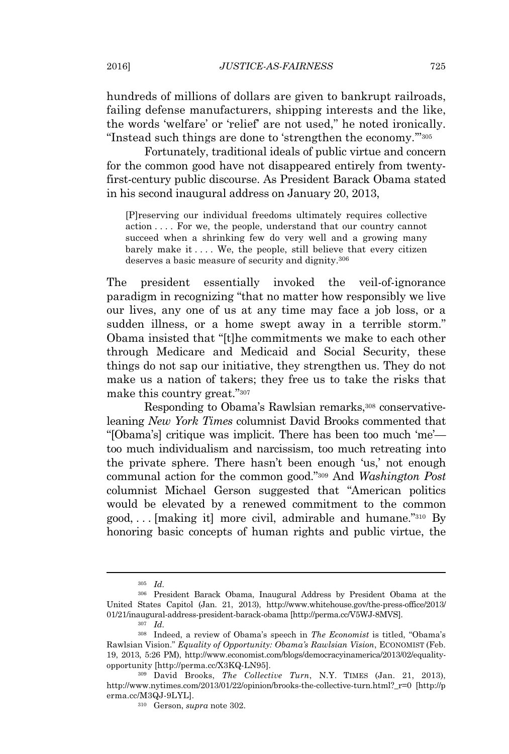hundreds of millions of dollars are given to bankrupt railroads, failing defense manufacturers, shipping interests and the like, the words 'welfare' or 'relief' are not used," he noted ironically. "Instead such things are done to 'strengthen the economy.'"[305]

Fortunately, traditional ideals of public virtue and concern for the common good have not disappeared entirely from twenty-first-century public discourse. As President Barack Obama stated in his second inaugural address on January 20, 2013,

> [P]reserving our individual freedoms ultimately requires collective action . . . . For we, the people, understand that our country cannot succeed when a shrinking few do very well and a growing many barely make it . . . . We, the people, still believe that every citizen deserves a basic measure of security and dignity.[306]

The president essentially invoked the veil-of-ignorance paradigm in recognizing "that no matter how responsibly we live our lives, any one of us at any time may face a job loss, or a sudden illness, or a home swept away in a terrible storm." Obama insisted that "[t]he commitments we make to each other through Medicare and Medicaid and Social Security, these things do not sap our initiative, they strengthen us. They do not make us a nation of takers; they free us to take the risks that make this country great."[307]

Responding to Obama's Rawlsian remarks,[308] conservative-leaning *New York Times* columnist David Brooks commented that "[Obama's] critique was implicit. There has been too much 'me'—too much individualism and narcissism, too much retreating into the private sphere. There hasn't been enough 'us,' not enough communal action for the common good."[309] And *Washington Post* columnist Michael Gerson suggested that "American politics would be elevated by a renewed commitment to the common good, . . . [making it] more civil, admirable and humane."[310] By honoring basic concepts of human rights and public virtue, the

---

[305] *Id.*

[306] President Barack Obama, Inaugural Address by President Obama at the United States Capitol (Jan. 21, 2013), http://www.whitehouse.gov/the-press-office/2013/01/21/inaugural-address-president-barack-obama [http://perma.cc/V5WJ-8MVS].

[307] *Id.*

[308] Indeed, a review of Obama's speech in *The Economist* is titled, "Obama's Rawlsian Vision." *Equality of Opportunity: Obama's Rawlsian Vision*, ECONOMIST (Feb. 19, 2013, 5:26 PM), http://www.economist.com/blogs/democracyinamerica/2013/02/equality-opportunity [http://perma.cc/X3KQ-LN95].

[309] David Brooks, *The Collective Turn*, N.Y. TIMES (Jan. 21, 2013), http://www.nytimes.com/2013/01/22/opinion/brooks-the-collective-turn.html?_r=0 [http://perma.cc/M3QJ-9LYL].

[310] Gerson, *supra* note 302.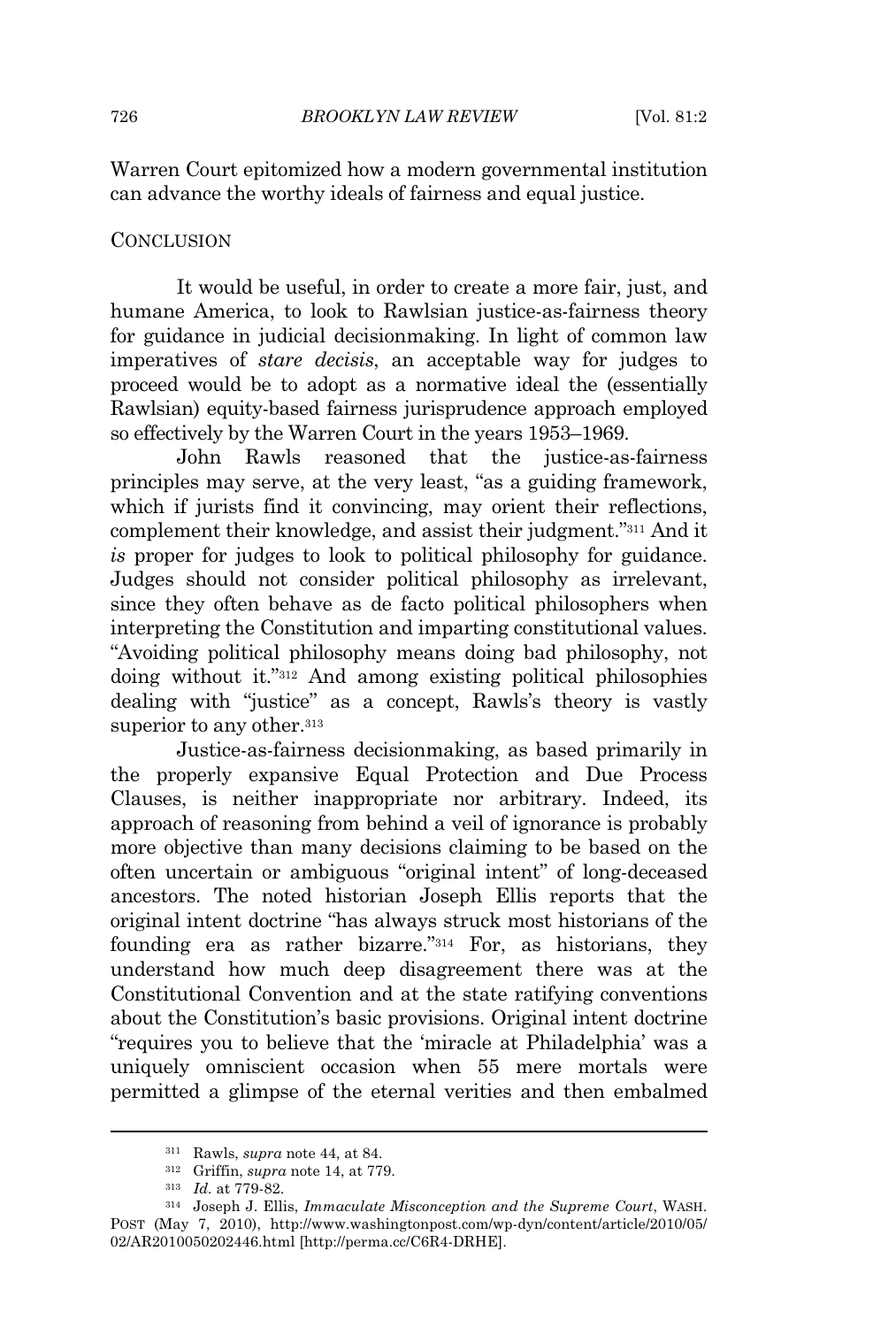Warren Court epitomized how a modern governmental institution can advance the worthy ideals of fairness and equal justice.

## CONCLUSION

It would be useful, in order to create a more fair, just, and humane America, to look to Rawlsian justice-as-fairness theory for guidance in judicial decisionmaking. In light of common law imperatives of *stare decisis*, an acceptable way for judges to proceed would be to adopt as a normative ideal the (essentially Rawlsian) equity-based fairness jurisprudence approach employed so effectively by the Warren Court in the years 1953–1969.

John Rawls reasoned that the justice-as-fairness principles may serve, at the very least, "as a guiding framework, which if jurists find it convincing, may orient their reflections, complement their knowledge, and assist their judgment."[311] And it *is* proper for judges to look to political philosophy for guidance. Judges should not consider political philosophy as irrelevant, since they often behave as de facto political philosophers when interpreting the Constitution and imparting constitutional values. "Avoiding political philosophy means doing bad philosophy, not doing without it."[312] And among existing political philosophies dealing with "justice" as a concept, Rawls's theory is vastly superior to any other.[313]

Justice-as-fairness decisionmaking, as based primarily in the properly expansive Equal Protection and Due Process Clauses, is neither inappropriate nor arbitrary. Indeed, its approach of reasoning from behind a veil of ignorance is probably more objective than many decisions claiming to be based on the often uncertain or ambiguous "original intent" of long-deceased ancestors. The noted historian Joseph Ellis reports that the original intent doctrine "has always struck most historians of the founding era as rather bizarre."[314] For, as historians, they understand how much deep disagreement there was at the Constitutional Convention and at the state ratifying conventions about the Constitution's basic provisions. Original intent doctrine "requires you to believe that the 'miracle at Philadelphia' was a uniquely omniscient occasion when 55 mere mortals were permitted a glimpse of the eternal verities and then embalmed

---

[311] Rawls, *supra* note 44, at 84.

[312] Griffin, *supra* note 14, at 779.

[313] *Id.* at 779-82.

[314] Joseph J. Ellis, *Immaculate Misconception and the Supreme Court*, WASH. POST (May 7, 2010), http://www.washingtonpost.com/wp-dyn/content/article/2010/05/02/AR2010050202446.html [http://perma.cc/C6R4-DRHE].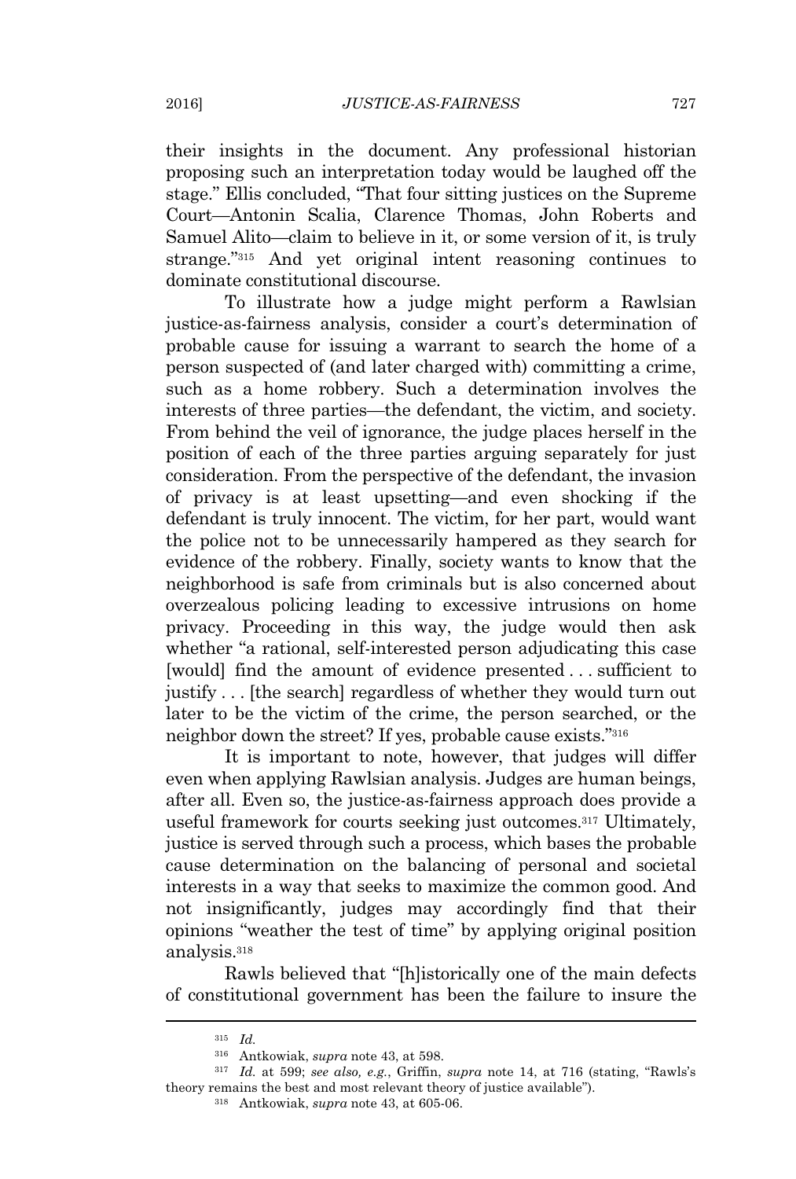their insights in the document. Any professional historian proposing such an interpretation today would be laughed off the stage." Ellis concluded, "That four sitting justices on the Supreme Court—Antonin Scalia, Clarence Thomas, John Roberts and Samuel Alito—claim to believe in it, or some version of it, is truly strange."[315] And yet original intent reasoning continues to dominate constitutional discourse.

To illustrate how a judge might perform a Rawlsian justice-as-fairness analysis, consider a court's determination of probable cause for issuing a warrant to search the home of a person suspected of (and later charged with) committing a crime, such as a home robbery. Such a determination involves the interests of three parties—the defendant, the victim, and society. From behind the veil of ignorance, the judge places herself in the position of each of the three parties arguing separately for just consideration. From the perspective of the defendant, the invasion of privacy is at least upsetting—and even shocking if the defendant is truly innocent. The victim, for her part, would want the police not to be unnecessarily hampered as they search for evidence of the robbery. Finally, society wants to know that the neighborhood is safe from criminals but is also concerned about overzealous policing leading to excessive intrusions on home privacy. Proceeding in this way, the judge would then ask whether "a rational, self-interested person adjudicating this case [would] find the amount of evidence presented . . . sufficient to justify . . . [the search] regardless of whether they would turn out later to be the victim of the crime, the person searched, or the neighbor down the street? If yes, probable cause exists."[316]

It is important to note, however, that judges will differ even when applying Rawlsian analysis. Judges are human beings, after all. Even so, the justice-as-fairness approach does provide a useful framework for courts seeking just outcomes.[317] Ultimately, justice is served through such a process, which bases the probable cause determination on the balancing of personal and societal interests in a way that seeks to maximize the common good. And not insignificantly, judges may accordingly find that their opinions "weather the test of time" by applying original position analysis.[318]

Rawls believed that "[h]istorically one of the main defects of constitutional government has been the failure to insure the

---

[315] *Id.*

[316] Antkowiak, *supra* note 43, at 598.

[317] *Id.* at 599; *see also, e.g.*, Griffin, *supra* note 14, at 716 (stating, "Rawls's theory remains the best and most relevant theory of justice available").

[318] Antkowiak, *supra* note 43, at 605-06.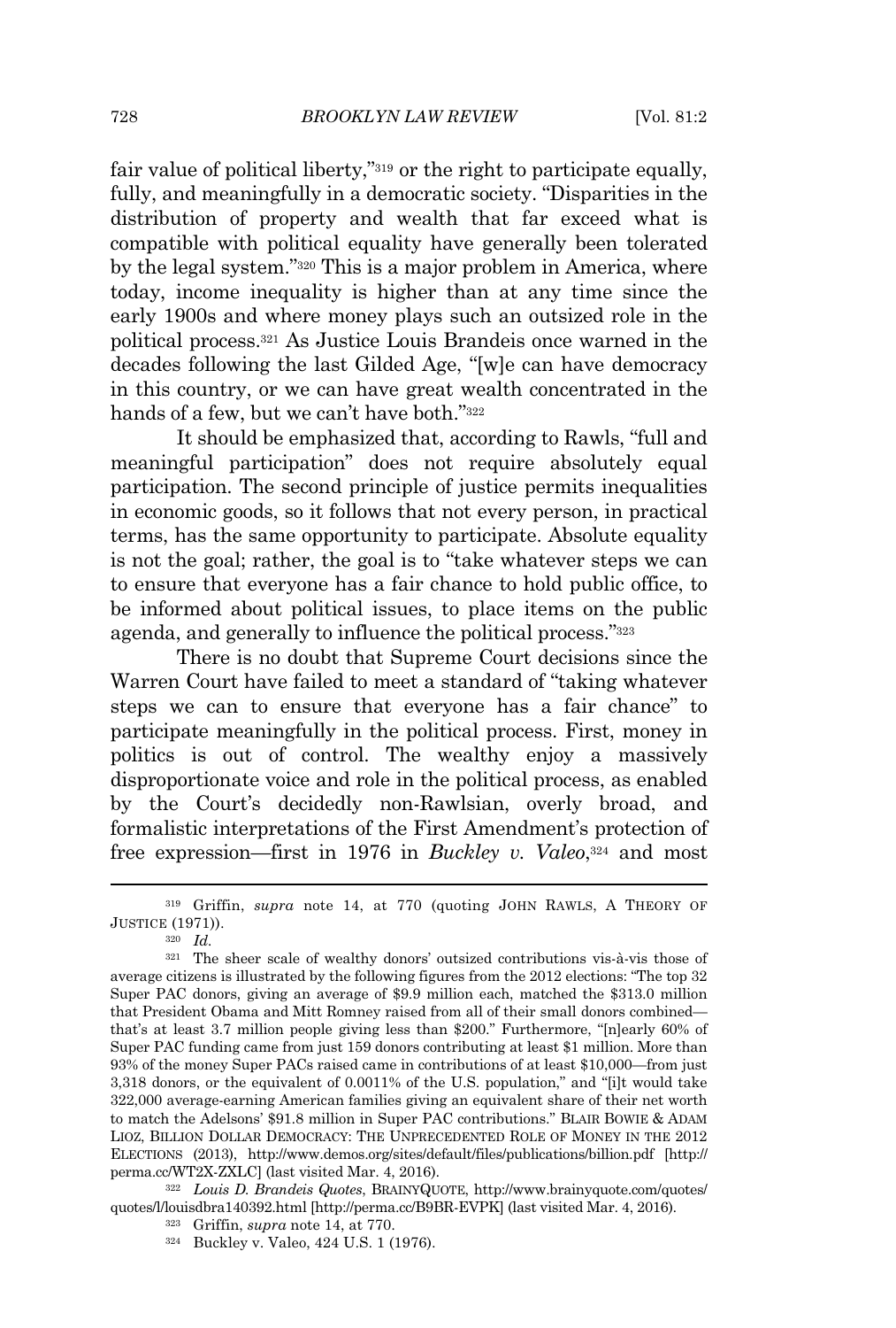fair value of political liberty,"[319] or the right to participate equally, fully, and meaningfully in a democratic society. "Disparities in the distribution of property and wealth that far exceed what is compatible with political equality have generally been tolerated by the legal system."[320] This is a major problem in America, where today, income inequality is higher than at any time since the early 1900s and where money plays such an outsized role in the political process.[321] As Justice Louis Brandeis once warned in the decades following the last Gilded Age, "[w]e can have democracy in this country, or we can have great wealth concentrated in the hands of a few, but we can't have both."[322]

It should be emphasized that, according to Rawls, "full and meaningful participation" does not require absolutely equal participation. The second principle of justice permits inequalities in economic goods, so it follows that not every person, in practical terms, has the same opportunity to participate. Absolute equality is not the goal; rather, the goal is to "take whatever steps we can to ensure that everyone has a fair chance to hold public office, to be informed about political issues, to place items on the public agenda, and generally to influence the political process."[323]

There is no doubt that Supreme Court decisions since the Warren Court have failed to meet a standard of "taking whatever steps we can to ensure that everyone has a fair chance" to participate meaningfully in the political process. First, money in politics is out of control. The wealthy enjoy a massively disproportionate voice and role in the political process, as enabled by the Court's decidedly non-Rawlsian, overly broad, and formalistic interpretations of the First Amendment's protection of free expression—first in 1976 in *Buckley v. Valeo*,[324] and most

---

[319] Griffin, *supra* note 14, at 770 (quoting JOHN RAWLS, A THEORY OF JUSTICE (1971)).

[320] *Id.*

[321] The sheer scale of wealthy donors' outsized contributions vis-à-vis those of average citizens is illustrated by the following figures from the 2012 elections: "The top 32 Super PAC donors, giving an average of $9.9 million each, matched the $313.0 million that President Obama and Mitt Romney raised from all of their small donors combined—that's at least 3.7 million people giving less than $200." Furthermore, "[n]early 60% of Super PAC funding came from just 159 donors contributing at least $1 million. More than 93% of the money Super PACs raised came in contributions of at least $10,000—from just 3,318 donors, or the equivalent of 0.0011% of the U.S. population," and "[i]t would take 322,000 average-earning American families giving an equivalent share of their net worth to match the Adelsons' $91.8 million in Super PAC contributions." BLAIR BOWIE & ADAM LIOZ, BILLION DOLLAR DEMOCRACY: THE UNPRECEDENTED ROLE OF MONEY IN THE 2012 ELECTIONS (2013), http://www.demos.org/sites/default/files/publications/billion.pdf [http://perma.cc/WT2X-ZXLC] (last visited Mar. 4, 2016).

[322] *Louis D. Brandeis Quotes*, BRAINYQUOTE, http://www.brainyquote.com/quotes/quotes/l/louisdbra140392.html [http://perma.cc/B9BR-EVPK] (last visited Mar. 4, 2016).

[323] Griffin, *supra* note 14, at 770.

[324] Buckley v. Valeo, 424 U.S. 1 (1976).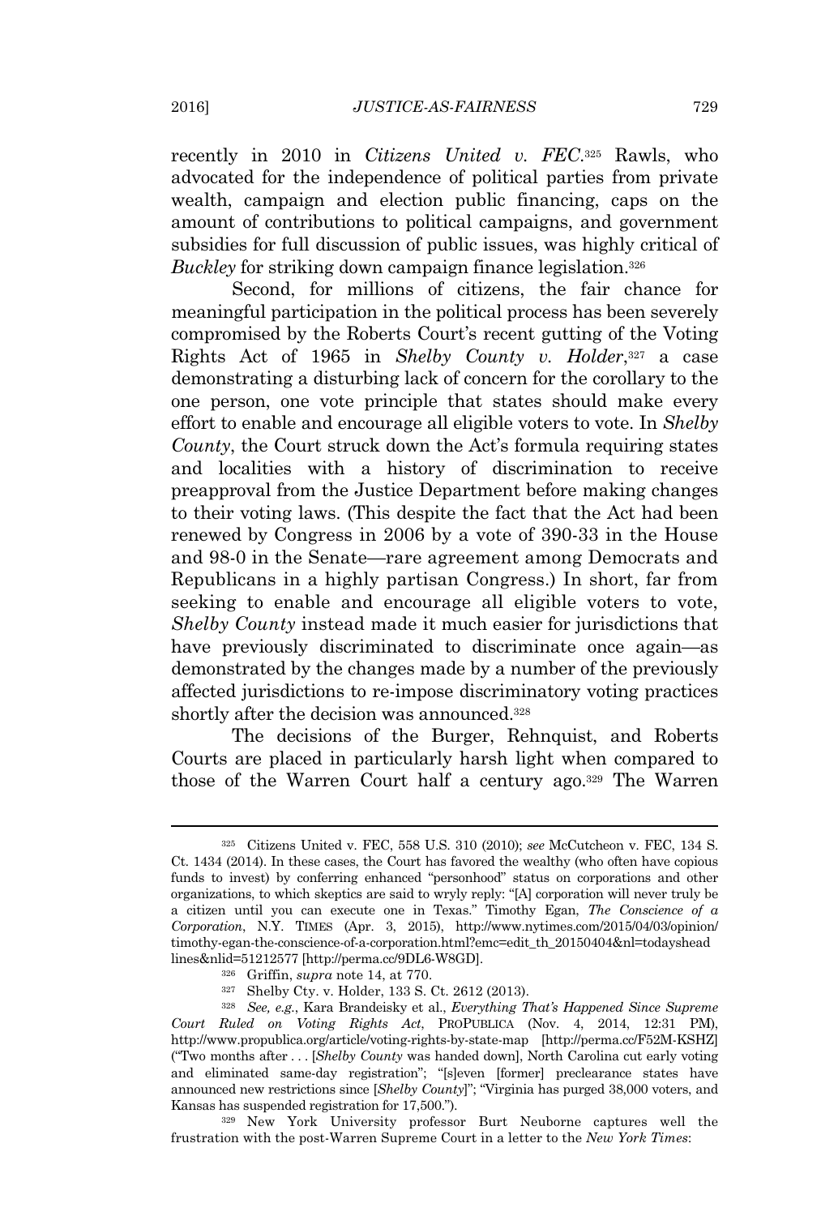recently in 2010 in *Citizens United v. FEC*.[325] Rawls, who advocated for the independence of political parties from private wealth, campaign and election public financing, caps on the amount of contributions to political campaigns, and government subsidies for full discussion of public issues, was highly critical of *Buckley* for striking down campaign finance legislation.[326]

Second, for millions of citizens, the fair chance for meaningful participation in the political process has been severely compromised by the Roberts Court's recent gutting of the Voting Rights Act of 1965 in *Shelby County v. Holder*,[327] a case demonstrating a disturbing lack of concern for the corollary to the one person, one vote principle that states should make every effort to enable and encourage all eligible voters to vote. In *Shelby County*, the Court struck down the Act's formula requiring states and localities with a history of discrimination to receive preapproval from the Justice Department before making changes to their voting laws. (This despite the fact that the Act had been renewed by Congress in 2006 by a vote of 390-33 in the House and 98-0 in the Senate—rare agreement among Democrats and Republicans in a highly partisan Congress.) In short, far from seeking to enable and encourage all eligible voters to vote, *Shelby County* instead made it much easier for jurisdictions that have previously discriminated to discriminate once again—as demonstrated by the changes made by a number of the previously affected jurisdictions to re-impose discriminatory voting practices shortly after the decision was announced.[328]

The decisions of the Burger, Rehnquist, and Roberts Courts are placed in particularly harsh light when compared to those of the Warren Court half a century ago.[329] The Warren

---

[325] Citizens United v. FEC, 558 U.S. 310 (2010); *see* McCutcheon v. FEC, 134 S. Ct. 1434 (2014). In these cases, the Court has favored the wealthy (who often have copious funds to invest) by conferring enhanced "personhood" status on corporations and other organizations, to which skeptics are said to wryly reply: "[A] corporation will never truly be a citizen until you can execute one in Texas." Timothy Egan, *The Conscience of a Corporation*, N.Y. TIMES (Apr. 3, 2015), http://www.nytimes.com/2015/04/03/opinion/timothy-egan-the-conscience-of-a-corporation.html?emc=edit_th_20150404&nl=todayshead lines&nlid=51212577 [http://perma.cc/9DL6-W8GD].

[326] Griffin, *supra* note 14, at 770.

[327] Shelby Cty. v. Holder, 133 S. Ct. 2612 (2013).

[328] *See, e.g.*, Kara Brandeisky et al., *Everything That's Happened Since Supreme Court Ruled on Voting Rights Act*, PROPUBLICA (Nov. 4, 2014, 12:31 PM), http://www.propublica.org/article/voting-rights-by-state-map [http://perma.cc/F52M-KSHZ] ("Two months after . . . [*Shelby County* was handed down], North Carolina cut early voting and eliminated same-day registration"; "[s]even [former] preclearance states have announced new restrictions since [*Shelby County*]"; "Virginia has purged 38,000 voters, and Kansas has suspended registration for 17,500.").

[329] New York University professor Burt Neuborne captures well the frustration with the post-Warren Supreme Court in a letter to the *New York Times*: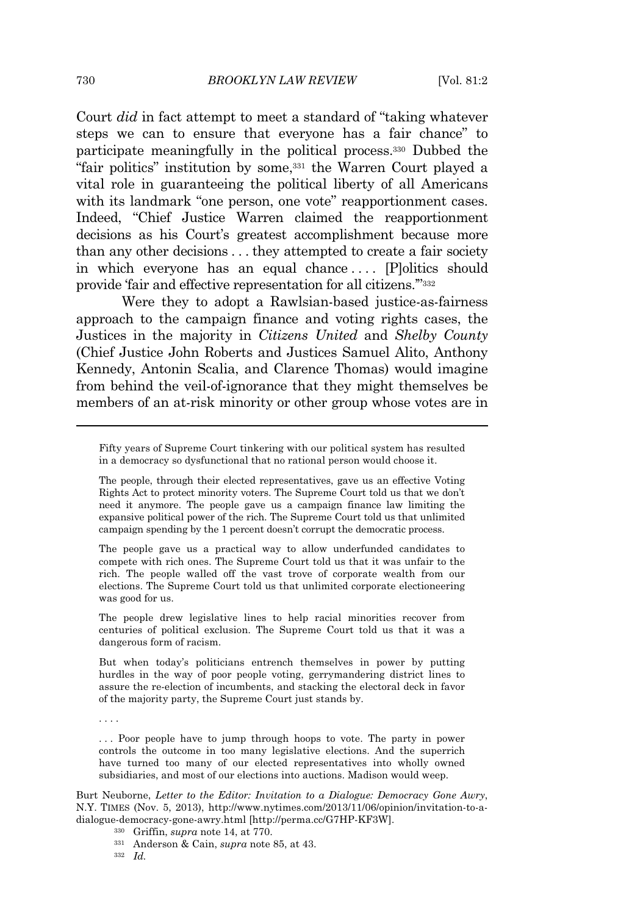Court *did* in fact attempt to meet a standard of "taking whatever steps we can to ensure that everyone has a fair chance" to participate meaningfully in the political process.[330] Dubbed the "fair politics" institution by some,[331] the Warren Court played a vital role in guaranteeing the political liberty of all Americans with its landmark "one person, one vote" reapportionment cases. Indeed, "Chief Justice Warren claimed the reapportionment decisions as his Court's greatest accomplishment because more than any other decisions . . . they attempted to create a fair society in which everyone has an equal chance . . . . [P]olitics should provide 'fair and effective representation for all citizens.'"[332]

Were they to adopt a Rawlsian-based justice-as-fairness approach to the campaign finance and voting rights cases, the Justices in the majority in *Citizens United* and *Shelby County* (Chief Justice John Roberts and Justices Samuel Alito, Anthony Kennedy, Antonin Scalia, and Clarence Thomas) would imagine from behind the veil-of-ignorance that they might themselves be members of an at-risk minority or other group whose votes are in

---

> Fifty years of Supreme Court tinkering with our political system has resulted in a democracy so dysfunctional that no rational person would choose it.
>
> The people, through their elected representatives, gave us an effective Voting Rights Act to protect minority voters. The Supreme Court told us that we don't need it anymore. The people gave us a campaign finance law limiting the expansive political power of the rich. The Supreme Court told us that unlimited campaign spending by the 1 percent doesn't corrupt the democratic process.
>
> The people gave us a practical way to allow underfunded candidates to compete with rich ones. The Supreme Court told us that it was unfair to the rich. The people walled off the vast trove of corporate wealth from our elections. The Supreme Court told us that unlimited corporate electioneering was good for us.
>
> The people drew legislative lines to help racial minorities recover from centuries of political exclusion. The Supreme Court told us that it was a dangerous form of racism.
>
> But when today's politicians entrench themselves in power by putting hurdles in the way of poor people voting, gerrymandering district lines to assure the re-election of incumbents, and stacking the electoral deck in favor of the majority party, the Supreme Court just stands by.
>
> . . . .
>
> . . . Poor people have to jump through hoops to vote. The party in power controls the outcome in too many legislative elections. And the superrich have turned too many of our elected representatives into wholly owned subsidiaries, and most of our elections into auctions. Madison would weep.

Burt Neuborne, *Letter to the Editor: Invitation to a Dialogue: Democracy Gone Awry*, N.Y. TIMES (Nov. 5, 2013), http://www.nytimes.com/2013/11/06/opinion/invitation-to-a-dialogue-democracy-gone-awry.html [http://perma.cc/G7HP-KF3W].

[330] Griffin, *supra* note 14, at 770.

[331] Anderson & Cain, *supra* note 85, at 43.

[332] *Id.*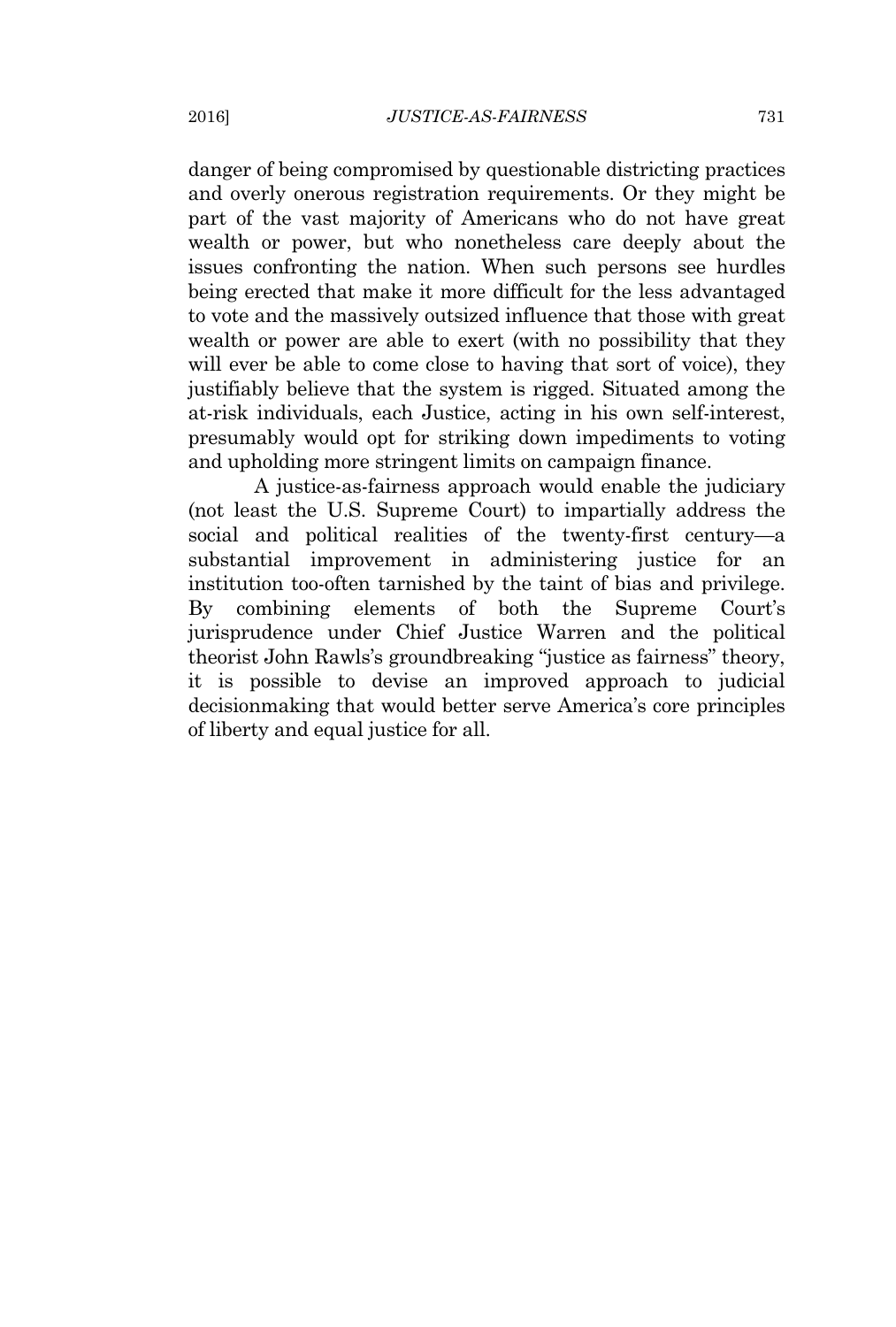danger of being compromised by questionable districting practices and overly onerous registration requirements. Or they might be part of the vast majority of Americans who do not have great wealth or power, but who nonetheless care deeply about the issues confronting the nation. When such persons see hurdles being erected that make it more difficult for the less advantaged to vote and the massively outsized influence that those with great wealth or power are able to exert (with no possibility that they will ever be able to come close to having that sort of voice), they justifiably believe that the system is rigged. Situated among the at-risk individuals, each Justice, acting in his own self-interest, presumably would opt for striking down impediments to voting and upholding more stringent limits on campaign finance.

A justice-as-fairness approach would enable the judiciary (not least the U.S. Supreme Court) to impartially address the social and political realities of the twenty-first century—a substantial improvement in administering justice for an institution too-often tarnished by the taint of bias and privilege. By combining elements of both the Supreme Court's jurisprudence under Chief Justice Warren and the political theorist John Rawls's groundbreaking "justice as fairness" theory, it is possible to devise an improved approach to judicial decisionmaking that would better serve America's core principles of liberty and equal justice for all.